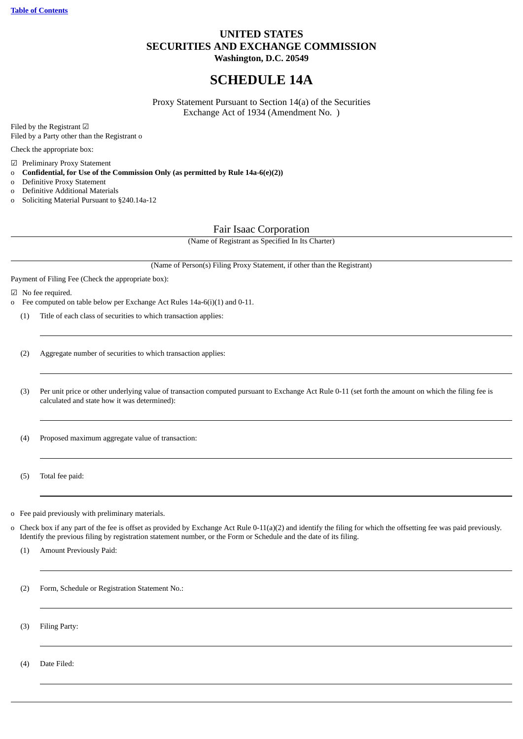[Table of Contents](#)

**UNITED STATES**
**SECURITIES AND EXCHANGE COMMISSION**
**Washington, D.C. 20549**

# SCHEDULE 14A

Proxy Statement Pursuant to Section 14(a) of the Securities Exchange Act of 1934 (Amendment No. )

Filed by the Registrant ☑
Filed by a Party other than the Registrant o

Check the appropriate box:

☑ Preliminary Proxy Statement
o **Confidential, for Use of the Commission Only (as permitted by Rule 14a-6(e)(2))**
o Definitive Proxy Statement
o Definitive Additional Materials
o Soliciting Material Pursuant to §240.14a-12

Fair Isaac Corporation

(Name of Registrant as Specified In Its Charter)

(Name of Person(s) Filing Proxy Statement, if other than the Registrant)

Payment of Filing Fee (Check the appropriate box):

☑ No fee required.
o Fee computed on table below per Exchange Act Rules 14a-6(i)(1) and 0-11.

(1) Title of each class of securities to which transaction applies:

(2) Aggregate number of securities to which transaction applies:

(3) Per unit price or other underlying value of transaction computed pursuant to Exchange Act Rule 0-11 (set forth the amount on which the filing fee is calculated and state how it was determined):

(4) Proposed maximum aggregate value of transaction:

(5) Total fee paid:

o Fee paid previously with preliminary materials.

o Check box if any part of the fee is offset as provided by Exchange Act Rule 0-11(a)(2) and identify the filing for which the offsetting fee was paid previously. Identify the previous filing by registration statement number, or the Form or Schedule and the date of its filing.

(1) Amount Previously Paid:

(2) Form, Schedule or Registration Statement No.:

(3) Filing Party:

(4) Date Filed: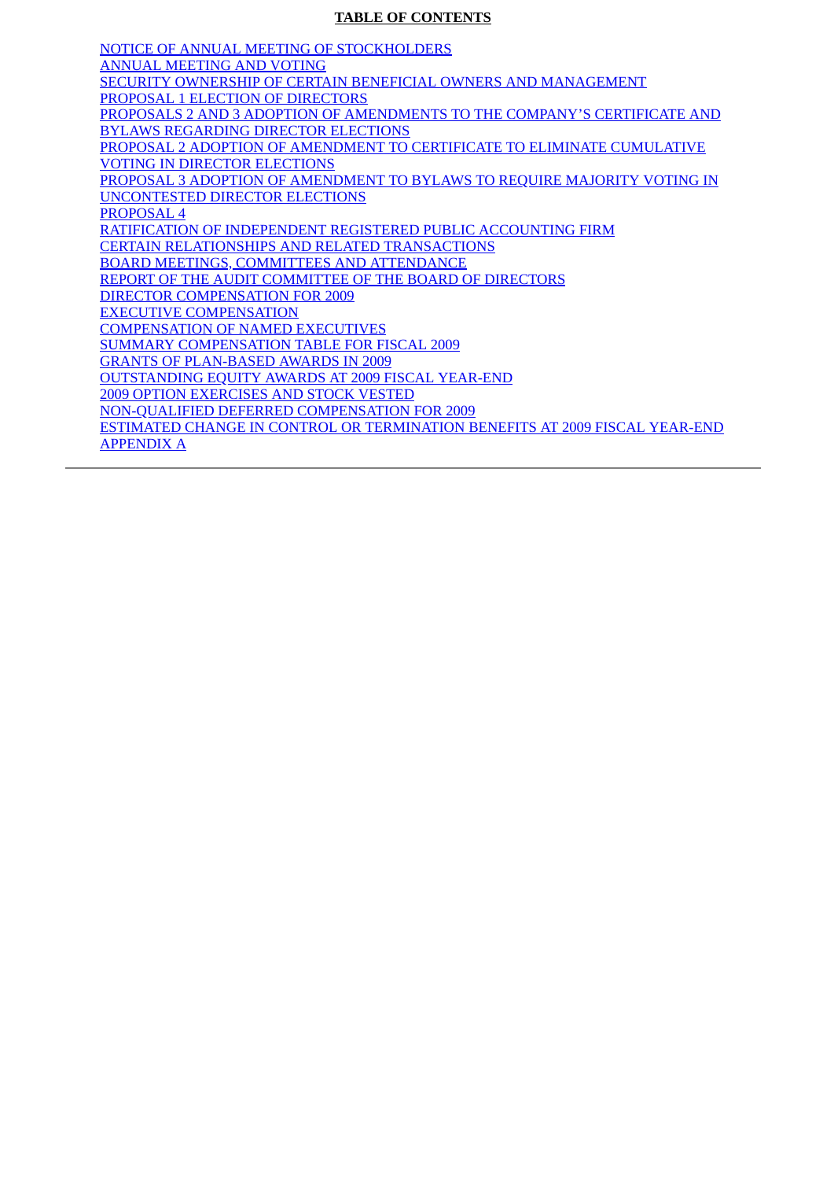**TABLE OF CONTENTS**

NOTICE OF ANNUAL MEETING OF STOCKHOLDERS
ANNUAL MEETING AND VOTING
SECURITY OWNERSHIP OF CERTAIN BENEFICIAL OWNERS AND MANAGEMENT
PROPOSAL 1 ELECTION OF DIRECTORS
PROPOSALS 2 AND 3 ADOPTION OF AMENDMENTS TO THE COMPANY'S CERTIFICATE AND BYLAWS REGARDING DIRECTOR ELECTIONS
PROPOSAL 2 ADOPTION OF AMENDMENT TO CERTIFICATE TO ELIMINATE CUMULATIVE VOTING IN DIRECTOR ELECTIONS
PROPOSAL 3 ADOPTION OF AMENDMENT TO BYLAWS TO REQUIRE MAJORITY VOTING IN UNCONTESTED DIRECTOR ELECTIONS
PROPOSAL 4
RATIFICATION OF INDEPENDENT REGISTERED PUBLIC ACCOUNTING FIRM
CERTAIN RELATIONSHIPS AND RELATED TRANSACTIONS
BOARD MEETINGS, COMMITTEES AND ATTENDANCE
REPORT OF THE AUDIT COMMITTEE OF THE BOARD OF DIRECTORS
DIRECTOR COMPENSATION FOR 2009
EXECUTIVE COMPENSATION
COMPENSATION OF NAMED EXECUTIVES
SUMMARY COMPENSATION TABLE FOR FISCAL 2009
GRANTS OF PLAN-BASED AWARDS IN 2009
OUTSTANDING EQUITY AWARDS AT 2009 FISCAL YEAR-END
2009 OPTION EXERCISES AND STOCK VESTED
NON-QUALIFIED DEFERRED COMPENSATION FOR 2009
ESTIMATED CHANGE IN CONTROL OR TERMINATION BENEFITS AT 2009 FISCAL YEAR-END
APPENDIX A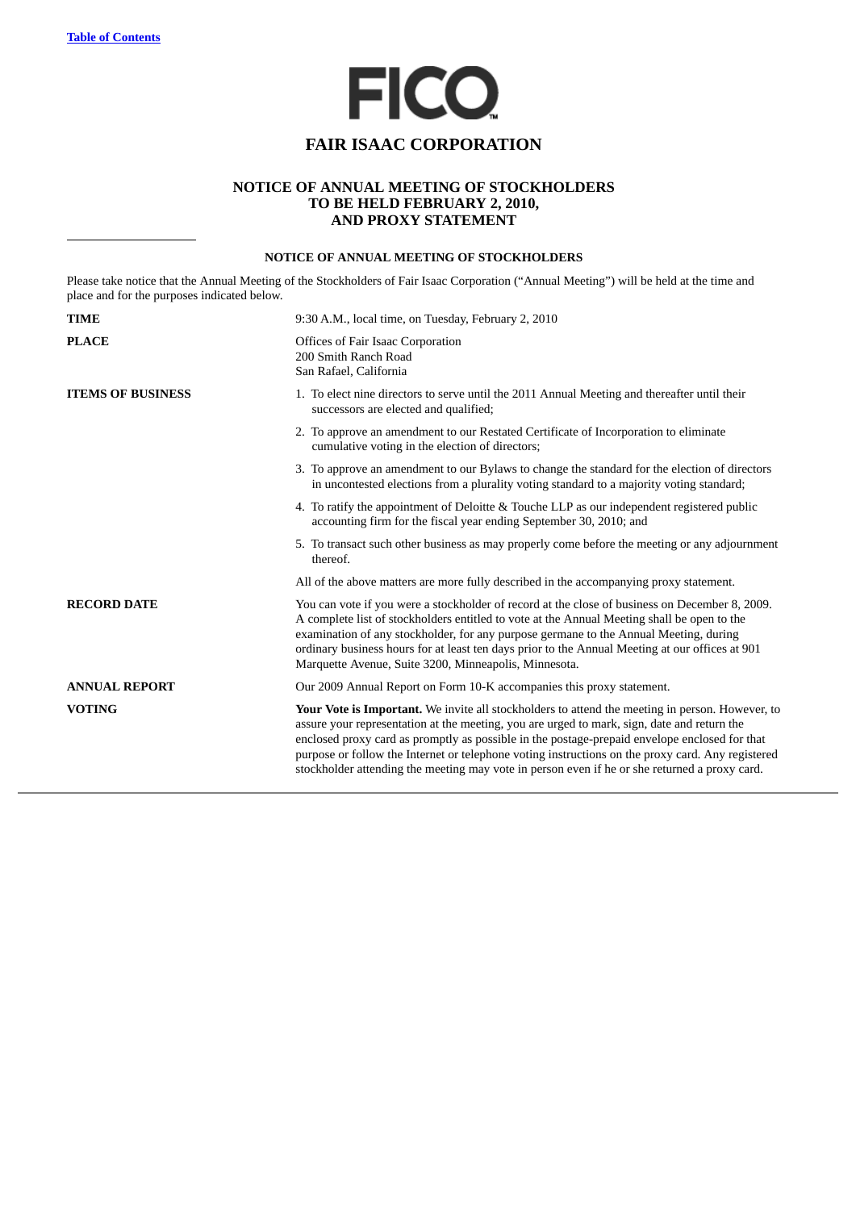# FAIR ISAAC CORPORATION

## NOTICE OF ANNUAL MEETING OF STOCKHOLDERS TO BE HELD FEBRUARY 2, 2010, AND PROXY STATEMENT

### NOTICE OF ANNUAL MEETING OF STOCKHOLDERS

Please take notice that the Annual Meeting of the Stockholders of Fair Isaac Corporation ("Annual Meeting") will be held at the time and place and for the purposes indicated below.

**TIME**

9:30 A.M., local time, on Tuesday, February 2, 2010

**PLACE**

Offices of Fair Isaac Corporation
200 Smith Ranch Road
San Rafael, California

**ITEMS OF BUSINESS**

1. To elect nine directors to serve until the 2011 Annual Meeting and thereafter until their successors are elected and qualified;
2. To approve an amendment to our Restated Certificate of Incorporation to eliminate cumulative voting in the election of directors;
3. To approve an amendment to our Bylaws to change the standard for the election of directors in uncontested elections from a plurality voting standard to a majority voting standard;
4. To ratify the appointment of Deloitte & Touche LLP as our independent registered public accounting firm for the fiscal year ending September 30, 2010; and
5. To transact such other business as may properly come before the meeting or any adjournment thereof.

All of the above matters are more fully described in the accompanying proxy statement.

**RECORD DATE**

You can vote if you were a stockholder of record at the close of business on December 8, 2009. A complete list of stockholders entitled to vote at the Annual Meeting shall be open to the examination of any stockholder, for any purpose germane to the Annual Meeting, during ordinary business hours for at least ten days prior to the Annual Meeting at our offices at 901 Marquette Avenue, Suite 3200, Minneapolis, Minnesota.

**ANNUAL REPORT**

Our 2009 Annual Report on Form 10-K accompanies this proxy statement.

**VOTING**

**Your Vote is Important.** We invite all stockholders to attend the meeting in person. However, to assure your representation at the meeting, you are urged to mark, sign, date and return the enclosed proxy card as promptly as possible in the postage-prepaid envelope enclosed for that purpose or follow the Internet or telephone voting instructions on the proxy card. Any registered stockholder attending the meeting may vote in person even if he or she returned a proxy card.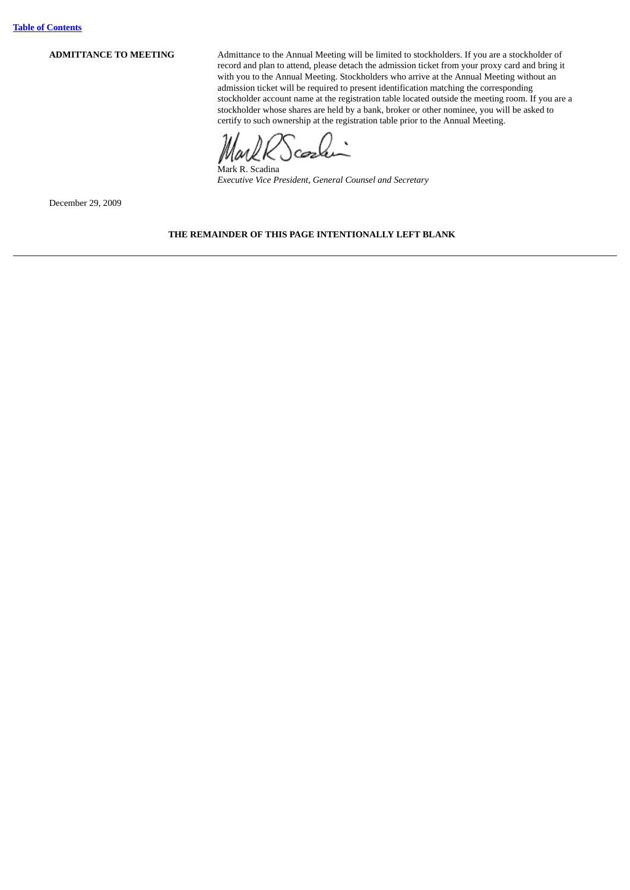**ADMITTANCE TO MEETING**

Admittance to the Annual Meeting will be limited to stockholders. If you are a stockholder of record and plan to attend, please detach the admission ticket from your proxy card and bring it with you to the Annual Meeting. Stockholders who arrive at the Annual Meeting without an admission ticket will be required to present identification matching the corresponding stockholder account name at the registration table located outside the meeting room. If you are a stockholder whose shares are held by a bank, broker or other nominee, you will be asked to certify to such ownership at the registration table prior to the Annual Meeting.

Mark R. Scadina
*Executive Vice President, General Counsel and Secretary*

December 29, 2009

**THE REMAINDER OF THIS PAGE INTENTIONALLY LEFT BLANK**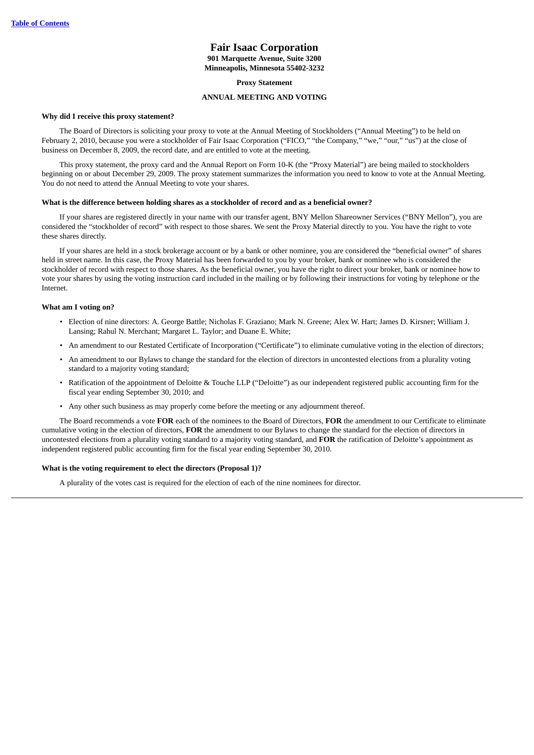# Fair Isaac Corporation

**901 Marquette Avenue, Suite 3200**
**Minneapolis, Minnesota 55402-3232**

**Proxy Statement**

**ANNUAL MEETING AND VOTING**

**Why did I receive this proxy statement?**

The Board of Directors is soliciting your proxy to vote at the Annual Meeting of Stockholders ("Annual Meeting") to be held on February 2, 2010, because you were a stockholder of Fair Isaac Corporation ("FICO," "the Company," "we," "our," "us") at the close of business on December 8, 2009, the record date, and are entitled to vote at the meeting.

This proxy statement, the proxy card and the Annual Report on Form 10-K (the "Proxy Material") are being mailed to stockholders beginning on or about December 29, 2009. The proxy statement summarizes the information you need to know to vote at the Annual Meeting. You do not need to attend the Annual Meeting to vote your shares.

**What is the difference between holding shares as a stockholder of record and as a beneficial owner?**

If your shares are registered directly in your name with our transfer agent, BNY Mellon Shareowner Services ("BNY Mellon"), you are considered the "stockholder of record" with respect to those shares. We sent the Proxy Material directly to you. You have the right to vote these shares directly.

If your shares are held in a stock brokerage account or by a bank or other nominee, you are considered the "beneficial owner" of shares held in street name. In this case, the Proxy Material has been forwarded to you by your broker, bank or nominee who is considered the stockholder of record with respect to those shares. As the beneficial owner, you have the right to direct your broker, bank or nominee how to vote your shares by using the voting instruction card included in the mailing or by following their instructions for voting by telephone or the Internet.

**What am I voting on?**

- Election of nine directors: A. George Battle; Nicholas F. Graziano; Mark N. Greene; Alex W. Hart; James D. Kirsner; William J. Lansing; Rahul N. Merchant; Margaret L. Taylor; and Duane E. White;
- An amendment to our Restated Certificate of Incorporation ("Certificate") to eliminate cumulative voting in the election of directors;
- An amendment to our Bylaws to change the standard for the election of directors in uncontested elections from a plurality voting standard to a majority voting standard;
- Ratification of the appointment of Deloitte & Touche LLP ("Deloitte") as our independent registered public accounting firm for the fiscal year ending September 30, 2010; and
- Any other such business as may properly come before the meeting or any adjournment thereof.

The Board recommends a vote **FOR** each of the nominees to the Board of Directors, **FOR** the amendment to our Certificate to eliminate cumulative voting in the election of directors, **FOR** the amendment to our Bylaws to change the standard for the election of directors in uncontested elections from a plurality voting standard to a majority voting standard, and **FOR** the ratification of Deloitte's appointment as independent registered public accounting firm for the fiscal year ending September 30, 2010.

**What is the voting requirement to elect the directors (Proposal 1)?**

A plurality of the votes cast is required for the election of each of the nine nominees for director.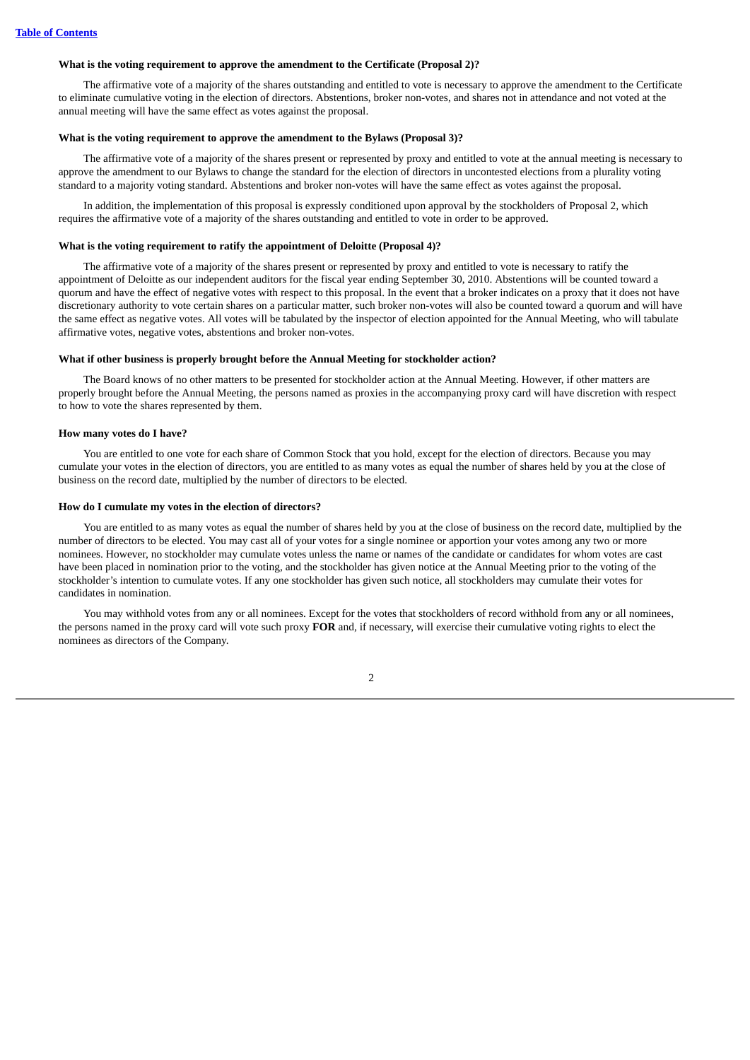**What is the voting requirement to approve the amendment to the Certificate (Proposal 2)?**

The affirmative vote of a majority of the shares outstanding and entitled to vote is necessary to approve the amendment to the Certificate to eliminate cumulative voting in the election of directors. Abstentions, broker non-votes, and shares not in attendance and not voted at the annual meeting will have the same effect as votes against the proposal.

**What is the voting requirement to approve the amendment to the Bylaws (Proposal 3)?**

The affirmative vote of a majority of the shares present or represented by proxy and entitled to vote at the annual meeting is necessary to approve the amendment to our Bylaws to change the standard for the election of directors in uncontested elections from a plurality voting standard to a majority voting standard. Abstentions and broker non-votes will have the same effect as votes against the proposal.

In addition, the implementation of this proposal is expressly conditioned upon approval by the stockholders of Proposal 2, which requires the affirmative vote of a majority of the shares outstanding and entitled to vote in order to be approved.

**What is the voting requirement to ratify the appointment of Deloitte (Proposal 4)?**

The affirmative vote of a majority of the shares present or represented by proxy and entitled to vote is necessary to ratify the appointment of Deloitte as our independent auditors for the fiscal year ending September 30, 2010. Abstentions will be counted toward a quorum and have the effect of negative votes with respect to this proposal. In the event that a broker indicates on a proxy that it does not have discretionary authority to vote certain shares on a particular matter, such broker non-votes will also be counted toward a quorum and will have the same effect as negative votes. All votes will be tabulated by the inspector of election appointed for the Annual Meeting, who will tabulate affirmative votes, negative votes, abstentions and broker non-votes.

**What if other business is properly brought before the Annual Meeting for stockholder action?**

The Board knows of no other matters to be presented for stockholder action at the Annual Meeting. However, if other matters are properly brought before the Annual Meeting, the persons named as proxies in the accompanying proxy card will have discretion with respect to how to vote the shares represented by them.

**How many votes do I have?**

You are entitled to one vote for each share of Common Stock that you hold, except for the election of directors. Because you may cumulate your votes in the election of directors, you are entitled to as many votes as equal the number of shares held by you at the close of business on the record date, multiplied by the number of directors to be elected.

**How do I cumulate my votes in the election of directors?**

You are entitled to as many votes as equal the number of shares held by you at the close of business on the record date, multiplied by the number of directors to be elected. You may cast all of your votes for a single nominee or apportion your votes among any two or more nominees. However, no stockholder may cumulate votes unless the name or names of the candidate or candidates for whom votes are cast have been placed in nomination prior to the voting, and the stockholder has given notice at the Annual Meeting prior to the voting of the stockholder's intention to cumulate votes. If any one stockholder has given such notice, all stockholders may cumulate their votes for candidates in nomination.

You may withhold votes from any or all nominees. Except for the votes that stockholders of record withhold from any or all nominees, the persons named in the proxy card will vote such proxy **FOR** and, if necessary, will exercise their cumulative voting rights to elect the nominees as directors of the Company.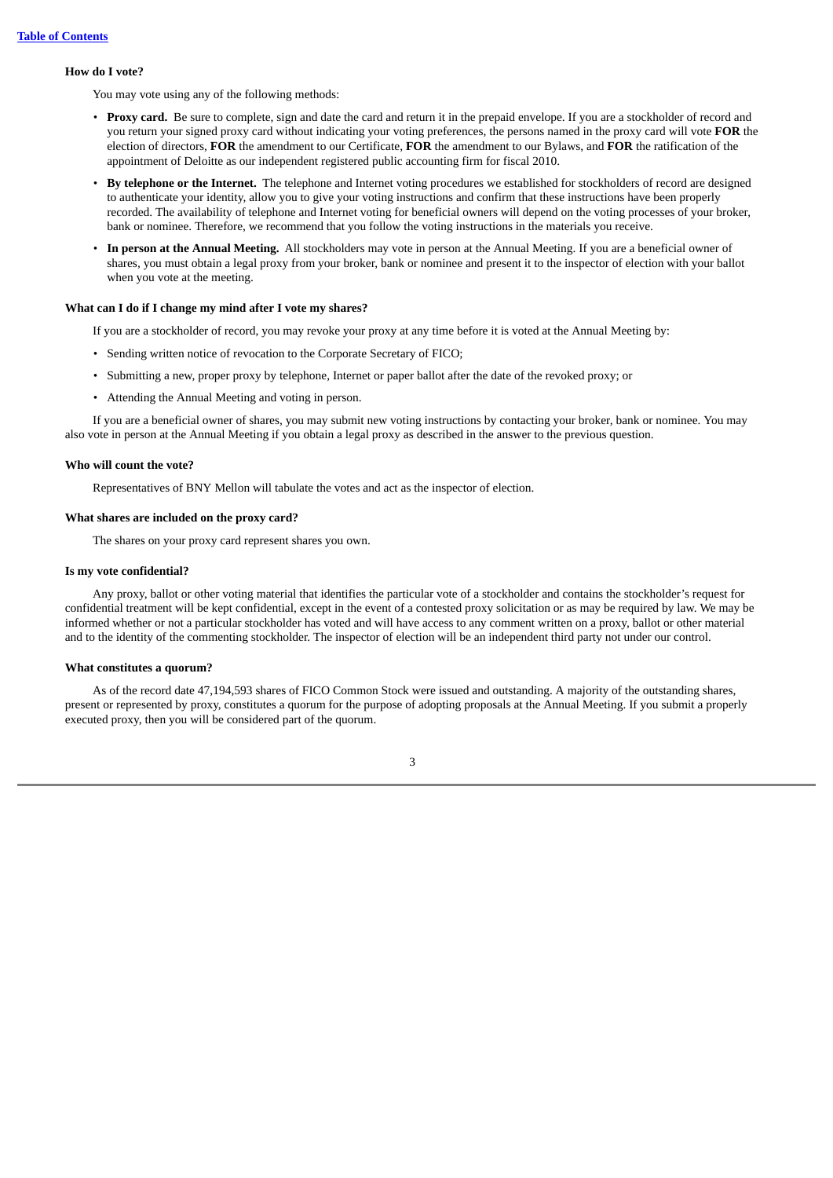**How do I vote?**

You may vote using any of the following methods:

- **Proxy card.** Be sure to complete, sign and date the card and return it in the prepaid envelope. If you are a stockholder of record and you return your signed proxy card without indicating your voting preferences, the persons named in the proxy card will vote **FOR** the election of directors, **FOR** the amendment to our Certificate, **FOR** the amendment to our Bylaws, and **FOR** the ratification of the appointment of Deloitte as our independent registered public accounting firm for fiscal 2010.
- **By telephone or the Internet.** The telephone and Internet voting procedures we established for stockholders of record are designed to authenticate your identity, allow you to give your voting instructions and confirm that these instructions have been properly recorded. The availability of telephone and Internet voting for beneficial owners will depend on the voting processes of your broker, bank or nominee. Therefore, we recommend that you follow the voting instructions in the materials you receive.
- **In person at the Annual Meeting.** All stockholders may vote in person at the Annual Meeting. If you are a beneficial owner of shares, you must obtain a legal proxy from your broker, bank or nominee and present it to the inspector of election with your ballot when you vote at the meeting.

**What can I do if I change my mind after I vote my shares?**

If you are a stockholder of record, you may revoke your proxy at any time before it is voted at the Annual Meeting by:

- Sending written notice of revocation to the Corporate Secretary of FICO;
- Submitting a new, proper proxy by telephone, Internet or paper ballot after the date of the revoked proxy; or
- Attending the Annual Meeting and voting in person.

If you are a beneficial owner of shares, you may submit new voting instructions by contacting your broker, bank or nominee. You may also vote in person at the Annual Meeting if you obtain a legal proxy as described in the answer to the previous question.

**Who will count the vote?**

Representatives of BNY Mellon will tabulate the votes and act as the inspector of election.

**What shares are included on the proxy card?**

The shares on your proxy card represent shares you own.

**Is my vote confidential?**

Any proxy, ballot or other voting material that identifies the particular vote of a stockholder and contains the stockholder's request for confidential treatment will be kept confidential, except in the event of a contested proxy solicitation or as may be required by law. We may be informed whether or not a particular stockholder has voted and will have access to any comment written on a proxy, ballot or other material and to the identity of the commenting stockholder. The inspector of election will be an independent third party not under our control.

**What constitutes a quorum?**

As of the record date 47,194,593 shares of FICO Common Stock were issued and outstanding. A majority of the outstanding shares, present or represented by proxy, constitutes a quorum for the purpose of adopting proposals at the Annual Meeting. If you submit a properly executed proxy, then you will be considered part of the quorum.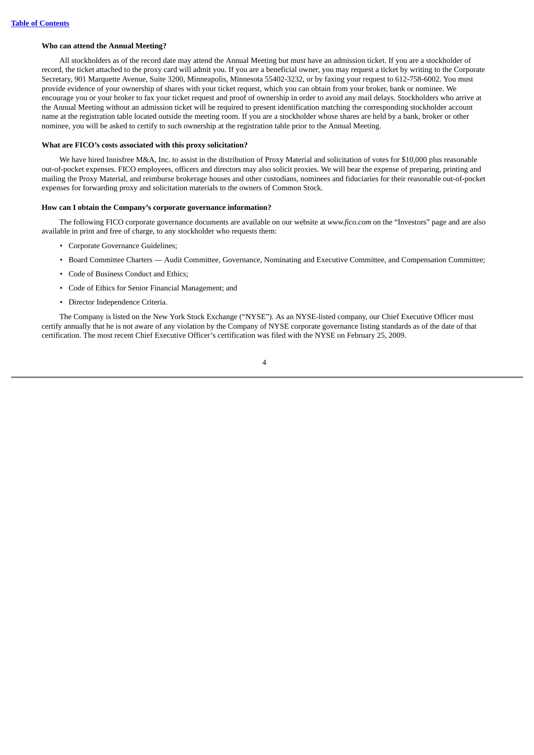**Who can attend the Annual Meeting?**

All stockholders as of the record date may attend the Annual Meeting but must have an admission ticket. If you are a stockholder of record, the ticket attached to the proxy card will admit you. If you are a beneficial owner, you may request a ticket by writing to the Corporate Secretary, 901 Marquette Avenue, Suite 3200, Minneapolis, Minnesota 55402-3232, or by faxing your request to 612-758-6002. You must provide evidence of your ownership of shares with your ticket request, which you can obtain from your broker, bank or nominee. We encourage you or your broker to fax your ticket request and proof of ownership in order to avoid any mail delays. Stockholders who arrive at the Annual Meeting without an admission ticket will be required to present identification matching the corresponding stockholder account name at the registration table located outside the meeting room. If you are a stockholder whose shares are held by a bank, broker or other nominee, you will be asked to certify to such ownership at the registration table prior to the Annual Meeting.

**What are FICO's costs associated with this proxy solicitation?**

We have hired Innisfree M&A, Inc. to assist in the distribution of Proxy Material and solicitation of votes for $10,000 plus reasonable out-of-pocket expenses. FICO employees, officers and directors may also solicit proxies. We will bear the expense of preparing, printing and mailing the Proxy Material, and reimburse brokerage houses and other custodians, nominees and fiduciaries for their reasonable out-of-pocket expenses for forwarding proxy and solicitation materials to the owners of Common Stock.

**How can I obtain the Company's corporate governance information?**

The following FICO corporate governance documents are available on our website at *www.fico.com* on the "Investors" page and are also available in print and free of charge, to any stockholder who requests them:

- Corporate Governance Guidelines;
- Board Committee Charters — Audit Committee, Governance, Nominating and Executive Committee, and Compensation Committee;
- Code of Business Conduct and Ethics;
- Code of Ethics for Senior Financial Management; and
- Director Independence Criteria.

The Company is listed on the New York Stock Exchange ("NYSE"). As an NYSE-listed company, our Chief Executive Officer must certify annually that he is not aware of any violation by the Company of NYSE corporate governance listing standards as of the date of that certification. The most recent Chief Executive Officer's certification was filed with the NYSE on February 25, 2009.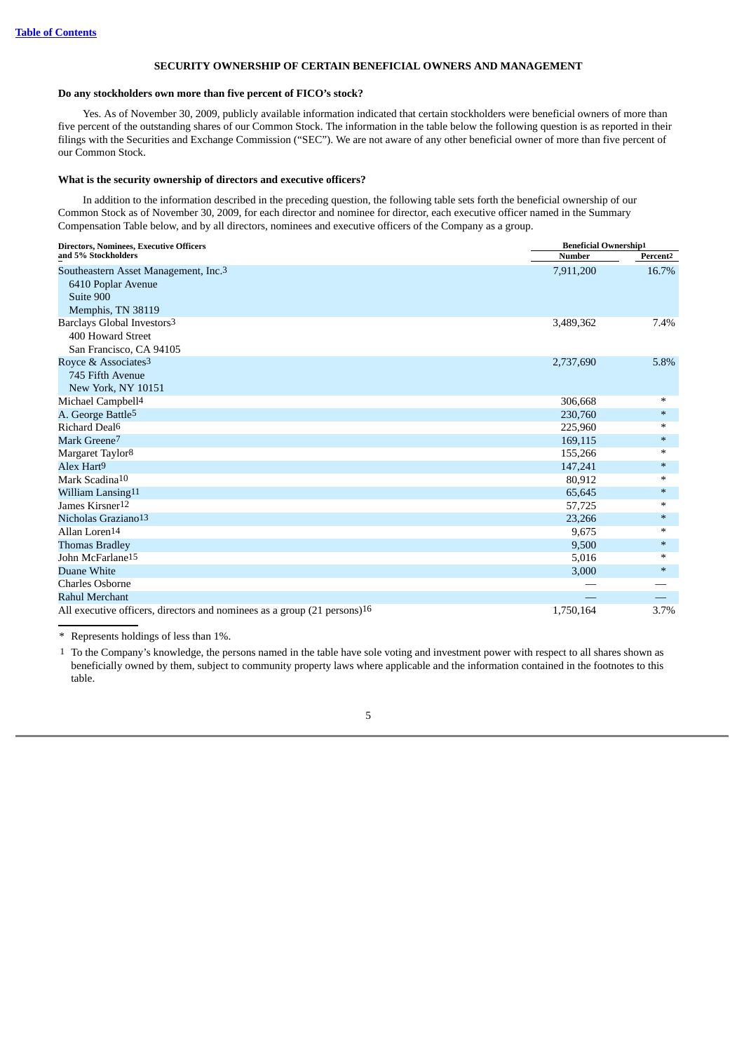[Table of Contents](#)

## SECURITY OWNERSHIP OF CERTAIN BENEFICIAL OWNERS AND MANAGEMENT

### Do any stockholders own more than five percent of FICO's stock?

Yes. As of November 30, 2009, publicly available information indicated that certain stockholders were beneficial owners of more than five percent of the outstanding shares of our Common Stock. The information in the table below the following question is as reported in their filings with the Securities and Exchange Commission ("SEC"). We are not aware of any other beneficial owner of more than five percent of our Common Stock.

### What is the security ownership of directors and executive officers?

In addition to the information described in the preceding question, the following table sets forth the beneficial ownership of our Common Stock as of November 30, 2009, for each director and nominee for director, each executive officer named in the Summary Compensation Table below, and by all directors, nominees and executive officers of the Company as a group.

| Directors, Nominees, Executive Officers and 5% Stockholders | Beneficial Ownership[1] | |
|---|---|---|
| | Number | Percent[2] |
| Southeastern Asset Management, Inc.[3]<br>6410 Poplar Avenue<br>Suite 900<br>Memphis, TN 38119 | 7,911,200 | 16.7% |
| Barclays Global Investors[3]<br>400 Howard Street<br>San Francisco, CA 94105 | 3,489,362 | 7.4% |
| Royce & Associates[3]<br>745 Fifth Avenue<br>New York, NY 10151 | 2,737,690 | 5.8% |
| Michael Campbell[4] | 306,668 | * |
| A. George Battle[5] | 230,760 | * |
| Richard Deal[6] | 225,960 | * |
| Mark Greene[7] | 169,115 | * |
| Margaret Taylor[8] | 155,266 | * |
| Alex Hart[9] | 147,241 | * |
| Mark Scadina[10] | 80,912 | * |
| William Lansing[11] | 65,645 | * |
| James Kirsner[12] | 57,725 | * |
| Nicholas Graziano[13] | 23,266 | * |
| Allan Loren[14] | 9,675 | * |
| Thomas Bradley | 9,500 | * |
| John McFarlane[15] | 5,016 | * |
| Duane White | 3,000 | * |
| Charles Osborne | — | — |
| Rahul Merchant | — | — |
| All executive officers, directors and nominees as a group (21 persons)[16] | 1,750,164 | 3.7% |

\* Represents holdings of less than 1%.

[1] To the Company's knowledge, the persons named in the table have sole voting and investment power with respect to all shares shown as beneficially owned by them, subject to community property laws where applicable and the information contained in the footnotes to this table.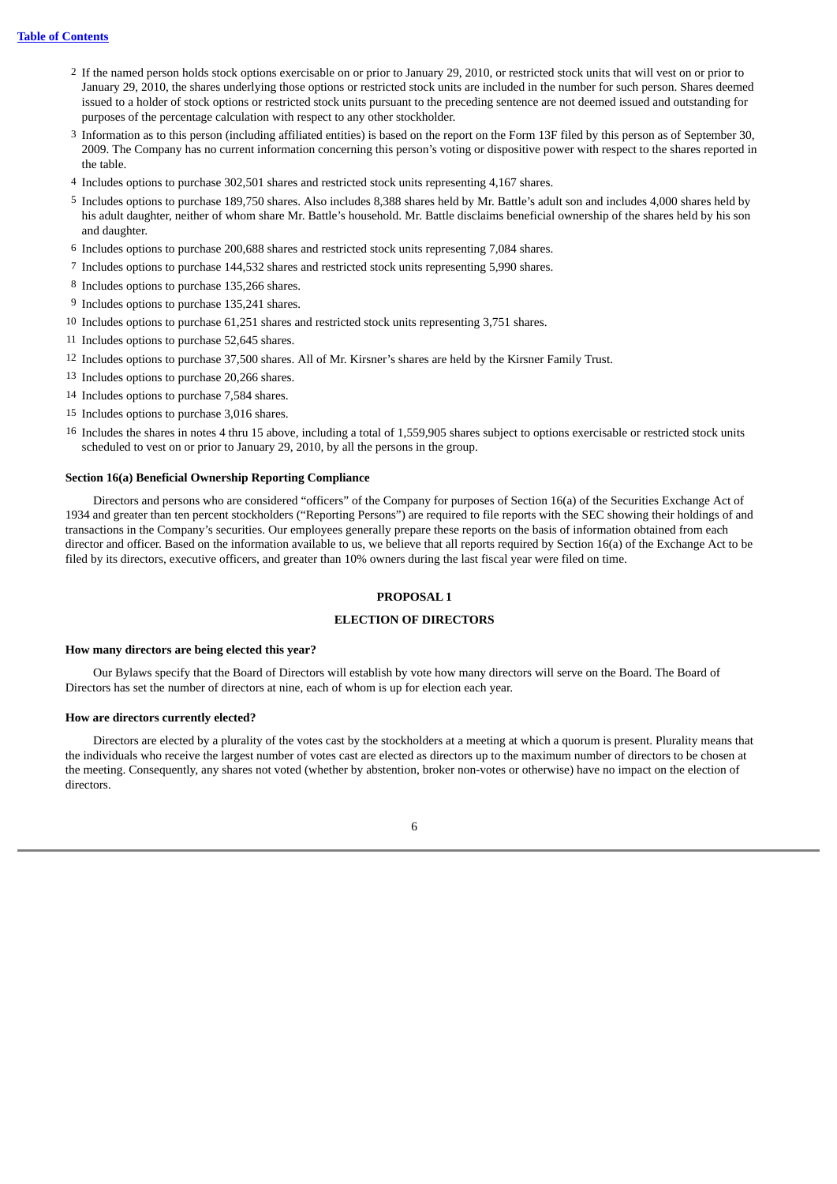2 If the named person holds stock options exercisable on or prior to January 29, 2010, or restricted stock units that will vest on or prior to January 29, 2010, the shares underlying those options or restricted stock units are included in the number for such person. Shares deemed issued to a holder of stock options or restricted stock units pursuant to the preceding sentence are not deemed issued and outstanding for purposes of the percentage calculation with respect to any other stockholder.

3 Information as to this person (including affiliated entities) is based on the report on the Form 13F filed by this person as of September 30, 2009. The Company has no current information concerning this person's voting or dispositive power with respect to the shares reported in the table.

4 Includes options to purchase 302,501 shares and restricted stock units representing 4,167 shares.

5 Includes options to purchase 189,750 shares. Also includes 8,388 shares held by Mr. Battle's adult son and includes 4,000 shares held by his adult daughter, neither of whom share Mr. Battle's household. Mr. Battle disclaims beneficial ownership of the shares held by his son and daughter.

6 Includes options to purchase 200,688 shares and restricted stock units representing 7,084 shares.

7 Includes options to purchase 144,532 shares and restricted stock units representing 5,990 shares.

8 Includes options to purchase 135,266 shares.

9 Includes options to purchase 135,241 shares.

10 Includes options to purchase 61,251 shares and restricted stock units representing 3,751 shares.

11 Includes options to purchase 52,645 shares.

12 Includes options to purchase 37,500 shares. All of Mr. Kirsner's shares are held by the Kirsner Family Trust.

13 Includes options to purchase 20,266 shares.

14 Includes options to purchase 7,584 shares.

15 Includes options to purchase 3,016 shares.

16 Includes the shares in notes 4 thru 15 above, including a total of 1,559,905 shares subject to options exercisable or restricted stock units scheduled to vest on or prior to January 29, 2010, by all the persons in the group.

**Section 16(a) Beneficial Ownership Reporting Compliance**

Directors and persons who are considered "officers" of the Company for purposes of Section 16(a) of the Securities Exchange Act of 1934 and greater than ten percent stockholders ("Reporting Persons") are required to file reports with the SEC showing their holdings of and transactions in the Company's securities. Our employees generally prepare these reports on the basis of information obtained from each director and officer. Based on the information available to us, we believe that all reports required by Section 16(a) of the Exchange Act to be filed by its directors, executive officers, and greater than 10% owners during the last fiscal year were filed on time.

## PROPOSAL 1

## ELECTION OF DIRECTORS

**How many directors are being elected this year?**

Our Bylaws specify that the Board of Directors will establish by vote how many directors will serve on the Board. The Board of Directors has set the number of directors at nine, each of whom is up for election each year.

**How are directors currently elected?**

Directors are elected by a plurality of the votes cast by the stockholders at a meeting at which a quorum is present. Plurality means that the individuals who receive the largest number of votes cast are elected as directors up to the maximum number of directors to be chosen at the meeting. Consequently, any shares not voted (whether by abstention, broker non-votes or otherwise) have no impact on the election of directors.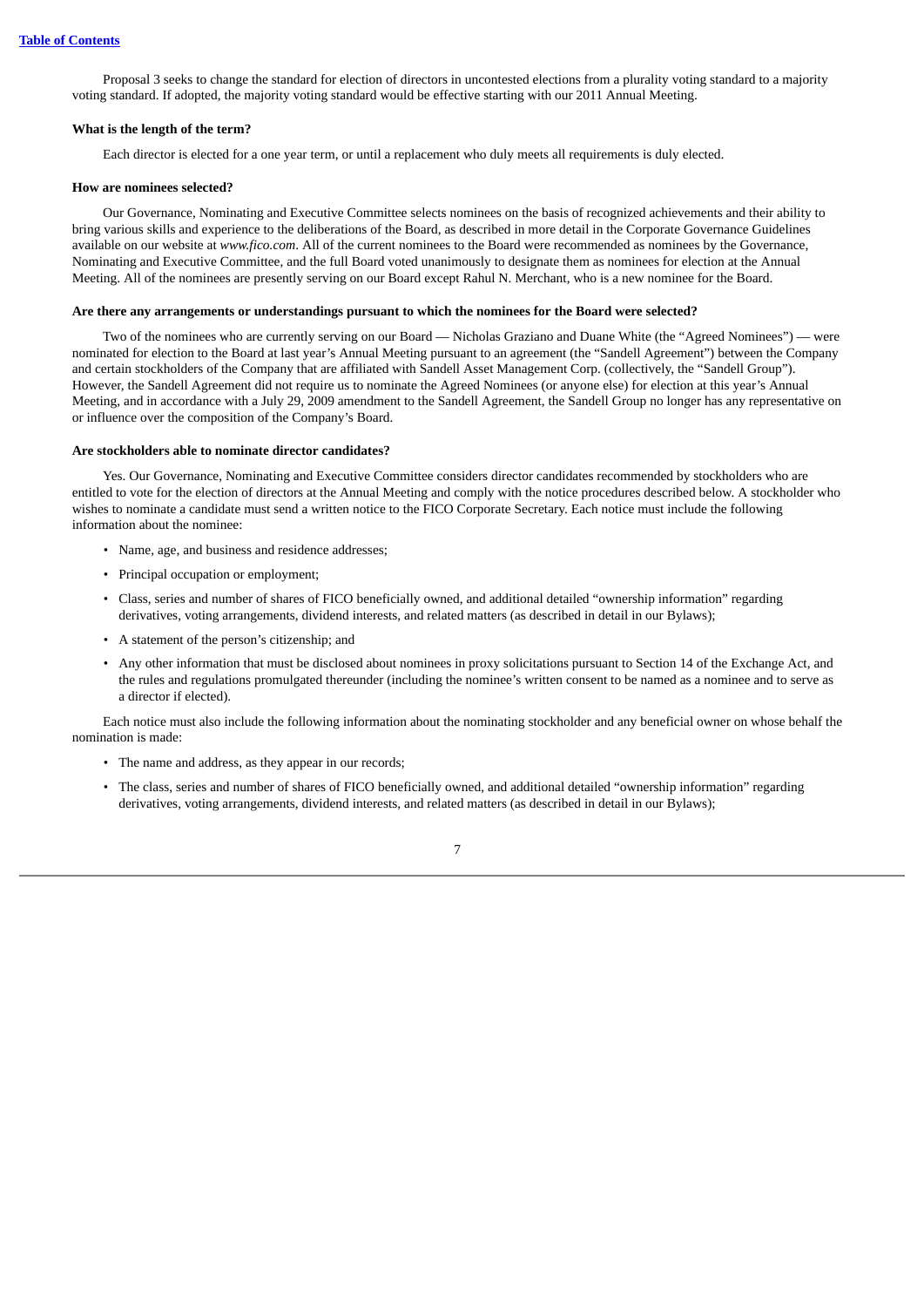Proposal 3 seeks to change the standard for election of directors in uncontested elections from a plurality voting standard to a majority voting standard. If adopted, the majority voting standard would be effective starting with our 2011 Annual Meeting.

**What is the length of the term?**

Each director is elected for a one year term, or until a replacement who duly meets all requirements is duly elected.

**How are nominees selected?**

Our Governance, Nominating and Executive Committee selects nominees on the basis of recognized achievements and their ability to bring various skills and experience to the deliberations of the Board, as described in more detail in the Corporate Governance Guidelines available on our website at *www.fico.com*. All of the current nominees to the Board were recommended as nominees by the Governance, Nominating and Executive Committee, and the full Board voted unanimously to designate them as nominees for election at the Annual Meeting. All of the nominees are presently serving on our Board except Rahul N. Merchant, who is a new nominee for the Board.

**Are there any arrangements or understandings pursuant to which the nominees for the Board were selected?**

Two of the nominees who are currently serving on our Board — Nicholas Graziano and Duane White (the "Agreed Nominees") — were nominated for election to the Board at last year's Annual Meeting pursuant to an agreement (the "Sandell Agreement") between the Company and certain stockholders of the Company that are affiliated with Sandell Asset Management Corp. (collectively, the "Sandell Group"). However, the Sandell Agreement did not require us to nominate the Agreed Nominees (or anyone else) for election at this year's Annual Meeting, and in accordance with a July 29, 2009 amendment to the Sandell Agreement, the Sandell Group no longer has any representative on or influence over the composition of the Company's Board.

**Are stockholders able to nominate director candidates?**

Yes. Our Governance, Nominating and Executive Committee considers director candidates recommended by stockholders who are entitled to vote for the election of directors at the Annual Meeting and comply with the notice procedures described below. A stockholder who wishes to nominate a candidate must send a written notice to the FICO Corporate Secretary. Each notice must include the following information about the nominee:

- Name, age, and business and residence addresses;
- Principal occupation or employment;
- Class, series and number of shares of FICO beneficially owned, and additional detailed "ownership information" regarding derivatives, voting arrangements, dividend interests, and related matters (as described in detail in our Bylaws);
- A statement of the person's citizenship; and
- Any other information that must be disclosed about nominees in proxy solicitations pursuant to Section 14 of the Exchange Act, and the rules and regulations promulgated thereunder (including the nominee's written consent to be named as a nominee and to serve as a director if elected).

Each notice must also include the following information about the nominating stockholder and any beneficial owner on whose behalf the nomination is made:

- The name and address, as they appear in our records;
- The class, series and number of shares of FICO beneficially owned, and additional detailed "ownership information" regarding derivatives, voting arrangements, dividend interests, and related matters (as described in detail in our Bylaws);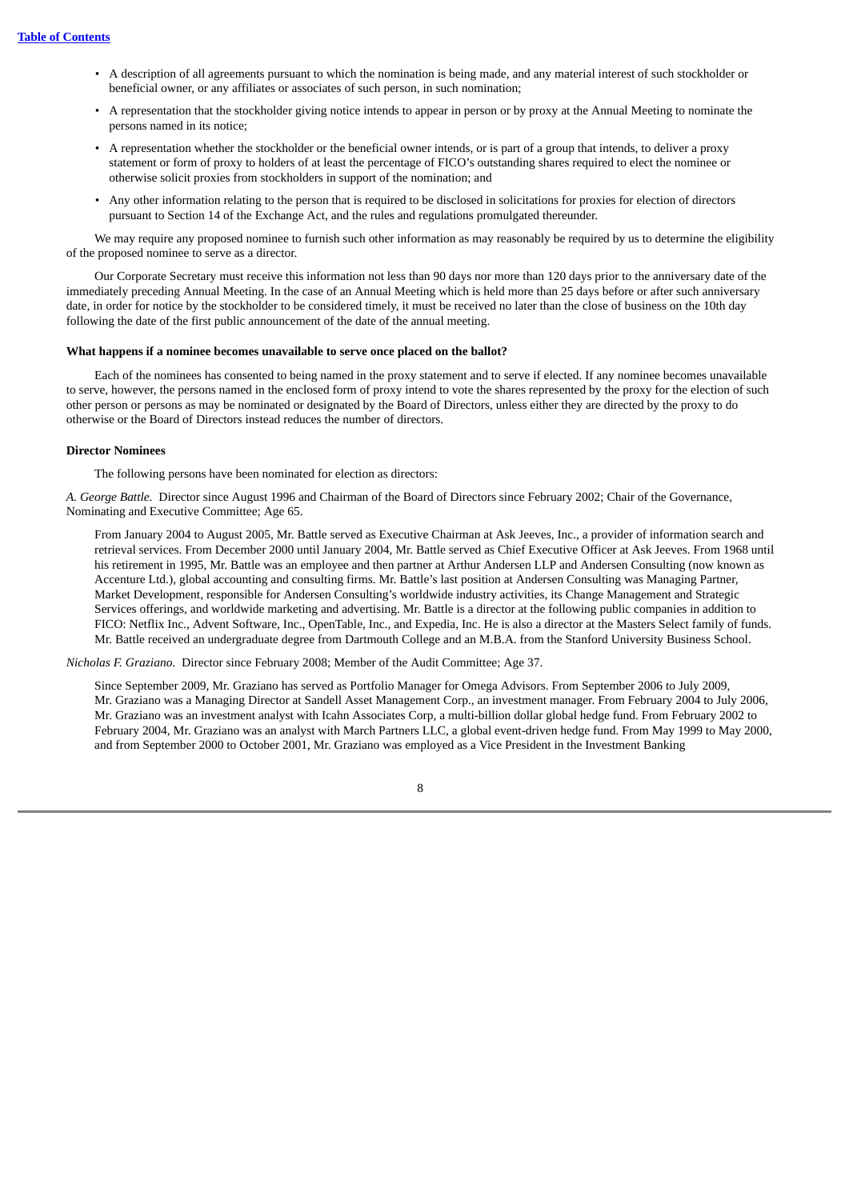- A description of all agreements pursuant to which the nomination is being made, and any material interest of such stockholder or beneficial owner, or any affiliates or associates of such person, in such nomination;
- A representation that the stockholder giving notice intends to appear in person or by proxy at the Annual Meeting to nominate the persons named in its notice;
- A representation whether the stockholder or the beneficial owner intends, or is part of a group that intends, to deliver a proxy statement or form of proxy to holders of at least the percentage of FICO's outstanding shares required to elect the nominee or otherwise solicit proxies from stockholders in support of the nomination; and
- Any other information relating to the person that is required to be disclosed in solicitations for proxies for election of directors pursuant to Section 14 of the Exchange Act, and the rules and regulations promulgated thereunder.

We may require any proposed nominee to furnish such other information as may reasonably be required by us to determine the eligibility of the proposed nominee to serve as a director.

Our Corporate Secretary must receive this information not less than 90 days nor more than 120 days prior to the anniversary date of the immediately preceding Annual Meeting. In the case of an Annual Meeting which is held more than 25 days before or after such anniversary date, in order for notice by the stockholder to be considered timely, it must be received no later than the close of business on the 10th day following the date of the first public announcement of the date of the annual meeting.

**What happens if a nominee becomes unavailable to serve once placed on the ballot?**

Each of the nominees has consented to being named in the proxy statement and to serve if elected. If any nominee becomes unavailable to serve, however, the persons named in the enclosed form of proxy intend to vote the shares represented by the proxy for the election of such other person or persons as may be nominated or designated by the Board of Directors, unless either they are directed by the proxy to do otherwise or the Board of Directors instead reduces the number of directors.

**Director Nominees**

The following persons have been nominated for election as directors:

*A. George Battle.* Director since August 1996 and Chairman of the Board of Directors since February 2002; Chair of the Governance, Nominating and Executive Committee; Age 65.

From January 2004 to August 2005, Mr. Battle served as Executive Chairman at Ask Jeeves, Inc., a provider of information search and retrieval services. From December 2000 until January 2004, Mr. Battle served as Chief Executive Officer at Ask Jeeves. From 1968 until his retirement in 1995, Mr. Battle was an employee and then partner at Arthur Andersen LLP and Andersen Consulting (now known as Accenture Ltd.), global accounting and consulting firms. Mr. Battle's last position at Andersen Consulting was Managing Partner, Market Development, responsible for Andersen Consulting's worldwide industry activities, its Change Management and Strategic Services offerings, and worldwide marketing and advertising. Mr. Battle is a director at the following public companies in addition to FICO: Netflix Inc., Advent Software, Inc., OpenTable, Inc., and Expedia, Inc. He is also a director at the Masters Select family of funds. Mr. Battle received an undergraduate degree from Dartmouth College and an M.B.A. from the Stanford University Business School.

*Nicholas F. Graziano.* Director since February 2008; Member of the Audit Committee; Age 37.

Since September 2009, Mr. Graziano has served as Portfolio Manager for Omega Advisors. From September 2006 to July 2009, Mr. Graziano was a Managing Director at Sandell Asset Management Corp., an investment manager. From February 2004 to July 2006, Mr. Graziano was an investment analyst with Icahn Associates Corp, a multi-billion dollar global hedge fund. From February 2002 to February 2004, Mr. Graziano was an analyst with March Partners LLC, a global event-driven hedge fund. From May 1999 to May 2000, and from September 2000 to October 2001, Mr. Graziano was employed as a Vice President in the Investment Banking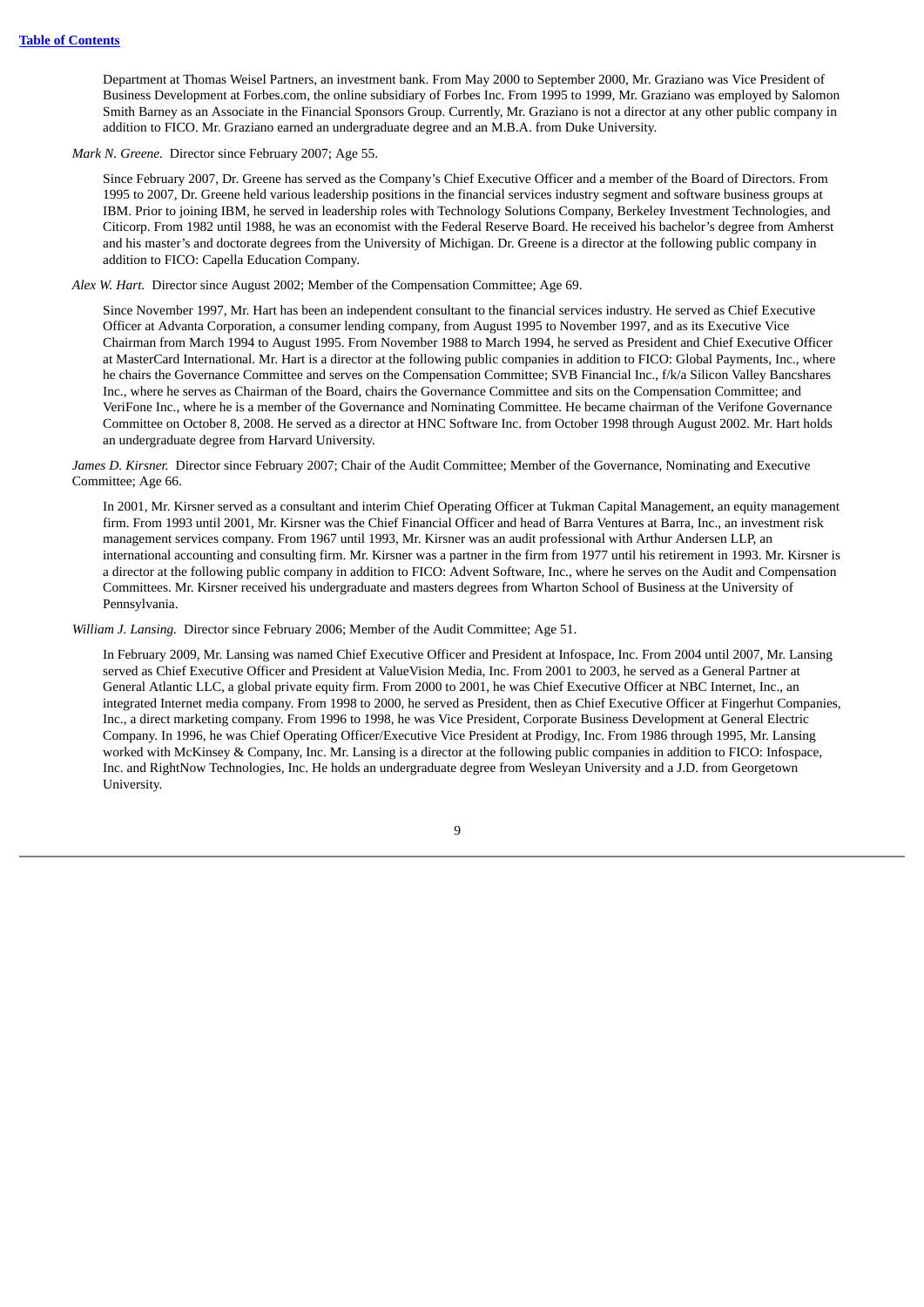Department at Thomas Weisel Partners, an investment bank. From May 2000 to September 2000, Mr. Graziano was Vice President of Business Development at Forbes.com, the online subsidiary of Forbes Inc. From 1995 to 1999, Mr. Graziano was employed by Salomon Smith Barney as an Associate in the Financial Sponsors Group. Currently, Mr. Graziano is not a director at any other public company in addition to FICO. Mr. Graziano earned an undergraduate degree and an M.B.A. from Duke University.

*Mark N. Greene.* Director since February 2007; Age 55.

Since February 2007, Dr. Greene has served as the Company's Chief Executive Officer and a member of the Board of Directors. From 1995 to 2007, Dr. Greene held various leadership positions in the financial services industry segment and software business groups at IBM. Prior to joining IBM, he served in leadership roles with Technology Solutions Company, Berkeley Investment Technologies, and Citicorp. From 1982 until 1988, he was an economist with the Federal Reserve Board. He received his bachelor's degree from Amherst and his master's and doctorate degrees from the University of Michigan. Dr. Greene is a director at the following public company in addition to FICO: Capella Education Company.

*Alex W. Hart.* Director since August 2002; Member of the Compensation Committee; Age 69.

Since November 1997, Mr. Hart has been an independent consultant to the financial services industry. He served as Chief Executive Officer at Advanta Corporation, a consumer lending company, from August 1995 to November 1997, and as its Executive Vice Chairman from March 1994 to August 1995. From November 1988 to March 1994, he served as President and Chief Executive Officer at MasterCard International. Mr. Hart is a director at the following public companies in addition to FICO: Global Payments, Inc., where he chairs the Governance Committee and serves on the Compensation Committee; SVB Financial Inc., f/k/a Silicon Valley Bancshares Inc., where he serves as Chairman of the Board, chairs the Governance Committee and sits on the Compensation Committee; and VeriFone Inc., where he is a member of the Governance and Nominating Committee. He became chairman of the Verifone Governance Committee on October 8, 2008. He served as a director at HNC Software Inc. from October 1998 through August 2002. Mr. Hart holds an undergraduate degree from Harvard University.

*James D. Kirsner.* Director since February 2007; Chair of the Audit Committee; Member of the Governance, Nominating and Executive Committee; Age 66.

In 2001, Mr. Kirsner served as a consultant and interim Chief Operating Officer at Tukman Capital Management, an equity management firm. From 1993 until 2001, Mr. Kirsner was the Chief Financial Officer and head of Barra Ventures at Barra, Inc., an investment risk management services company. From 1967 until 1993, Mr. Kirsner was an audit professional with Arthur Andersen LLP, an international accounting and consulting firm. Mr. Kirsner was a partner in the firm from 1977 until his retirement in 1993. Mr. Kirsner is a director at the following public company in addition to FICO: Advent Software, Inc., where he serves on the Audit and Compensation Committees. Mr. Kirsner received his undergraduate and masters degrees from Wharton School of Business at the University of Pennsylvania.

*William J. Lansing.* Director since February 2006; Member of the Audit Committee; Age 51.

In February 2009, Mr. Lansing was named Chief Executive Officer and President at Infospace, Inc. From 2004 until 2007, Mr. Lansing served as Chief Executive Officer and President at ValueVision Media, Inc. From 2001 to 2003, he served as a General Partner at General Atlantic LLC, a global private equity firm. From 2000 to 2001, he was Chief Executive Officer at NBC Internet, Inc., an integrated Internet media company. From 1998 to 2000, he served as President, then as Chief Executive Officer at Fingerhut Companies, Inc., a direct marketing company. From 1996 to 1998, he was Vice President, Corporate Business Development at General Electric Company. In 1996, he was Chief Operating Officer/Executive Vice President at Prodigy, Inc. From 1986 through 1995, Mr. Lansing worked with McKinsey & Company, Inc. Mr. Lansing is a director at the following public companies in addition to FICO: Infospace, Inc. and RightNow Technologies, Inc. He holds an undergraduate degree from Wesleyan University and a J.D. from Georgetown University.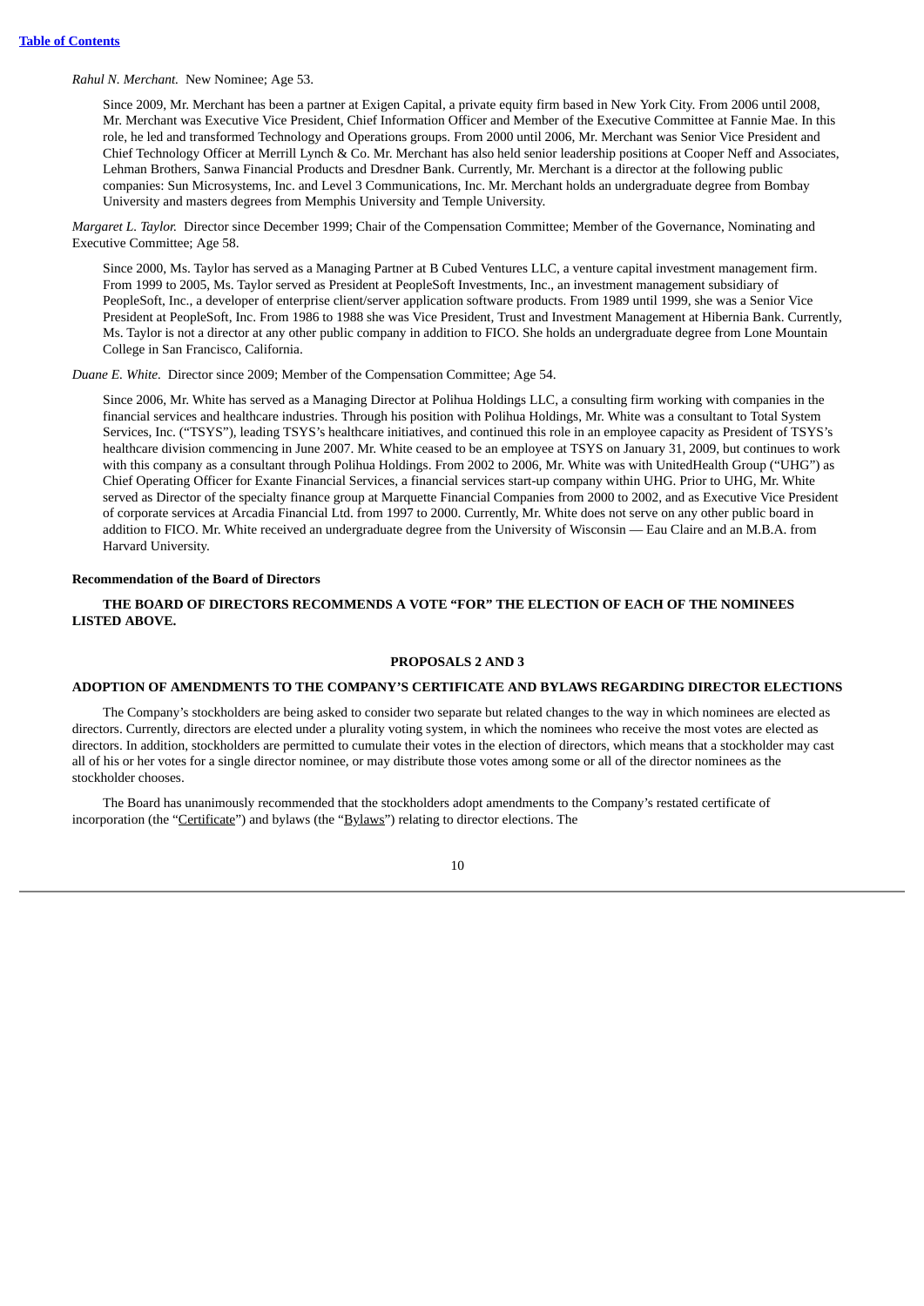*Rahul N. Merchant.* New Nominee; Age 53.

Since 2009, Mr. Merchant has been a partner at Exigen Capital, a private equity firm based in New York City. From 2006 until 2008, Mr. Merchant was Executive Vice President, Chief Information Officer and Member of the Executive Committee at Fannie Mae. In this role, he led and transformed Technology and Operations groups. From 2000 until 2006, Mr. Merchant was Senior Vice President and Chief Technology Officer at Merrill Lynch & Co. Mr. Merchant has also held senior leadership positions at Cooper Neff and Associates, Lehman Brothers, Sanwa Financial Products and Dresdner Bank. Currently, Mr. Merchant is a director at the following public companies: Sun Microsystems, Inc. and Level 3 Communications, Inc. Mr. Merchant holds an undergraduate degree from Bombay University and masters degrees from Memphis University and Temple University.

*Margaret L. Taylor.* Director since December 1999; Chair of the Compensation Committee; Member of the Governance, Nominating and Executive Committee; Age 58.

Since 2000, Ms. Taylor has served as a Managing Partner at B Cubed Ventures LLC, a venture capital investment management firm. From 1999 to 2005, Ms. Taylor served as President at PeopleSoft Investments, Inc., an investment management subsidiary of PeopleSoft, Inc., a developer of enterprise client/server application software products. From 1989 until 1999, she was a Senior Vice President at PeopleSoft, Inc. From 1986 to 1988 she was Vice President, Trust and Investment Management at Hibernia Bank. Currently, Ms. Taylor is not a director at any other public company in addition to FICO. She holds an undergraduate degree from Lone Mountain College in San Francisco, California.

*Duane E. White.* Director since 2009; Member of the Compensation Committee; Age 54.

Since 2006, Mr. White has served as a Managing Director at Polihua Holdings LLC, a consulting firm working with companies in the financial services and healthcare industries. Through his position with Polihua Holdings, Mr. White was a consultant to Total System Services, Inc. ("TSYS"), leading TSYS's healthcare initiatives, and continued this role in an employee capacity as President of TSYS's healthcare division commencing in June 2007. Mr. White ceased to be an employee at TSYS on January 31, 2009, but continues to work with this company as a consultant through Polihua Holdings. From 2002 to 2006, Mr. White was with UnitedHealth Group ("UHG") as Chief Operating Officer for Exante Financial Services, a financial services start-up company within UHG. Prior to UHG, Mr. White served as Director of the specialty finance group at Marquette Financial Companies from 2000 to 2002, and as Executive Vice President of corporate services at Arcadia Financial Ltd. from 1997 to 2000. Currently, Mr. White does not serve on any other public board in addition to FICO. Mr. White received an undergraduate degree from the University of Wisconsin — Eau Claire and an M.B.A. from Harvard University.

**Recommendation of the Board of Directors**

**THE BOARD OF DIRECTORS RECOMMENDS A VOTE "FOR" THE ELECTION OF EACH OF THE NOMINEES LISTED ABOVE.**

## PROPOSALS 2 AND 3

## ADOPTION OF AMENDMENTS TO THE COMPANY'S CERTIFICATE AND BYLAWS REGARDING DIRECTOR ELECTIONS

The Company's stockholders are being asked to consider two separate but related changes to the way in which nominees are elected as directors. Currently, directors are elected under a plurality voting system, in which the nominees who receive the most votes are elected as directors. In addition, stockholders are permitted to cumulate their votes in the election of directors, which means that a stockholder may cast all of his or her votes for a single director nominee, or may distribute those votes among some or all of the director nominees as the stockholder chooses.

The Board has unanimously recommended that the stockholders adopt amendments to the Company's restated certificate of incorporation (the "Certificate") and bylaws (the "Bylaws") relating to director elections. The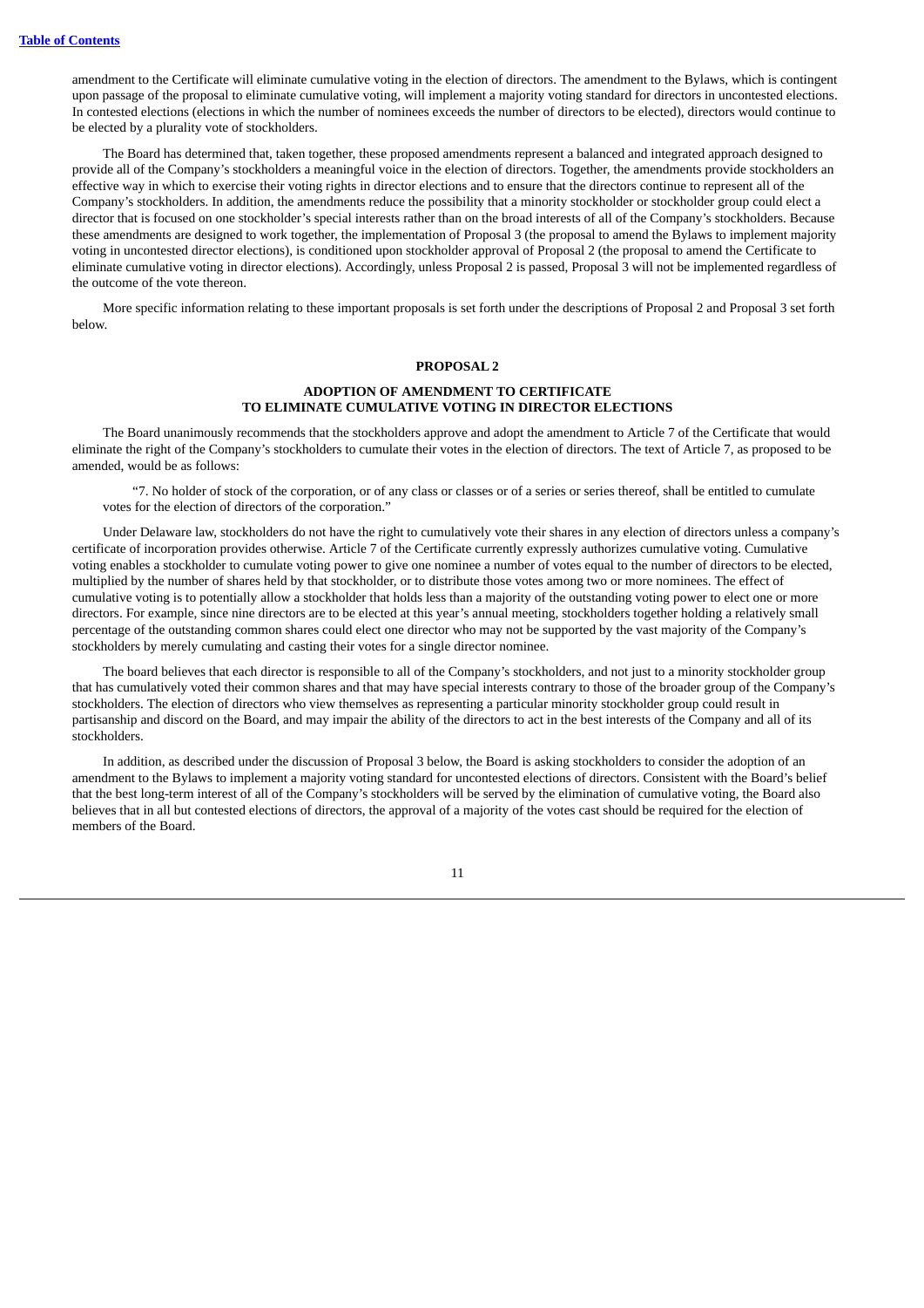amendment to the Certificate will eliminate cumulative voting in the election of directors. The amendment to the Bylaws, which is contingent upon passage of the proposal to eliminate cumulative voting, will implement a majority voting standard for directors in uncontested elections. In contested elections (elections in which the number of nominees exceeds the number of directors to be elected), directors would continue to be elected by a plurality vote of stockholders.

The Board has determined that, taken together, these proposed amendments represent a balanced and integrated approach designed to provide all of the Company's stockholders a meaningful voice in the election of directors. Together, the amendments provide stockholders an effective way in which to exercise their voting rights in director elections and to ensure that the directors continue to represent all of the Company's stockholders. In addition, the amendments reduce the possibility that a minority stockholder or stockholder group could elect a director that is focused on one stockholder's special interests rather than on the broad interests of all of the Company's stockholders. Because these amendments are designed to work together, the implementation of Proposal 3 (the proposal to amend the Bylaws to implement majority voting in uncontested director elections), is conditioned upon stockholder approval of Proposal 2 (the proposal to amend the Certificate to eliminate cumulative voting in director elections). Accordingly, unless Proposal 2 is passed, Proposal 3 will not be implemented regardless of the outcome of the vote thereon.

More specific information relating to these important proposals is set forth under the descriptions of Proposal 2 and Proposal 3 set forth below.

## PROPOSAL 2

### ADOPTION OF AMENDMENT TO CERTIFICATE TO ELIMINATE CUMULATIVE VOTING IN DIRECTOR ELECTIONS

The Board unanimously recommends that the stockholders approve and adopt the amendment to Article 7 of the Certificate that would eliminate the right of the Company's stockholders to cumulate their votes in the election of directors. The text of Article 7, as proposed to be amended, would be as follows:

> "7. No holder of stock of the corporation, or of any class or classes or of a series or series thereof, shall be entitled to cumulate votes for the election of directors of the corporation."

Under Delaware law, stockholders do not have the right to cumulatively vote their shares in any election of directors unless a company's certificate of incorporation provides otherwise. Article 7 of the Certificate currently expressly authorizes cumulative voting. Cumulative voting enables a stockholder to cumulate voting power to give one nominee a number of votes equal to the number of directors to be elected, multiplied by the number of shares held by that stockholder, or to distribute those votes among two or more nominees. The effect of cumulative voting is to potentially allow a stockholder that holds less than a majority of the outstanding voting power to elect one or more directors. For example, since nine directors are to be elected at this year's annual meeting, stockholders together holding a relatively small percentage of the outstanding common shares could elect one director who may not be supported by the vast majority of the Company's stockholders by merely cumulating and casting their votes for a single director nominee.

The board believes that each director is responsible to all of the Company's stockholders, and not just to a minority stockholder group that has cumulatively voted their common shares and that may have special interests contrary to those of the broader group of the Company's stockholders. The election of directors who view themselves as representing a particular minority stockholder group could result in partisanship and discord on the Board, and may impair the ability of the directors to act in the best interests of the Company and all of its stockholders.

In addition, as described under the discussion of Proposal 3 below, the Board is asking stockholders to consider the adoption of an amendment to the Bylaws to implement a majority voting standard for uncontested elections of directors. Consistent with the Board's belief that the best long-term interest of all of the Company's stockholders will be served by the elimination of cumulative voting, the Board also believes that in all but contested elections of directors, the approval of a majority of the votes cast should be required for the election of members of the Board.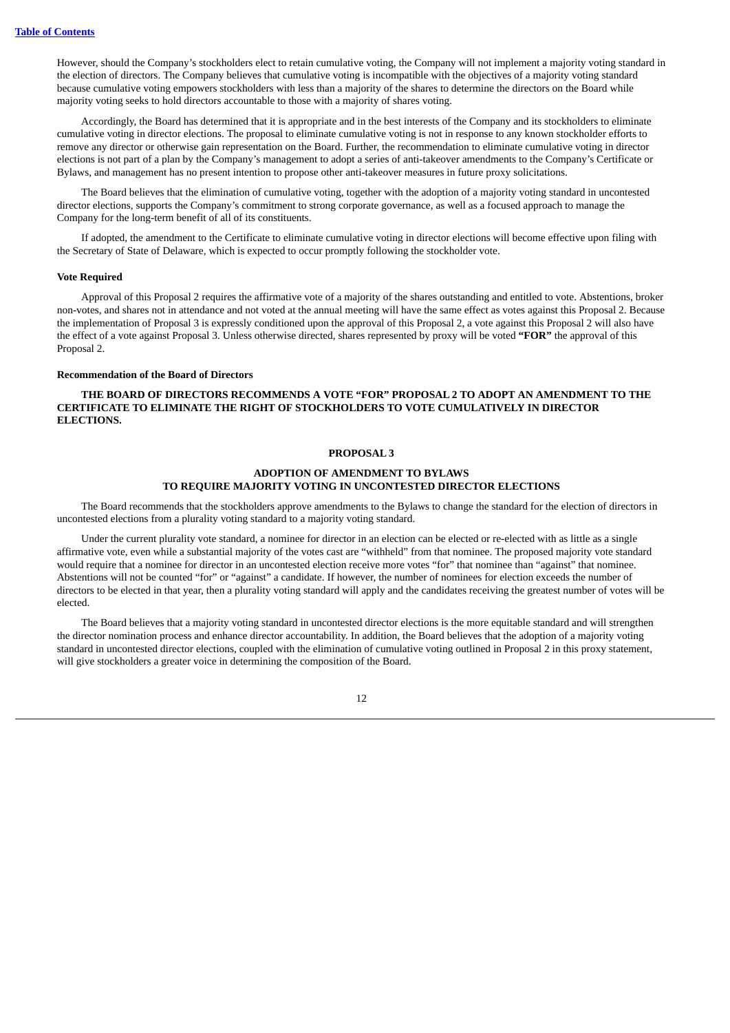However, should the Company's stockholders elect to retain cumulative voting, the Company will not implement a majority voting standard in the election of directors. The Company believes that cumulative voting is incompatible with the objectives of a majority voting standard because cumulative voting empowers stockholders with less than a majority of the shares to determine the directors on the Board while majority voting seeks to hold directors accountable to those with a majority of shares voting.

Accordingly, the Board has determined that it is appropriate and in the best interests of the Company and its stockholders to eliminate cumulative voting in director elections. The proposal to eliminate cumulative voting is not in response to any known stockholder efforts to remove any director or otherwise gain representation on the Board. Further, the recommendation to eliminate cumulative voting in director elections is not part of a plan by the Company's management to adopt a series of anti-takeover amendments to the Company's Certificate or Bylaws, and management has no present intention to propose other anti-takeover measures in future proxy solicitations.

The Board believes that the elimination of cumulative voting, together with the adoption of a majority voting standard in uncontested director elections, supports the Company's commitment to strong corporate governance, as well as a focused approach to manage the Company for the long-term benefit of all of its constituents.

If adopted, the amendment to the Certificate to eliminate cumulative voting in director elections will become effective upon filing with the Secretary of State of Delaware, which is expected to occur promptly following the stockholder vote.

**Vote Required**

Approval of this Proposal 2 requires the affirmative vote of a majority of the shares outstanding and entitled to vote. Abstentions, broker non-votes, and shares not in attendance and not voted at the annual meeting will have the same effect as votes against this Proposal 2. Because the implementation of Proposal 3 is expressly conditioned upon the approval of this Proposal 2, a vote against this Proposal 2 will also have the effect of a vote against Proposal 3. Unless otherwise directed, shares represented by proxy will be voted **"FOR"** the approval of this Proposal 2.

**Recommendation of the Board of Directors**

**THE BOARD OF DIRECTORS RECOMMENDS A VOTE "FOR" PROPOSAL 2 TO ADOPT AN AMENDMENT TO THE CERTIFICATE TO ELIMINATE THE RIGHT OF STOCKHOLDERS TO VOTE CUMULATIVELY IN DIRECTOR ELECTIONS.**

## PROPOSAL 3

### ADOPTION OF AMENDMENT TO BYLAWS TO REQUIRE MAJORITY VOTING IN UNCONTESTED DIRECTOR ELECTIONS

The Board recommends that the stockholders approve amendments to the Bylaws to change the standard for the election of directors in uncontested elections from a plurality voting standard to a majority voting standard.

Under the current plurality vote standard, a nominee for director in an election can be elected or re-elected with as little as a single affirmative vote, even while a substantial majority of the votes cast are "withheld" from that nominee. The proposed majority vote standard would require that a nominee for director in an uncontested election receive more votes "for" that nominee than "against" that nominee. Abstentions will not be counted "for" or "against" a candidate. If however, the number of nominees for election exceeds the number of directors to be elected in that year, then a plurality voting standard will apply and the candidates receiving the greatest number of votes will be elected.

The Board believes that a majority voting standard in uncontested director elections is the more equitable standard and will strengthen the director nomination process and enhance director accountability. In addition, the Board believes that the adoption of a majority voting standard in uncontested director elections, coupled with the elimination of cumulative voting outlined in Proposal 2 in this proxy statement, will give stockholders a greater voice in determining the composition of the Board.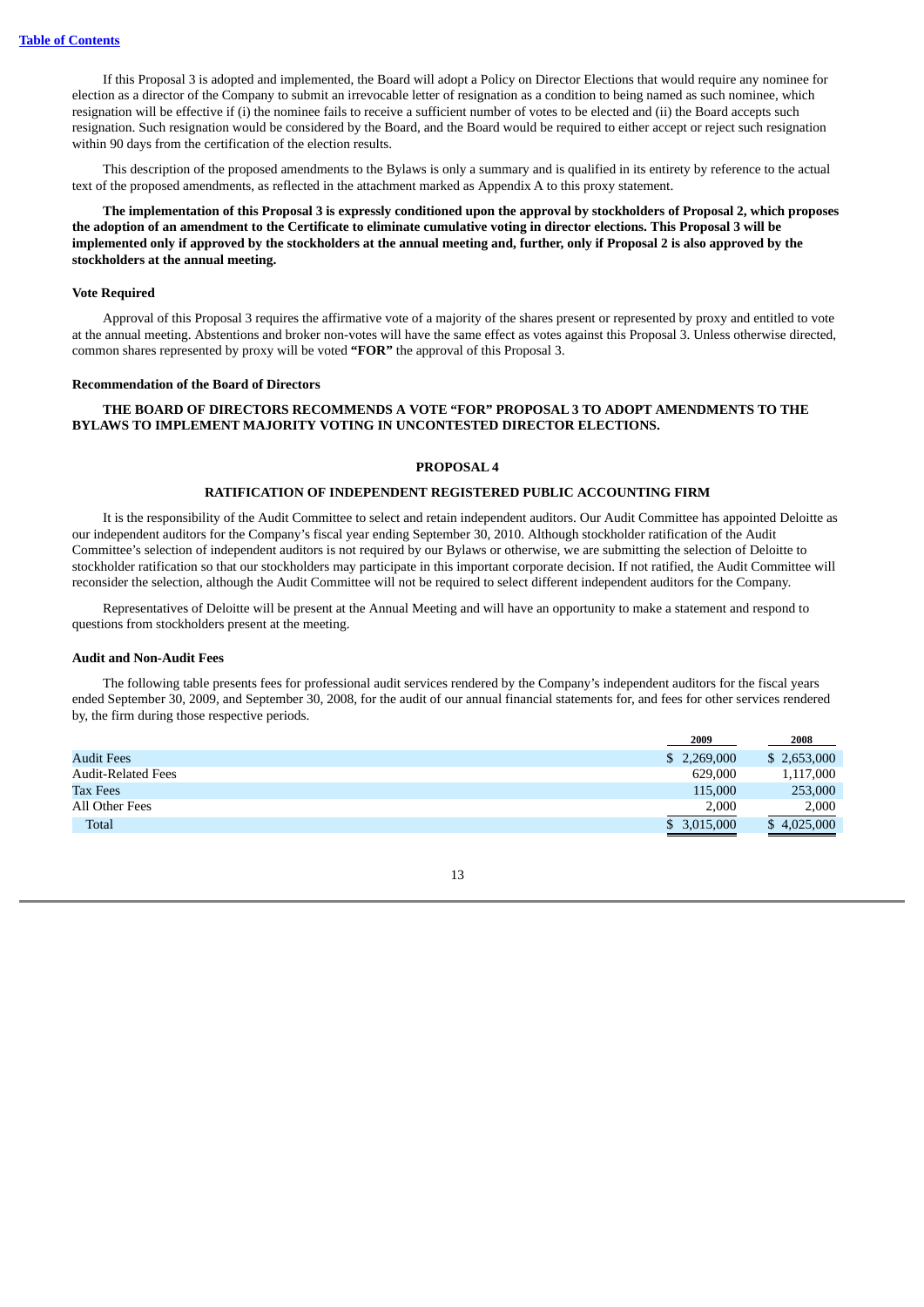If this Proposal 3 is adopted and implemented, the Board will adopt a Policy on Director Elections that would require any nominee for election as a director of the Company to submit an irrevocable letter of resignation as a condition to being named as such nominee, which resignation will be effective if (i) the nominee fails to receive a sufficient number of votes to be elected and (ii) the Board accepts such resignation. Such resignation would be considered by the Board, and the Board would be required to either accept or reject such resignation within 90 days from the certification of the election results.

This description of the proposed amendments to the Bylaws is only a summary and is qualified in its entirety by reference to the actual text of the proposed amendments, as reflected in the attachment marked as Appendix A to this proxy statement.

**The implementation of this Proposal 3 is expressly conditioned upon the approval by stockholders of Proposal 2, which proposes the adoption of an amendment to the Certificate to eliminate cumulative voting in director elections. This Proposal 3 will be implemented only if approved by the stockholders at the annual meeting and, further, only if Proposal 2 is also approved by the stockholders at the annual meeting.**

**Vote Required**

Approval of this Proposal 3 requires the affirmative vote of a majority of the shares present or represented by proxy and entitled to vote at the annual meeting. Abstentions and broker non-votes will have the same effect as votes against this Proposal 3. Unless otherwise directed, common shares represented by proxy will be voted **"FOR"** the approval of this Proposal 3.

**Recommendation of the Board of Directors**

**THE BOARD OF DIRECTORS RECOMMENDS A VOTE "FOR" PROPOSAL 3 TO ADOPT AMENDMENTS TO THE BYLAWS TO IMPLEMENT MAJORITY VOTING IN UNCONTESTED DIRECTOR ELECTIONS.**

## PROPOSAL 4

## RATIFICATION OF INDEPENDENT REGISTERED PUBLIC ACCOUNTING FIRM

It is the responsibility of the Audit Committee to select and retain independent auditors. Our Audit Committee has appointed Deloitte as our independent auditors for the Company's fiscal year ending September 30, 2010. Although stockholder ratification of the Audit Committee's selection of independent auditors is not required by our Bylaws or otherwise, we are submitting the selection of Deloitte to stockholder ratification so that our stockholders may participate in this important corporate decision. If not ratified, the Audit Committee will reconsider the selection, although the Audit Committee will not be required to select different independent auditors for the Company.

Representatives of Deloitte will be present at the Annual Meeting and will have an opportunity to make a statement and respond to questions from stockholders present at the meeting.

**Audit and Non-Audit Fees**

The following table presents fees for professional audit services rendered by the Company's independent auditors for the fiscal years ended September 30, 2009, and September 30, 2008, for the audit of our annual financial statements for, and fees for other services rendered by, the firm during those respective periods.

| | 2009 | 2008 |
|---|---|---|
| Audit Fees | $ 2,269,000 | $ 2,653,000 |
| Audit-Related Fees | 629,000 | 1,117,000 |
| Tax Fees | 115,000 | 253,000 |
| All Other Fees | 2,000 | 2,000 |
| Total | $ 3,015,000 | $ 4,025,000 |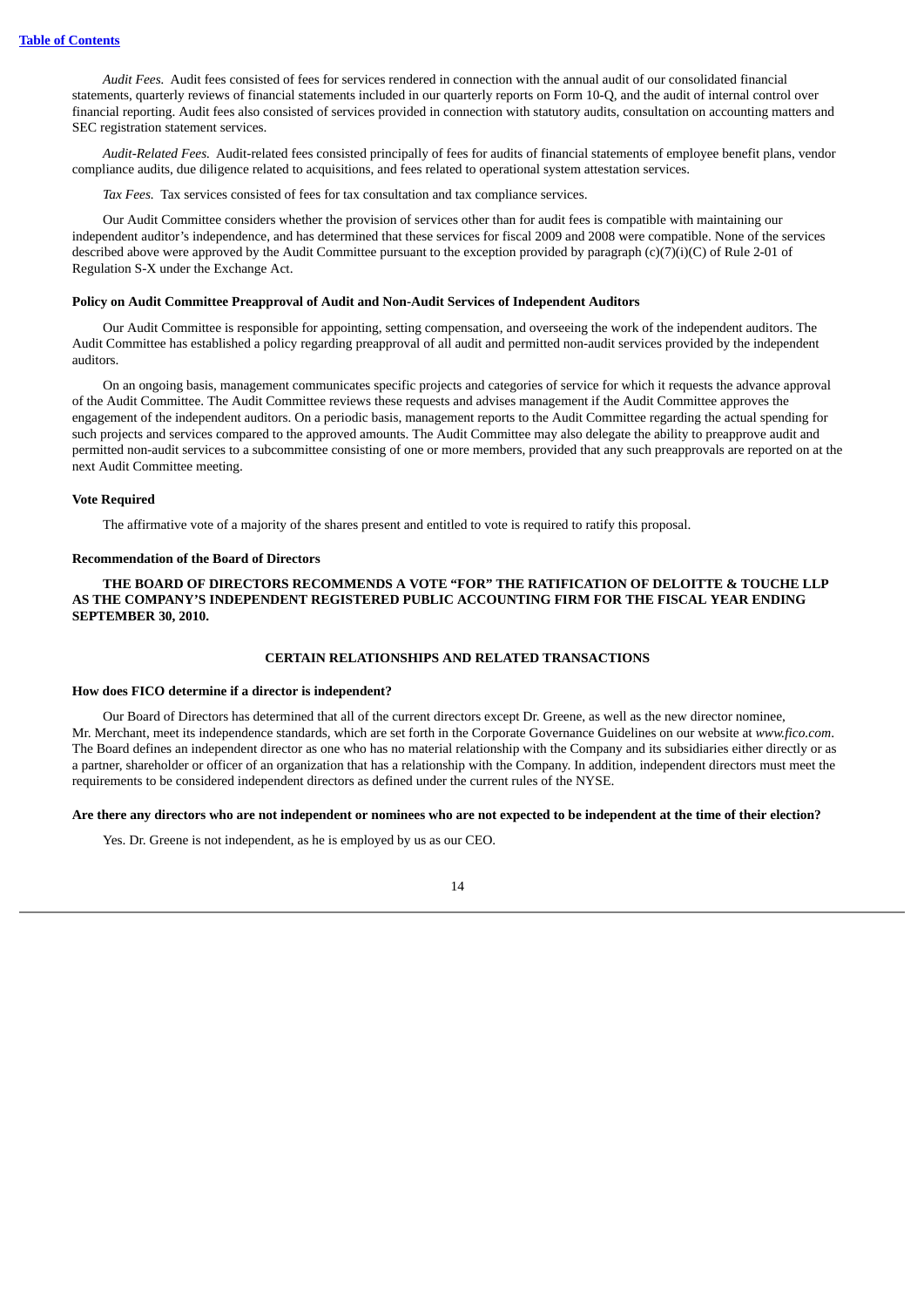*Audit Fees.* Audit fees consisted of fees for services rendered in connection with the annual audit of our consolidated financial statements, quarterly reviews of financial statements included in our quarterly reports on Form 10-Q, and the audit of internal control over financial reporting. Audit fees also consisted of services provided in connection with statutory audits, consultation on accounting matters and SEC registration statement services.

*Audit-Related Fees.* Audit-related fees consisted principally of fees for audits of financial statements of employee benefit plans, vendor compliance audits, due diligence related to acquisitions, and fees related to operational system attestation services.

*Tax Fees.* Tax services consisted of fees for tax consultation and tax compliance services.

Our Audit Committee considers whether the provision of services other than for audit fees is compatible with maintaining our independent auditor's independence, and has determined that these services for fiscal 2009 and 2008 were compatible. None of the services described above were approved by the Audit Committee pursuant to the exception provided by paragraph (c)(7)(i)(C) of Rule 2-01 of Regulation S-X under the Exchange Act.

**Policy on Audit Committee Preapproval of Audit and Non-Audit Services of Independent Auditors**

Our Audit Committee is responsible for appointing, setting compensation, and overseeing the work of the independent auditors. The Audit Committee has established a policy regarding preapproval of all audit and permitted non-audit services provided by the independent auditors.

On an ongoing basis, management communicates specific projects and categories of service for which it requests the advance approval of the Audit Committee. The Audit Committee reviews these requests and advises management if the Audit Committee approves the engagement of the independent auditors. On a periodic basis, management reports to the Audit Committee regarding the actual spending for such projects and services compared to the approved amounts. The Audit Committee may also delegate the ability to preapprove audit and permitted non-audit services to a subcommittee consisting of one or more members, provided that any such preapprovals are reported on at the next Audit Committee meeting.

**Vote Required**

The affirmative vote of a majority of the shares present and entitled to vote is required to ratify this proposal.

**Recommendation of the Board of Directors**

**THE BOARD OF DIRECTORS RECOMMENDS A VOTE "FOR" THE RATIFICATION OF DELOITTE & TOUCHE LLP AS THE COMPANY'S INDEPENDENT REGISTERED PUBLIC ACCOUNTING FIRM FOR THE FISCAL YEAR ENDING SEPTEMBER 30, 2010.**

## CERTAIN RELATIONSHIPS AND RELATED TRANSACTIONS

**How does FICO determine if a director is independent?**

Our Board of Directors has determined that all of the current directors except Dr. Greene, as well as the new director nominee, Mr. Merchant, meet its independence standards, which are set forth in the Corporate Governance Guidelines on our website at *www.fico.com*. The Board defines an independent director as one who has no material relationship with the Company and its subsidiaries either directly or as a partner, shareholder or officer of an organization that has a relationship with the Company. In addition, independent directors must meet the requirements to be considered independent directors as defined under the current rules of the NYSE.

**Are there any directors who are not independent or nominees who are not expected to be independent at the time of their election?**

Yes. Dr. Greene is not independent, as he is employed by us as our CEO.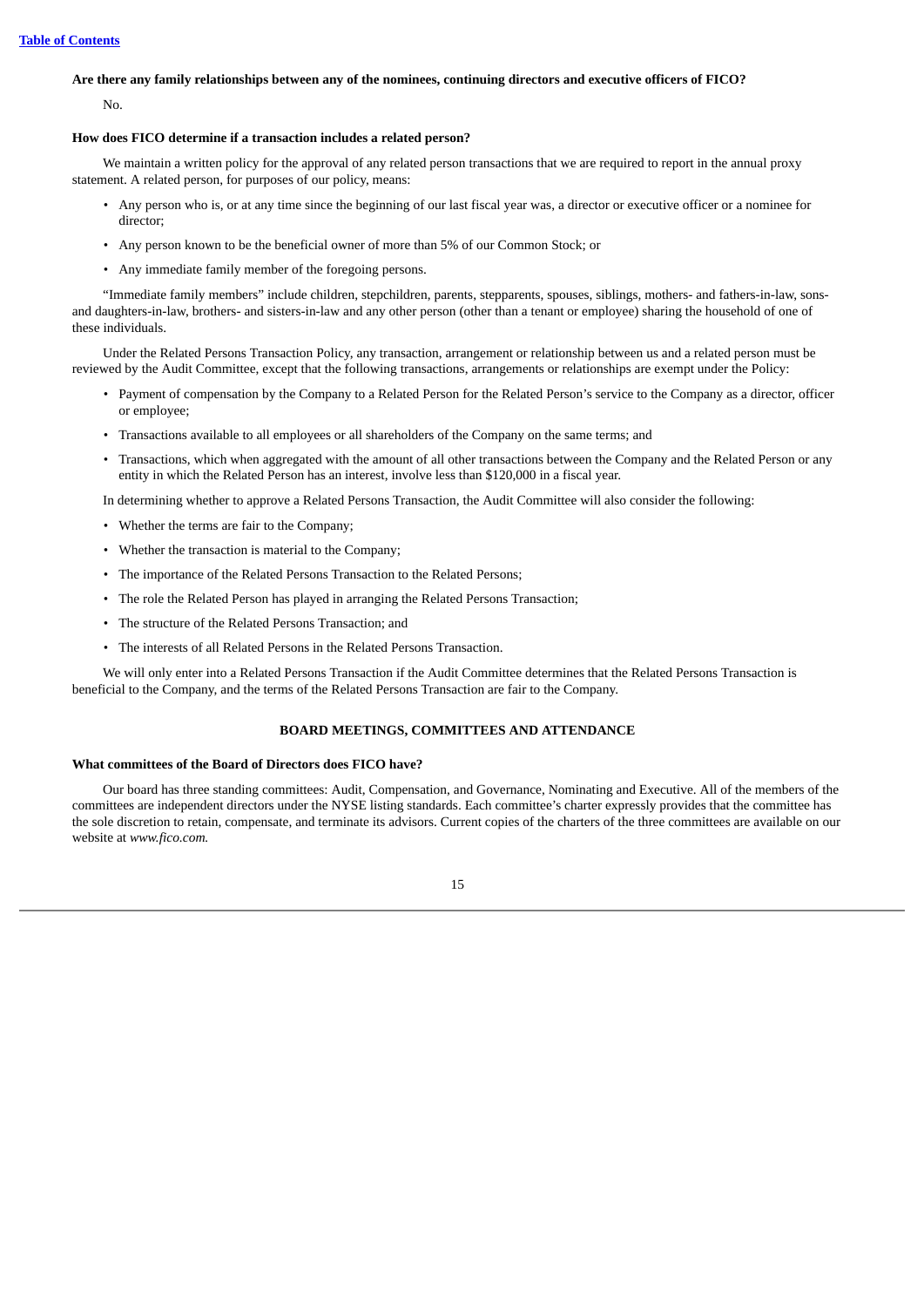**Are there any family relationships between any of the nominees, continuing directors and executive officers of FICO?**

No.

**How does FICO determine if a transaction includes a related person?**

We maintain a written policy for the approval of any related person transactions that we are required to report in the annual proxy statement. A related person, for purposes of our policy, means:

- Any person who is, or at any time since the beginning of our last fiscal year was, a director or executive officer or a nominee for director;
- Any person known to be the beneficial owner of more than 5% of our Common Stock; or
- Any immediate family member of the foregoing persons.

"Immediate family members" include children, stepchildren, parents, stepparents, spouses, siblings, mothers- and fathers-in-law, sons- and daughters-in-law, brothers- and sisters-in-law and any other person (other than a tenant or employee) sharing the household of one of these individuals.

Under the Related Persons Transaction Policy, any transaction, arrangement or relationship between us and a related person must be reviewed by the Audit Committee, except that the following transactions, arrangements or relationships are exempt under the Policy:

- Payment of compensation by the Company to a Related Person for the Related Person's service to the Company as a director, officer or employee;
- Transactions available to all employees or all shareholders of the Company on the same terms; and
- Transactions, which when aggregated with the amount of all other transactions between the Company and the Related Person or any entity in which the Related Person has an interest, involve less than $120,000 in a fiscal year.

In determining whether to approve a Related Persons Transaction, the Audit Committee will also consider the following:

- Whether the terms are fair to the Company;
- Whether the transaction is material to the Company;
- The importance of the Related Persons Transaction to the Related Persons;
- The role the Related Person has played in arranging the Related Persons Transaction;
- The structure of the Related Persons Transaction; and
- The interests of all Related Persons in the Related Persons Transaction.

We will only enter into a Related Persons Transaction if the Audit Committee determines that the Related Persons Transaction is beneficial to the Company, and the terms of the Related Persons Transaction are fair to the Company.

## BOARD MEETINGS, COMMITTEES AND ATTENDANCE

**What committees of the Board of Directors does FICO have?**

Our board has three standing committees: Audit, Compensation, and Governance, Nominating and Executive. All of the members of the committees are independent directors under the NYSE listing standards. Each committee's charter expressly provides that the committee has the sole discretion to retain, compensate, and terminate its advisors. Current copies of the charters of the three committees are available on our website at *www.fico.com.*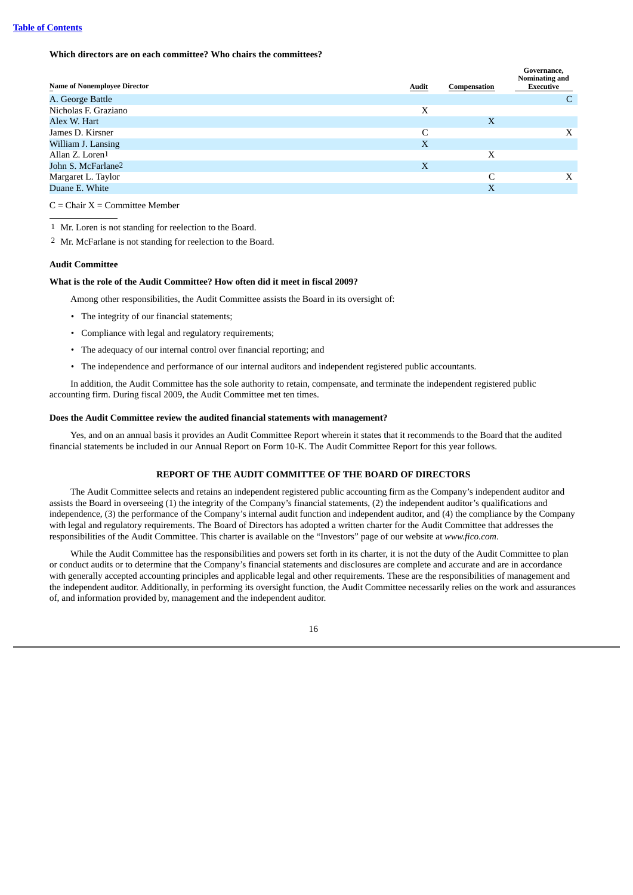[Table of Contents](#)

**Which directors are on each committee? Who chairs the committees?**

| Name of Nonemployee Director | Audit | Compensation | Governance, Nominating and Executive |
|---|---|---|---|
| A. George Battle | | | C |
| Nicholas F. Graziano | X | | |
| Alex W. Hart | | X | |
| James D. Kirsner | C | | X |
| William J. Lansing | X | | |
| Allan Z. Loren[1] | | X | |
| John S. McFarlane[2] | X | | |
| Margaret L. Taylor | | C | X |
| Duane E. White | | X | |

C = Chair X = Committee Member

[1] Mr. Loren is not standing for reelection to the Board.

[2] Mr. McFarlane is not standing for reelection to the Board.

**Audit Committee**

**What is the role of the Audit Committee? How often did it meet in fiscal 2009?**

Among other responsibilities, the Audit Committee assists the Board in its oversight of:

- The integrity of our financial statements;
- Compliance with legal and regulatory requirements;
- The adequacy of our internal control over financial reporting; and
- The independence and performance of our internal auditors and independent registered public accountants.

In addition, the Audit Committee has the sole authority to retain, compensate, and terminate the independent registered public accounting firm. During fiscal 2009, the Audit Committee met ten times.

**Does the Audit Committee review the audited financial statements with management?**

Yes, and on an annual basis it provides an Audit Committee Report wherein it states that it recommends to the Board that the audited financial statements be included in our Annual Report on Form 10-K. The Audit Committee Report for this year follows.

**REPORT OF THE AUDIT COMMITTEE OF THE BOARD OF DIRECTORS**

The Audit Committee selects and retains an independent registered public accounting firm as the Company's independent auditor and assists the Board in overseeing (1) the integrity of the Company's financial statements, (2) the independent auditor's qualifications and independence, (3) the performance of the Company's internal audit function and independent auditor, and (4) the compliance by the Company with legal and regulatory requirements. The Board of Directors has adopted a written charter for the Audit Committee that addresses the responsibilities of the Audit Committee. This charter is available on the "Investors" page of our website at *www.fico.com*.

While the Audit Committee has the responsibilities and powers set forth in its charter, it is not the duty of the Audit Committee to plan or conduct audits or to determine that the Company's financial statements and disclosures are complete and accurate and are in accordance with generally accepted accounting principles and applicable legal and other requirements. These are the responsibilities of management and the independent auditor. Additionally, in performing its oversight function, the Audit Committee necessarily relies on the work and assurances of, and information provided by, management and the independent auditor.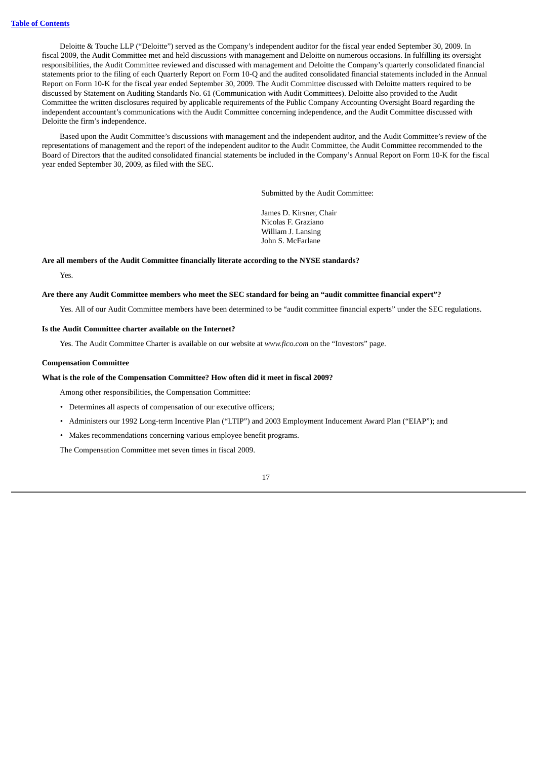Deloitte & Touche LLP ("Deloitte") served as the Company's independent auditor for the fiscal year ended September 30, 2009. In fiscal 2009, the Audit Committee met and held discussions with management and Deloitte on numerous occasions. In fulfilling its oversight responsibilities, the Audit Committee reviewed and discussed with management and Deloitte the Company's quarterly consolidated financial statements prior to the filing of each Quarterly Report on Form 10-Q and the audited consolidated financial statements included in the Annual Report on Form 10-K for the fiscal year ended September 30, 2009. The Audit Committee discussed with Deloitte matters required to be discussed by Statement on Auditing Standards No. 61 (Communication with Audit Committees). Deloitte also provided to the Audit Committee the written disclosures required by applicable requirements of the Public Company Accounting Oversight Board regarding the independent accountant's communications with the Audit Committee concerning independence, and the Audit Committee discussed with Deloitte the firm's independence.

Based upon the Audit Committee's discussions with management and the independent auditor, and the Audit Committee's review of the representations of management and the report of the independent auditor to the Audit Committee, the Audit Committee recommended to the Board of Directors that the audited consolidated financial statements be included in the Company's Annual Report on Form 10-K for the fiscal year ended September 30, 2009, as filed with the SEC.

Submitted by the Audit Committee:

James D. Kirsner, Chair
Nicolas F. Graziano
William J. Lansing
John S. McFarlane

**Are all members of the Audit Committee financially literate according to the NYSE standards?**

Yes.

**Are there any Audit Committee members who meet the SEC standard for being an "audit committee financial expert"?**

Yes. All of our Audit Committee members have been determined to be "audit committee financial experts" under the SEC regulations.

**Is the Audit Committee charter available on the Internet?**

Yes. The Audit Committee Charter is available on our website at *www.fico.com* on the "Investors" page.

**Compensation Committee**

**What is the role of the Compensation Committee? How often did it meet in fiscal 2009?**

Among other responsibilities, the Compensation Committee:

- Determines all aspects of compensation of our executive officers;
- Administers our 1992 Long-term Incentive Plan ("LTIP") and 2003 Employment Inducement Award Plan ("EIAP"); and
- Makes recommendations concerning various employee benefit programs.

The Compensation Committee met seven times in fiscal 2009.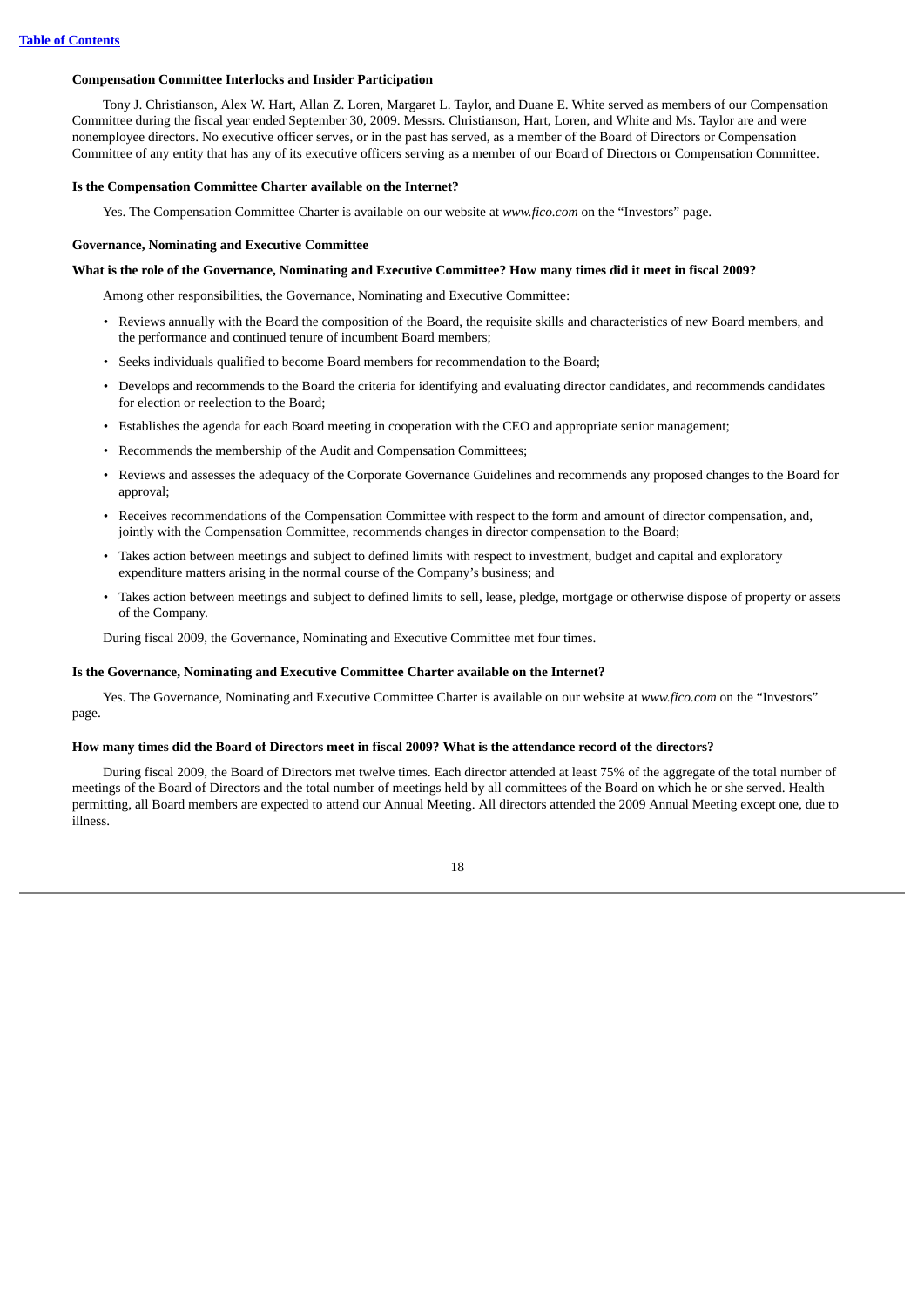### Compensation Committee Interlocks and Insider Participation

Tony J. Christianson, Alex W. Hart, Allan Z. Loren, Margaret L. Taylor, and Duane E. White served as members of our Compensation Committee during the fiscal year ended September 30, 2009. Messrs. Christianson, Hart, Loren, and White and Ms. Taylor are and were nonemployee directors. No executive officer serves, or in the past has served, as a member of the Board of Directors or Compensation Committee of any entity that has any of its executive officers serving as a member of our Board of Directors or Compensation Committee.

### Is the Compensation Committee Charter available on the Internet?

Yes. The Compensation Committee Charter is available on our website at *www.fico.com* on the "Investors" page.

### Governance, Nominating and Executive Committee

### What is the role of the Governance, Nominating and Executive Committee? How many times did it meet in fiscal 2009?

Among other responsibilities, the Governance, Nominating and Executive Committee:

- Reviews annually with the Board the composition of the Board, the requisite skills and characteristics of new Board members, and the performance and continued tenure of incumbent Board members;
- Seeks individuals qualified to become Board members for recommendation to the Board;
- Develops and recommends to the Board the criteria for identifying and evaluating director candidates, and recommends candidates for election or reelection to the Board;
- Establishes the agenda for each Board meeting in cooperation with the CEO and appropriate senior management;
- Recommends the membership of the Audit and Compensation Committees;
- Reviews and assesses the adequacy of the Corporate Governance Guidelines and recommends any proposed changes to the Board for approval;
- Receives recommendations of the Compensation Committee with respect to the form and amount of director compensation, and, jointly with the Compensation Committee, recommends changes in director compensation to the Board;
- Takes action between meetings and subject to defined limits with respect to investment, budget and capital and exploratory expenditure matters arising in the normal course of the Company's business; and
- Takes action between meetings and subject to defined limits to sell, lease, pledge, mortgage or otherwise dispose of property or assets of the Company.

During fiscal 2009, the Governance, Nominating and Executive Committee met four times.

### Is the Governance, Nominating and Executive Committee Charter available on the Internet?

Yes. The Governance, Nominating and Executive Committee Charter is available on our website at *www.fico.com* on the "Investors" page.

### How many times did the Board of Directors meet in fiscal 2009? What is the attendance record of the directors?

During fiscal 2009, the Board of Directors met twelve times. Each director attended at least 75% of the aggregate of the total number of meetings of the Board of Directors and the total number of meetings held by all committees of the Board on which he or she served. Health permitting, all Board members are expected to attend our Annual Meeting. All directors attended the 2009 Annual Meeting except one, due to illness.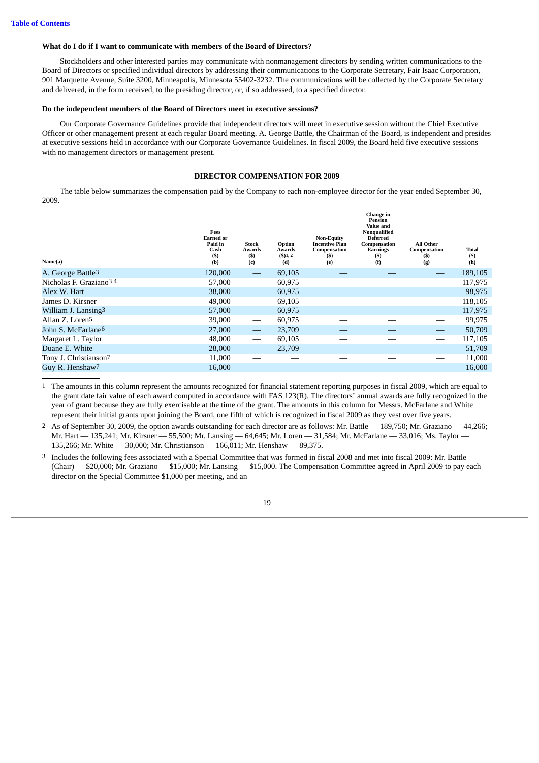**What do I do if I want to communicate with members of the Board of Directors?**

Stockholders and other interested parties may communicate with nonmanagement directors by sending written communications to the Board of Directors or specified individual directors by addressing their communications to the Corporate Secretary, Fair Isaac Corporation, 901 Marquette Avenue, Suite 3200, Minneapolis, Minnesota 55402-3232. The communications will be collected by the Corporate Secretary and delivered, in the form received, to the presiding director, or, if so addressed, to a specified director.

**Do the independent members of the Board of Directors meet in executive sessions?**

Our Corporate Governance Guidelines provide that independent directors will meet in executive session without the Chief Executive Officer or other management present at each regular Board meeting. A. George Battle, the Chairman of the Board, is independent and presides at executive sessions held in accordance with our Corporate Governance Guidelines. In fiscal 2009, the Board held five executive sessions with no management directors or management present.

## DIRECTOR COMPENSATION FOR 2009

The table below summarizes the compensation paid by the Company to each non-employee director for the year ended September 30, 2009.

| Name(a) | Fees Earned or Paid in Cash ($) (b) | Stock Awards ($) (c) | Option Awards ($)[1,2] (d) | Non-Equity Incentive Plan Compensation ($) (e) | Change in Pension Value and Nonqualified Deferred Compensation Earnings ($) (f) | All Other Compensation ($) (g) | Total ($) (h) |
|---|---|---|---|---|---|---|---|
| A. George Battle[3] | 120,000 | — | 69,105 | — | — | — | 189,105 |
| Nicholas F. Graziano[3 4] | 57,000 | — | 60,975 | — | — | — | 117,975 |
| Alex W. Hart | 38,000 | — | 60,975 | — | — | — | 98,975 |
| James D. Kirsner | 49,000 | — | 69,105 | — | — | — | 118,105 |
| William J. Lansing[3] | 57,000 | — | 60,975 | — | — | — | 117,975 |
| Allan Z. Loren[5] | 39,000 | — | 60,975 | — | — | — | 99,975 |
| John S. McFarlane[6] | 27,000 | — | 23,709 | — | — | — | 50,709 |
| Margaret L. Taylor | 48,000 | — | 69,105 | — | — | — | 117,105 |
| Duane E. White | 28,000 | — | 23,709 | — | — | — | 51,709 |
| Tony J. Christianson[7] | 11,000 | — | — | — | — | — | 11,000 |
| Guy R. Henshaw[7] | 16,000 | — | — | — | — | — | 16,000 |

1 The amounts in this column represent the amounts recognized for financial statement reporting purposes in fiscal 2009, which are equal to the grant date fair value of each award computed in accordance with FAS 123(R). The directors' annual awards are fully recognized in the year of grant because they are fully exercisable at the time of the grant. The amounts in this column for Messrs. McFarlane and White represent their initial grants upon joining the Board, one fifth of which is recognized in fiscal 2009 as they vest over five years.

2 As of September 30, 2009, the option awards outstanding for each director are as follows: Mr. Battle — 189,750; Mr. Graziano — 44,266; Mr. Hart — 135,241; Mr. Kirsner — 55,500; Mr. Lansing — 64,645; Mr. Loren — 31,584; Mr. McFarlane — 33,016; Ms. Taylor — 135,266; Mr. White — 30,000; Mr. Christianson — 166,011; Mr. Henshaw — 89,375.

3 Includes the following fees associated with a Special Committee that was formed in fiscal 2008 and met into fiscal 2009: Mr. Battle (Chair) — $20,000; Mr. Graziano — $15,000; Mr. Lansing — $15,000. The Compensation Committee agreed in April 2009 to pay each director on the Special Committee $1,000 per meeting, and an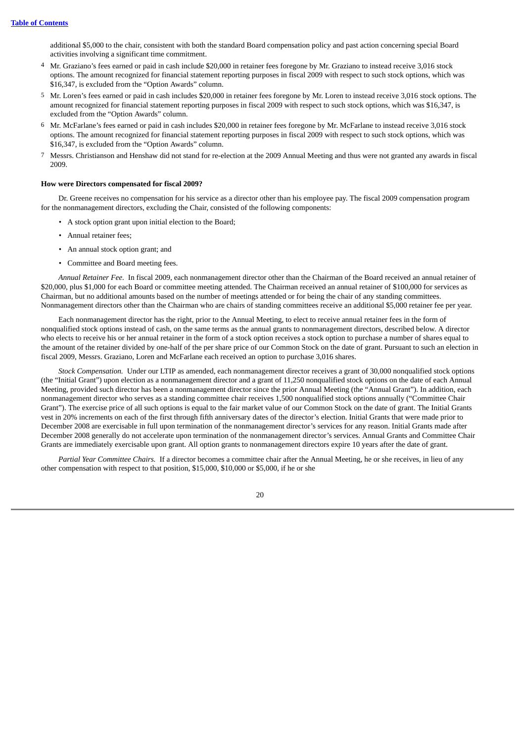additional $5,000 to the chair, consistent with both the standard Board compensation policy and past action concerning special Board activities involving a significant time commitment.

4 Mr. Graziano's fees earned or paid in cash include $20,000 in retainer fees foregone by Mr. Graziano to instead receive 3,016 stock options. The amount recognized for financial statement reporting purposes in fiscal 2009 with respect to such stock options, which was $16,347, is excluded from the "Option Awards" column.

5 Mr. Loren's fees earned or paid in cash includes $20,000 in retainer fees foregone by Mr. Loren to instead receive 3,016 stock options. The amount recognized for financial statement reporting purposes in fiscal 2009 with respect to such stock options, which was $16,347, is excluded from the "Option Awards" column.

6 Mr. McFarlane's fees earned or paid in cash includes $20,000 in retainer fees foregone by Mr. McFarlane to instead receive 3,016 stock options. The amount recognized for financial statement reporting purposes in fiscal 2009 with respect to such stock options, which was $16,347, is excluded from the "Option Awards" column.

7 Messrs. Christianson and Henshaw did not stand for re-election at the 2009 Annual Meeting and thus were not granted any awards in fiscal 2009.

**How were Directors compensated for fiscal 2009?**

Dr. Greene receives no compensation for his service as a director other than his employee pay. The fiscal 2009 compensation program for the nonmanagement directors, excluding the Chair, consisted of the following components:

- A stock option grant upon initial election to the Board;
- Annual retainer fees;
- An annual stock option grant; and
- Committee and Board meeting fees.

*Annual Retainer Fee.* In fiscal 2009, each nonmanagement director other than the Chairman of the Board received an annual retainer of $20,000, plus $1,000 for each Board or committee meeting attended. The Chairman received an annual retainer of $100,000 for services as Chairman, but no additional amounts based on the number of meetings attended or for being the chair of any standing committees. Nonmanagement directors other than the Chairman who are chairs of standing committees receive an additional $5,000 retainer fee per year.

Each nonmanagement director has the right, prior to the Annual Meeting, to elect to receive annual retainer fees in the form of nonqualified stock options instead of cash, on the same terms as the annual grants to nonmanagement directors, described below. A director who elects to receive his or her annual retainer in the form of a stock option receives a stock option to purchase a number of shares equal to the amount of the retainer divided by one-half of the per share price of our Common Stock on the date of grant. Pursuant to such an election in fiscal 2009, Messrs. Graziano, Loren and McFarlane each received an option to purchase 3,016 shares.

*Stock Compensation.* Under our LTIP as amended, each nonmanagement director receives a grant of 30,000 nonqualified stock options (the "Initial Grant") upon election as a nonmanagement director and a grant of 11,250 nonqualified stock options on the date of each Annual Meeting, provided such director has been a nonmanagement director since the prior Annual Meeting (the "Annual Grant"). In addition, each nonmanagement director who serves as a standing committee chair receives 1,500 nonqualified stock options annually ("Committee Chair Grant"). The exercise price of all such options is equal to the fair market value of our Common Stock on the date of grant. The Initial Grants vest in 20% increments on each of the first through fifth anniversary dates of the director's election. Initial Grants that were made prior to December 2008 are exercisable in full upon termination of the nonmanagement director's services for any reason. Initial Grants made after December 2008 generally do not accelerate upon termination of the nonmanagement director's services. Annual Grants and Committee Chair Grants are immediately exercisable upon grant. All option grants to nonmanagement directors expire 10 years after the date of grant.

*Partial Year Committee Chairs.* If a director becomes a committee chair after the Annual Meeting, he or she receives, in lieu of any other compensation with respect to that position, $15,000, $10,000 or $5,000, if he or she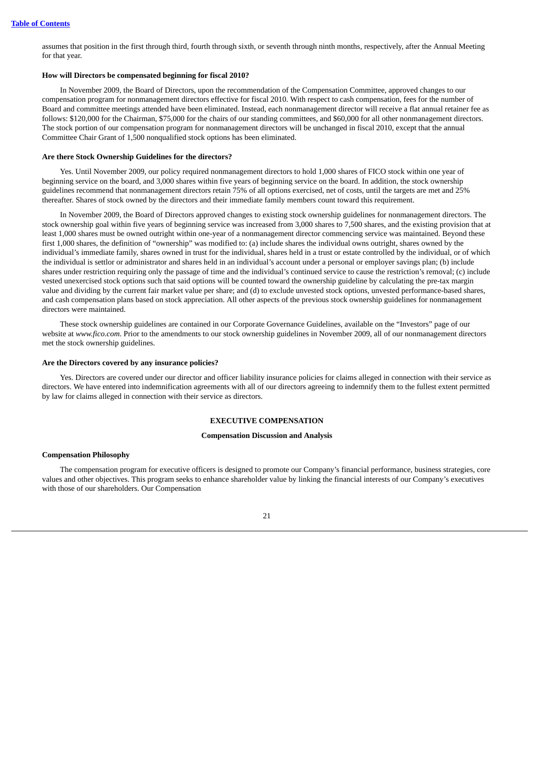assumes that position in the first through third, fourth through sixth, or seventh through ninth months, respectively, after the Annual Meeting for that year.

**How will Directors be compensated beginning for fiscal 2010?**

In November 2009, the Board of Directors, upon the recommendation of the Compensation Committee, approved changes to our compensation program for nonmanagement directors effective for fiscal 2010. With respect to cash compensation, fees for the number of Board and committee meetings attended have been eliminated. Instead, each nonmanagement director will receive a flat annual retainer fee as follows: $120,000 for the Chairman, $75,000 for the chairs of our standing committees, and $60,000 for all other nonmanagement directors. The stock portion of our compensation program for nonmanagement directors will be unchanged in fiscal 2010, except that the annual Committee Chair Grant of 1,500 nonqualified stock options has been eliminated.

**Are there Stock Ownership Guidelines for the directors?**

Yes. Until November 2009, our policy required nonmanagement directors to hold 1,000 shares of FICO stock within one year of beginning service on the board, and 3,000 shares within five years of beginning service on the board. In addition, the stock ownership guidelines recommend that nonmanagement directors retain 75% of all options exercised, net of costs, until the targets are met and 25% thereafter. Shares of stock owned by the directors and their immediate family members count toward this requirement.

In November 2009, the Board of Directors approved changes to existing stock ownership guidelines for nonmanagement directors. The stock ownership goal within five years of beginning service was increased from 3,000 shares to 7,500 shares, and the existing provision that at least 1,000 shares must be owned outright within one-year of a nonmanagement director commencing service was maintained. Beyond these first 1,000 shares, the definition of "ownership" was modified to: (a) include shares the individual owns outright, shares owned by the individual's immediate family, shares owned in trust for the individual, shares held in a trust or estate controlled by the individual, or of which the individual is settlor or administrator and shares held in an individual's account under a personal or employer savings plan; (b) include shares under restriction requiring only the passage of time and the individual's continued service to cause the restriction's removal; (c) include vested unexercised stock options such that said options will be counted toward the ownership guideline by calculating the pre-tax margin value and dividing by the current fair market value per share; and (d) to exclude unvested stock options, unvested performance-based shares, and cash compensation plans based on stock appreciation. All other aspects of the previous stock ownership guidelines for nonmanagement directors were maintained.

These stock ownership guidelines are contained in our Corporate Governance Guidelines, available on the "Investors" page of our website at *www.fico.com*. Prior to the amendments to our stock ownership guidelines in November 2009, all of our nonmanagement directors met the stock ownership guidelines.

**Are the Directors covered by any insurance policies?**

Yes. Directors are covered under our director and officer liability insurance policies for claims alleged in connection with their service as directors. We have entered into indemnification agreements with all of our directors agreeing to indemnify them to the fullest extent permitted by law for claims alleged in connection with their service as directors.

## EXECUTIVE COMPENSATION

### Compensation Discussion and Analysis

**Compensation Philosophy**

The compensation program for executive officers is designed to promote our Company's financial performance, business strategies, core values and other objectives. This program seeks to enhance shareholder value by linking the financial interests of our Company's executives with those of our shareholders. Our Compensation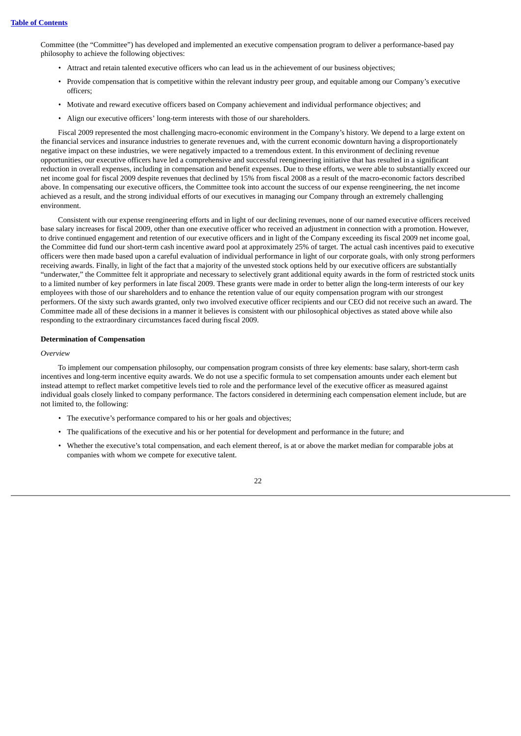Committee (the "Committee") has developed and implemented an executive compensation program to deliver a performance-based pay philosophy to achieve the following objectives:

- Attract and retain talented executive officers who can lead us in the achievement of our business objectives;
- Provide compensation that is competitive within the relevant industry peer group, and equitable among our Company's executive officers;
- Motivate and reward executive officers based on Company achievement and individual performance objectives; and
- Align our executive officers' long-term interests with those of our shareholders.

Fiscal 2009 represented the most challenging macro-economic environment in the Company's history. We depend to a large extent on the financial services and insurance industries to generate revenues and, with the current economic downturn having a disproportionately negative impact on these industries, we were negatively impacted to a tremendous extent. In this environment of declining revenue opportunities, our executive officers have led a comprehensive and successful reengineering initiative that has resulted in a significant reduction in overall expenses, including in compensation and benefit expenses. Due to these efforts, we were able to substantially exceed our net income goal for fiscal 2009 despite revenues that declined by 15% from fiscal 2008 as a result of the macro-economic factors described above. In compensating our executive officers, the Committee took into account the success of our expense reengineering, the net income achieved as a result, and the strong individual efforts of our executives in managing our Company through an extremely challenging environment.

Consistent with our expense reengineering efforts and in light of our declining revenues, none of our named executive officers received base salary increases for fiscal 2009, other than one executive officer who received an adjustment in connection with a promotion. However, to drive continued engagement and retention of our executive officers and in light of the Company exceeding its fiscal 2009 net income goal, the Committee did fund our short-term cash incentive award pool at approximately 25% of target. The actual cash incentives paid to executive officers were then made based upon a careful evaluation of individual performance in light of our corporate goals, with only strong performers receiving awards. Finally, in light of the fact that a majority of the unvested stock options held by our executive officers are substantially "underwater," the Committee felt it appropriate and necessary to selectively grant additional equity awards in the form of restricted stock units to a limited number of key performers in late fiscal 2009. These grants were made in order to better align the long-term interests of our key employees with those of our shareholders and to enhance the retention value of our equity compensation program with our strongest performers. Of the sixty such awards granted, only two involved executive officer recipients and our CEO did not receive such an award. The Committee made all of these decisions in a manner it believes is consistent with our philosophical objectives as stated above while also responding to the extraordinary circumstances faced during fiscal 2009.

**Determination of Compensation**

*Overview*

To implement our compensation philosophy, our compensation program consists of three key elements: base salary, short-term cash incentives and long-term incentive equity awards. We do not use a specific formula to set compensation amounts under each element but instead attempt to reflect market competitive levels tied to role and the performance level of the executive officer as measured against individual goals closely linked to company performance. The factors considered in determining each compensation element include, but are not limited to, the following:

- The executive's performance compared to his or her goals and objectives;
- The qualifications of the executive and his or her potential for development and performance in the future; and
- Whether the executive's total compensation, and each element thereof, is at or above the market median for comparable jobs at companies with whom we compete for executive talent.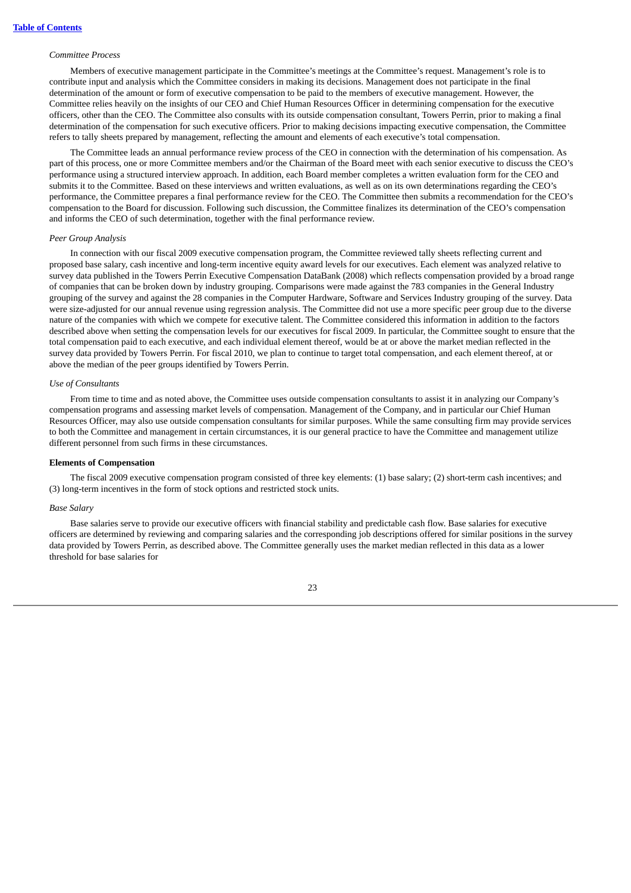*Committee Process*

Members of executive management participate in the Committee's meetings at the Committee's request. Management's role is to contribute input and analysis which the Committee considers in making its decisions. Management does not participate in the final determination of the amount or form of executive compensation to be paid to the members of executive management. However, the Committee relies heavily on the insights of our CEO and Chief Human Resources Officer in determining compensation for the executive officers, other than the CEO. The Committee also consults with its outside compensation consultant, Towers Perrin, prior to making a final determination of the compensation for such executive officers. Prior to making decisions impacting executive compensation, the Committee refers to tally sheets prepared by management, reflecting the amount and elements of each executive's total compensation.

The Committee leads an annual performance review process of the CEO in connection with the determination of his compensation. As part of this process, one or more Committee members and/or the Chairman of the Board meet with each senior executive to discuss the CEO's performance using a structured interview approach. In addition, each Board member completes a written evaluation form for the CEO and submits it to the Committee. Based on these interviews and written evaluations, as well as on its own determinations regarding the CEO's performance, the Committee prepares a final performance review for the CEO. The Committee then submits a recommendation for the CEO's compensation to the Board for discussion. Following such discussion, the Committee finalizes its determination of the CEO's compensation and informs the CEO of such determination, together with the final performance review.

*Peer Group Analysis*

In connection with our fiscal 2009 executive compensation program, the Committee reviewed tally sheets reflecting current and proposed base salary, cash incentive and long-term incentive equity award levels for our executives. Each element was analyzed relative to survey data published in the Towers Perrin Executive Compensation DataBank (2008) which reflects compensation provided by a broad range of companies that can be broken down by industry grouping. Comparisons were made against the 783 companies in the General Industry grouping of the survey and against the 28 companies in the Computer Hardware, Software and Services Industry grouping of the survey. Data were size-adjusted for our annual revenue using regression analysis. The Committee did not use a more specific peer group due to the diverse nature of the companies with which we compete for executive talent. The Committee considered this information in addition to the factors described above when setting the compensation levels for our executives for fiscal 2009. In particular, the Committee sought to ensure that the total compensation paid to each executive, and each individual element thereof, would be at or above the market median reflected in the survey data provided by Towers Perrin. For fiscal 2010, we plan to continue to target total compensation, and each element thereof, at or above the median of the peer groups identified by Towers Perrin.

*Use of Consultants*

From time to time and as noted above, the Committee uses outside compensation consultants to assist it in analyzing our Company's compensation programs and assessing market levels of compensation. Management of the Company, and in particular our Chief Human Resources Officer, may also use outside compensation consultants for similar purposes. While the same consulting firm may provide services to both the Committee and management in certain circumstances, it is our general practice to have the Committee and management utilize different personnel from such firms in these circumstances.

**Elements of Compensation**

The fiscal 2009 executive compensation program consisted of three key elements: (1) base salary; (2) short-term cash incentives; and (3) long-term incentives in the form of stock options and restricted stock units.

*Base Salary*

Base salaries serve to provide our executive officers with financial stability and predictable cash flow. Base salaries for executive officers are determined by reviewing and comparing salaries and the corresponding job descriptions offered for similar positions in the survey data provided by Towers Perrin, as described above. The Committee generally uses the market median reflected in this data as a lower threshold for base salaries for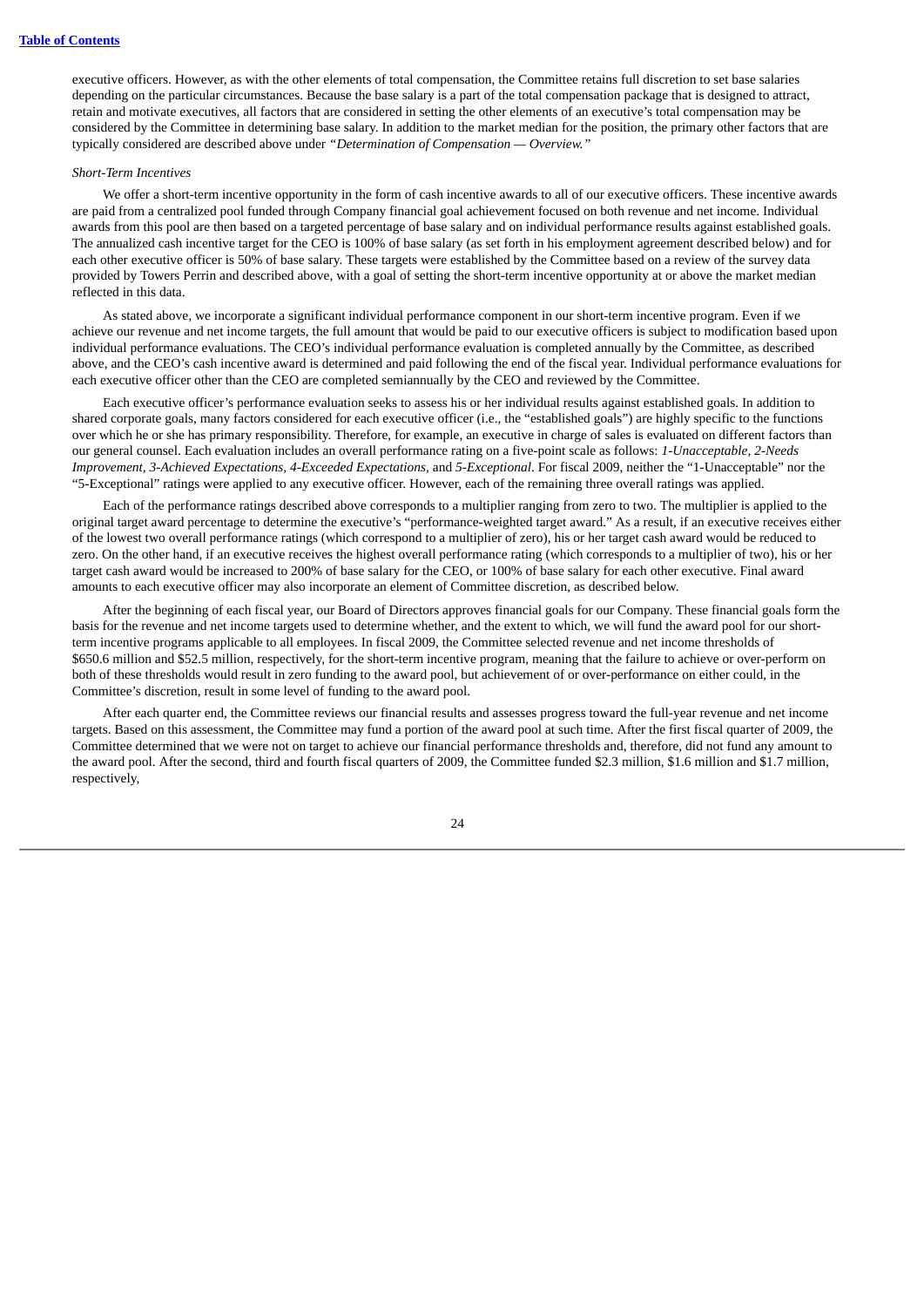executive officers. However, as with the other elements of total compensation, the Committee retains full discretion to set base salaries depending on the particular circumstances. Because the base salary is a part of the total compensation package that is designed to attract, retain and motivate executives, all factors that are considered in setting the other elements of an executive's total compensation may be considered by the Committee in determining base salary. In addition to the market median for the position, the primary other factors that are typically considered are described above under *"Determination of Compensation — Overview."*

*Short-Term Incentives*

We offer a short-term incentive opportunity in the form of cash incentive awards to all of our executive officers. These incentive awards are paid from a centralized pool funded through Company financial goal achievement focused on both revenue and net income. Individual awards from this pool are then based on a targeted percentage of base salary and on individual performance results against established goals. The annualized cash incentive target for the CEO is 100% of base salary (as set forth in his employment agreement described below) and for each other executive officer is 50% of base salary. These targets were established by the Committee based on a review of the survey data provided by Towers Perrin and described above, with a goal of setting the short-term incentive opportunity at or above the market median reflected in this data.

As stated above, we incorporate a significant individual performance component in our short-term incentive program. Even if we achieve our revenue and net income targets, the full amount that would be paid to our executive officers is subject to modification based upon individual performance evaluations. The CEO's individual performance evaluation is completed annually by the Committee, as described above, and the CEO's cash incentive award is determined and paid following the end of the fiscal year. Individual performance evaluations for each executive officer other than the CEO are completed semiannually by the CEO and reviewed by the Committee.

Each executive officer's performance evaluation seeks to assess his or her individual results against established goals. In addition to shared corporate goals, many factors considered for each executive officer (i.e., the "established goals") are highly specific to the functions over which he or she has primary responsibility. Therefore, for example, an executive in charge of sales is evaluated on different factors than our general counsel. Each evaluation includes an overall performance rating on a five-point scale as follows: *1-Unacceptable*, *2-Needs Improvement*, *3-Achieved Expectations*, *4-Exceeded Expectations*, and *5-Exceptional*. For fiscal 2009, neither the "1-Unacceptable" nor the "5-Exceptional" ratings were applied to any executive officer. However, each of the remaining three overall ratings was applied.

Each of the performance ratings described above corresponds to a multiplier ranging from zero to two. The multiplier is applied to the original target award percentage to determine the executive's "performance-weighted target award." As a result, if an executive receives either of the lowest two overall performance ratings (which correspond to a multiplier of zero), his or her target cash award would be reduced to zero. On the other hand, if an executive receives the highest overall performance rating (which corresponds to a multiplier of two), his or her target cash award would be increased to 200% of base salary for the CEO, or 100% of base salary for each other executive. Final award amounts to each executive officer may also incorporate an element of Committee discretion, as described below.

After the beginning of each fiscal year, our Board of Directors approves financial goals for our Company. These financial goals form the basis for the revenue and net income targets used to determine whether, and the extent to which, we will fund the award pool for our short-term incentive programs applicable to all employees. In fiscal 2009, the Committee selected revenue and net income thresholds of $650.6 million and $52.5 million, respectively, for the short-term incentive program, meaning that the failure to achieve or over-perform on both of these thresholds would result in zero funding to the award pool, but achievement of or over-performance on either could, in the Committee's discretion, result in some level of funding to the award pool.

After each quarter end, the Committee reviews our financial results and assesses progress toward the full-year revenue and net income targets. Based on this assessment, the Committee may fund a portion of the award pool at such time. After the first fiscal quarter of 2009, the Committee determined that we were not on target to achieve our financial performance thresholds and, therefore, did not fund any amount to the award pool. After the second, third and fourth fiscal quarters of 2009, the Committee funded $2.3 million, $1.6 million and $1.7 million, respectively,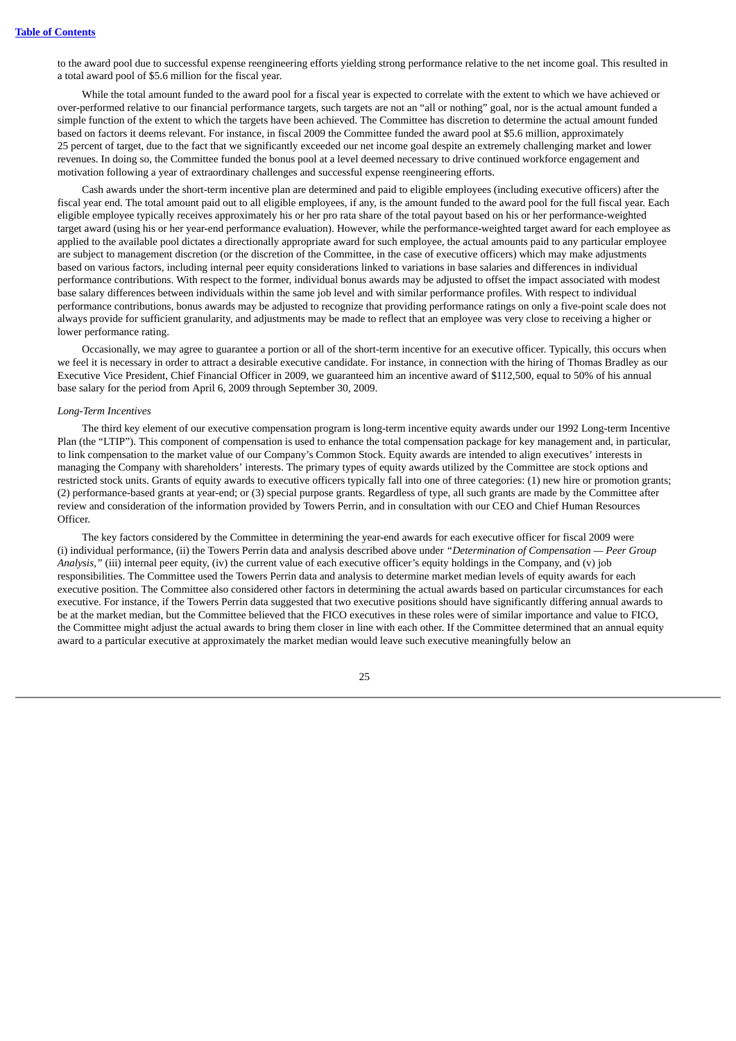to the award pool due to successful expense reengineering efforts yielding strong performance relative to the net income goal. This resulted in a total award pool of $5.6 million for the fiscal year.

While the total amount funded to the award pool for a fiscal year is expected to correlate with the extent to which we have achieved or over-performed relative to our financial performance targets, such targets are not an "all or nothing" goal, nor is the actual amount funded a simple function of the extent to which the targets have been achieved. The Committee has discretion to determine the actual amount funded based on factors it deems relevant. For instance, in fiscal 2009 the Committee funded the award pool at $5.6 million, approximately 25 percent of target, due to the fact that we significantly exceeded our net income goal despite an extremely challenging market and lower revenues. In doing so, the Committee funded the bonus pool at a level deemed necessary to drive continued workforce engagement and motivation following a year of extraordinary challenges and successful expense reengineering efforts.

Cash awards under the short-term incentive plan are determined and paid to eligible employees (including executive officers) after the fiscal year end. The total amount paid out to all eligible employees, if any, is the amount funded to the award pool for the full fiscal year. Each eligible employee typically receives approximately his or her pro rata share of the total payout based on his or her performance-weighted target award (using his or her year-end performance evaluation). However, while the performance-weighted target award for each employee as applied to the available pool dictates a directionally appropriate award for such employee, the actual amounts paid to any particular employee are subject to management discretion (or the discretion of the Committee, in the case of executive officers) which may make adjustments based on various factors, including internal peer equity considerations linked to variations in base salaries and differences in individual performance contributions. With respect to the former, individual bonus awards may be adjusted to offset the impact associated with modest base salary differences between individuals within the same job level and with similar performance profiles. With respect to individual performance contributions, bonus awards may be adjusted to recognize that providing performance ratings on only a five-point scale does not always provide for sufficient granularity, and adjustments may be made to reflect that an employee was very close to receiving a higher or lower performance rating.

Occasionally, we may agree to guarantee a portion or all of the short-term incentive for an executive officer. Typically, this occurs when we feel it is necessary in order to attract a desirable executive candidate. For instance, in connection with the hiring of Thomas Bradley as our Executive Vice President, Chief Financial Officer in 2009, we guaranteed him an incentive award of $112,500, equal to 50% of his annual base salary for the period from April 6, 2009 through September 30, 2009.

*Long-Term Incentives*

The third key element of our executive compensation program is long-term incentive equity awards under our 1992 Long-term Incentive Plan (the "LTIP"). This component of compensation is used to enhance the total compensation package for key management and, in particular, to link compensation to the market value of our Company's Common Stock. Equity awards are intended to align executives' interests in managing the Company with shareholders' interests. The primary types of equity awards utilized by the Committee are stock options and restricted stock units. Grants of equity awards to executive officers typically fall into one of three categories: (1) new hire or promotion grants; (2) performance-based grants at year-end; or (3) special purpose grants. Regardless of type, all such grants are made by the Committee after review and consideration of the information provided by Towers Perrin, and in consultation with our CEO and Chief Human Resources Officer.

The key factors considered by the Committee in determining the year-end awards for each executive officer for fiscal 2009 were (i) individual performance, (ii) the Towers Perrin data and analysis described above under *"Determination of Compensation — Peer Group Analysis,"* (iii) internal peer equity, (iv) the current value of each executive officer's equity holdings in the Company, and (v) job responsibilities. The Committee used the Towers Perrin data and analysis to determine market median levels of equity awards for each executive position. The Committee also considered other factors in determining the actual awards based on particular circumstances for each executive. For instance, if the Towers Perrin data suggested that two executive positions should have significantly differing annual awards to be at the market median, but the Committee believed that the FICO executives in these roles were of similar importance and value to FICO, the Committee might adjust the actual awards to bring them closer in line with each other. If the Committee determined that an annual equity award to a particular executive at approximately the market median would leave such executive meaningfully below an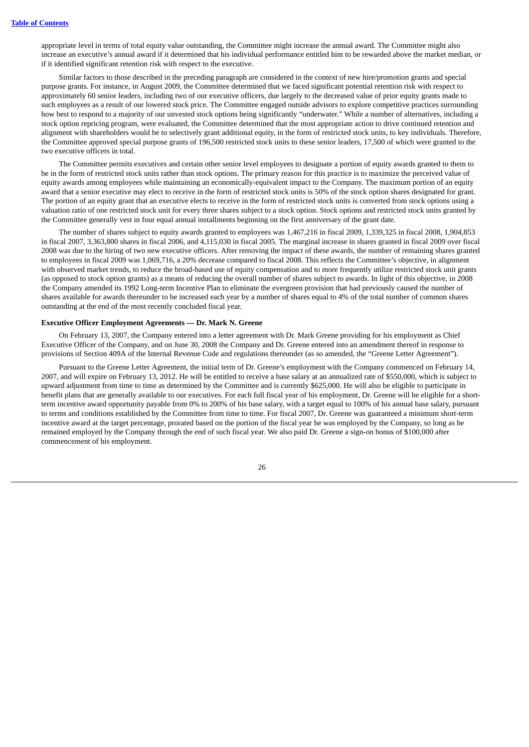appropriate level in terms of total equity value outstanding, the Committee might increase the annual award. The Committee might also increase an executive's annual award if it determined that his individual performance entitled him to be rewarded above the market median, or if it identified significant retention risk with respect to the executive.

Similar factors to those described in the preceding paragraph are considered in the context of new hire/promotion grants and special purpose grants. For instance, in August 2009, the Committee determined that we faced significant potential retention risk with respect to approximately 60 senior leaders, including two of our executive officers, due largely to the decreased value of prior equity grants made to such employees as a result of our lowered stock price. The Committee engaged outside advisors to explore competitive practices surrounding how best to respond to a majority of our unvested stock options being significantly "underwater." While a number of alternatives, including a stock option repricing program, were evaluated, the Committee determined that the most appropriate action to drive continued retention and alignment with shareholders would be to selectively grant additional equity, in the form of restricted stock units, to key individuals. Therefore, the Committee approved special purpose grants of 196,500 restricted stock units to these senior leaders, 17,500 of which were granted to the two executive officers in total.

The Committee permits executives and certain other senior level employees to designate a portion of equity awards granted to them to be in the form of restricted stock units rather than stock options. The primary reason for this practice is to maximize the perceived value of equity awards among employees while maintaining an economically-equivalent impact to the Company. The maximum portion of an equity award that a senior executive may elect to receive in the form of restricted stock units is 50% of the stock option shares designated for grant. The portion of an equity grant that an executive elects to receive in the form of restricted stock units is converted from stock options using a valuation ratio of one restricted stock unit for every three shares subject to a stock option. Stock options and restricted stock units granted by the Committee generally vest in four equal annual installments beginning on the first anniversary of the grant date.

The number of shares subject to equity awards granted to employees was 1,467,216 in fiscal 2009, 1,339,325 in fiscal 2008, 1,904,853 in fiscal 2007, 3,363,800 shares in fiscal 2006, and 4,115,030 in fiscal 2005. The marginal increase in shares granted in fiscal 2009 over fiscal 2008 was due to the hiring of two new executive officers. After removing the impact of these awards, the number of remaining shares granted to employees in fiscal 2009 was 1,069,716, a 20% decrease compared to fiscal 2008. This reflects the Committee's objective, in alignment with observed market trends, to reduce the broad-based use of equity compensation and to more frequently utilize restricted stock unit grants (as opposed to stock option grants) as a means of reducing the overall number of shares subject to awards. In light of this objective, in 2008 the Company amended its 1992 Long-term Incentive Plan to eliminate the evergreen provision that had previously caused the number of shares available for awards thereunder to be increased each year by a number of shares equal to 4% of the total number of common shares outstanding at the end of the most recently concluded fiscal year.

**Executive Officer Employment Agreements — Dr. Mark N. Greene**

On February 13, 2007, the Company entered into a letter agreement with Dr. Mark Greene providing for his employment as Chief Executive Officer of the Company, and on June 30, 2008 the Company and Dr. Greene entered into an amendment thereof in response to provisions of Section 409A of the Internal Revenue Code and regulations thereunder (as so amended, the "Greene Letter Agreement").

Pursuant to the Greene Letter Agreement, the initial term of Dr. Greene's employment with the Company commenced on February 14, 2007, and will expire on February 13, 2012. He will be entitled to receive a base salary at an annualized rate of $550,000, which is subject to upward adjustment from time to time as determined by the Committee and is currently $625,000. He will also be eligible to participate in benefit plans that are generally available to our executives. For each full fiscal year of his employment, Dr. Greene will be eligible for a short-term incentive award opportunity payable from 0% to 200% of his base salary, with a target equal to 100% of his annual base salary, pursuant to terms and conditions established by the Committee from time to time. For fiscal 2007, Dr. Greene was guaranteed a minimum short-term incentive award at the target percentage, prorated based on the portion of the fiscal year he was employed by the Company, so long as he remained employed by the Company through the end of such fiscal year. We also paid Dr. Greene a sign-on bonus of $100,000 after commencement of his employment.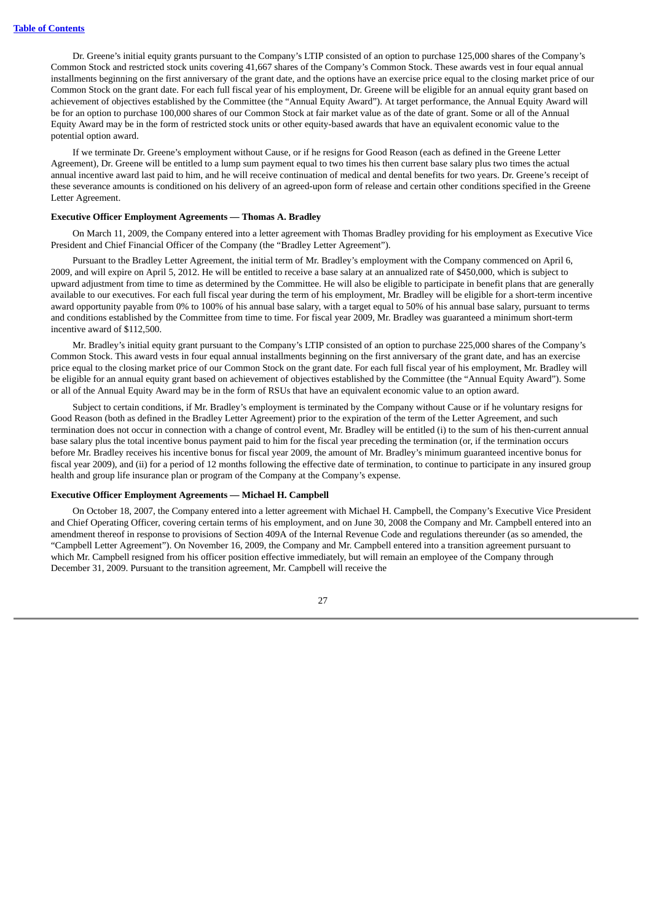Dr. Greene's initial equity grants pursuant to the Company's LTIP consisted of an option to purchase 125,000 shares of the Company's Common Stock and restricted stock units covering 41,667 shares of the Company's Common Stock. These awards vest in four equal annual installments beginning on the first anniversary of the grant date, and the options have an exercise price equal to the closing market price of our Common Stock on the grant date. For each full fiscal year of his employment, Dr. Greene will be eligible for an annual equity grant based on achievement of objectives established by the Committee (the "Annual Equity Award"). At target performance, the Annual Equity Award will be for an option to purchase 100,000 shares of our Common Stock at fair market value as of the date of grant. Some or all of the Annual Equity Award may be in the form of restricted stock units or other equity-based awards that have an equivalent economic value to the potential option award.

If we terminate Dr. Greene's employment without Cause, or if he resigns for Good Reason (each as defined in the Greene Letter Agreement), Dr. Greene will be entitled to a lump sum payment equal to two times his then current base salary plus two times the actual annual incentive award last paid to him, and he will receive continuation of medical and dental benefits for two years. Dr. Greene's receipt of these severance amounts is conditioned on his delivery of an agreed-upon form of release and certain other conditions specified in the Greene Letter Agreement.

**Executive Officer Employment Agreements — Thomas A. Bradley**

On March 11, 2009, the Company entered into a letter agreement with Thomas Bradley providing for his employment as Executive Vice President and Chief Financial Officer of the Company (the "Bradley Letter Agreement").

Pursuant to the Bradley Letter Agreement, the initial term of Mr. Bradley's employment with the Company commenced on April 6, 2009, and will expire on April 5, 2012. He will be entitled to receive a base salary at an annualized rate of $450,000, which is subject to upward adjustment from time to time as determined by the Committee. He will also be eligible to participate in benefit plans that are generally available to our executives. For each full fiscal year during the term of his employment, Mr. Bradley will be eligible for a short-term incentive award opportunity payable from 0% to 100% of his annual base salary, with a target equal to 50% of his annual base salary, pursuant to terms and conditions established by the Committee from time to time. For fiscal year 2009, Mr. Bradley was guaranteed a minimum short-term incentive award of $112,500.

Mr. Bradley's initial equity grant pursuant to the Company's LTIP consisted of an option to purchase 225,000 shares of the Company's Common Stock. This award vests in four equal annual installments beginning on the first anniversary of the grant date, and has an exercise price equal to the closing market price of our Common Stock on the grant date. For each full fiscal year of his employment, Mr. Bradley will be eligible for an annual equity grant based on achievement of objectives established by the Committee (the "Annual Equity Award"). Some or all of the Annual Equity Award may be in the form of RSUs that have an equivalent economic value to an option award.

Subject to certain conditions, if Mr. Bradley's employment is terminated by the Company without Cause or if he voluntary resigns for Good Reason (both as defined in the Bradley Letter Agreement) prior to the expiration of the term of the Letter Agreement, and such termination does not occur in connection with a change of control event, Mr. Bradley will be entitled (i) to the sum of his then-current annual base salary plus the total incentive bonus payment paid to him for the fiscal year preceding the termination (or, if the termination occurs before Mr. Bradley receives his incentive bonus for fiscal year 2009, the amount of Mr. Bradley's minimum guaranteed incentive bonus for fiscal year 2009), and (ii) for a period of 12 months following the effective date of termination, to continue to participate in any insured group health and group life insurance plan or program of the Company at the Company's expense.

**Executive Officer Employment Agreements — Michael H. Campbell**

On October 18, 2007, the Company entered into a letter agreement with Michael H. Campbell, the Company's Executive Vice President and Chief Operating Officer, covering certain terms of his employment, and on June 30, 2008 the Company and Mr. Campbell entered into an amendment thereof in response to provisions of Section 409A of the Internal Revenue Code and regulations thereunder (as so amended, the "Campbell Letter Agreement"). On November 16, 2009, the Company and Mr. Campbell entered into a transition agreement pursuant to which Mr. Campbell resigned from his officer position effective immediately, but will remain an employee of the Company through December 31, 2009. Pursuant to the transition agreement, Mr. Campbell will receive the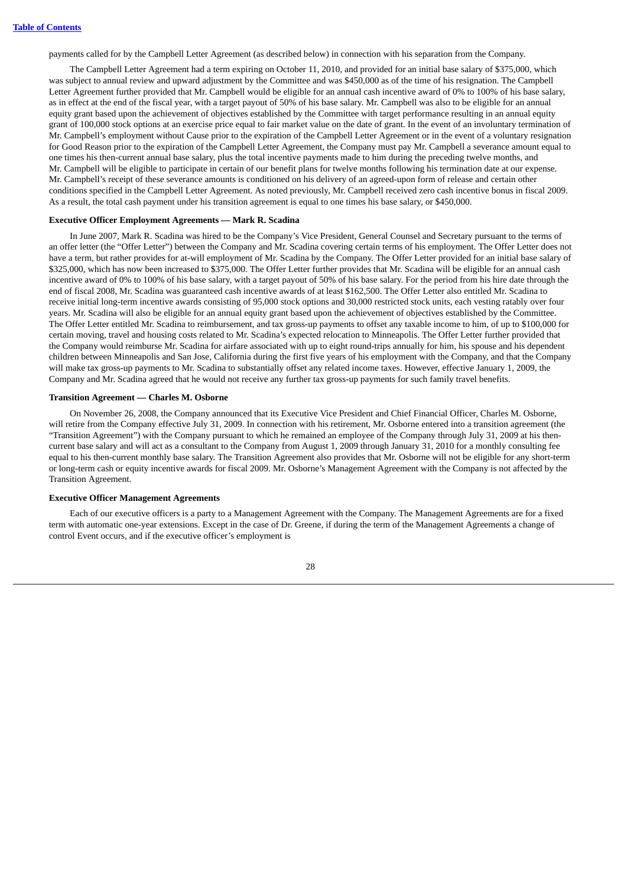payments called for by the Campbell Letter Agreement (as described below) in connection with his separation from the Company.

The Campbell Letter Agreement had a term expiring on October 11, 2010, and provided for an initial base salary of $375,000, which was subject to annual review and upward adjustment by the Committee and was $450,000 as of the time of his resignation. The Campbell Letter Agreement further provided that Mr. Campbell would be eligible for an annual cash incentive award of 0% to 100% of his base salary, as in effect at the end of the fiscal year, with a target payout of 50% of his base salary. Mr. Campbell was also to be eligible for an annual equity grant based upon the achievement of objectives established by the Committee with target performance resulting in an annual equity grant of 100,000 stock options at an exercise price equal to fair market value on the date of grant. In the event of an involuntary termination of Mr. Campbell's employment without Cause prior to the expiration of the Campbell Letter Agreement or in the event of a voluntary resignation for Good Reason prior to the expiration of the Campbell Letter Agreement, the Company must pay Mr. Campbell a severance amount equal to one times his then-current annual base salary, plus the total incentive payments made to him during the preceding twelve months, and Mr. Campbell will be eligible to participate in certain of our benefit plans for twelve months following his termination date at our expense. Mr. Campbell's receipt of these severance amounts is conditioned on his delivery of an agreed-upon form of release and certain other conditions specified in the Campbell Letter Agreement. As noted previously, Mr. Campbell received zero cash incentive bonus in fiscal 2009. As a result, the total cash payment under his transition agreement is equal to one times his base salary, or $450,000.

**Executive Officer Employment Agreements — Mark R. Scadina**

In June 2007, Mark R. Scadina was hired to be the Company's Vice President, General Counsel and Secretary pursuant to the terms of an offer letter (the "Offer Letter") between the Company and Mr. Scadina covering certain terms of his employment. The Offer Letter does not have a term, but rather provides for at-will employment of Mr. Scadina by the Company. The Offer Letter provided for an initial base salary of $325,000, which has now been increased to $375,000. The Offer Letter further provides that Mr. Scadina will be eligible for an annual cash incentive award of 0% to 100% of his base salary, with a target payout of 50% of his base salary. For the period from his hire date through the end of fiscal 2008, Mr. Scadina was guaranteed cash incentive awards of at least $162,500. The Offer Letter also entitled Mr. Scadina to receive initial long-term incentive awards consisting of 95,000 stock options and 30,000 restricted stock units, each vesting ratably over four years. Mr. Scadina will also be eligible for an annual equity grant based upon the achievement of objectives established by the Committee. The Offer Letter entitled Mr. Scadina to reimbursement, and tax gross-up payments to offset any taxable income to him, of up to $100,000 for certain moving, travel and housing costs related to Mr. Scadina's expected relocation to Minneapolis. The Offer Letter further provided that the Company would reimburse Mr. Scadina for airfare associated with up to eight round-trips annually for him, his spouse and his dependent children between Minneapolis and San Jose, California during the first five years of his employment with the Company, and that the Company will make tax gross-up payments to Mr. Scadina to substantially offset any related income taxes. However, effective January 1, 2009, the Company and Mr. Scadina agreed that he would not receive any further tax gross-up payments for such family travel benefits.

**Transition Agreement — Charles M. Osborne**

On November 26, 2008, the Company announced that its Executive Vice President and Chief Financial Officer, Charles M. Osborne, will retire from the Company effective July 31, 2009. In connection with his retirement, Mr. Osborne entered into a transition agreement (the "Transition Agreement") with the Company pursuant to which he remained an employee of the Company through July 31, 2009 at his then-current base salary and will act as a consultant to the Company from August 1, 2009 through January 31, 2010 for a monthly consulting fee equal to his then-current monthly base salary. The Transition Agreement also provides that Mr. Osborne will not be eligible for any short-term or long-term cash or equity incentive awards for fiscal 2009. Mr. Osborne's Management Agreement with the Company is not affected by the Transition Agreement.

**Executive Officer Management Agreements**

Each of our executive officers is a party to a Management Agreement with the Company. The Management Agreements are for a fixed term with automatic one-year extensions. Except in the case of Dr. Greene, if during the term of the Management Agreements a change of control Event occurs, and if the executive officer's employment is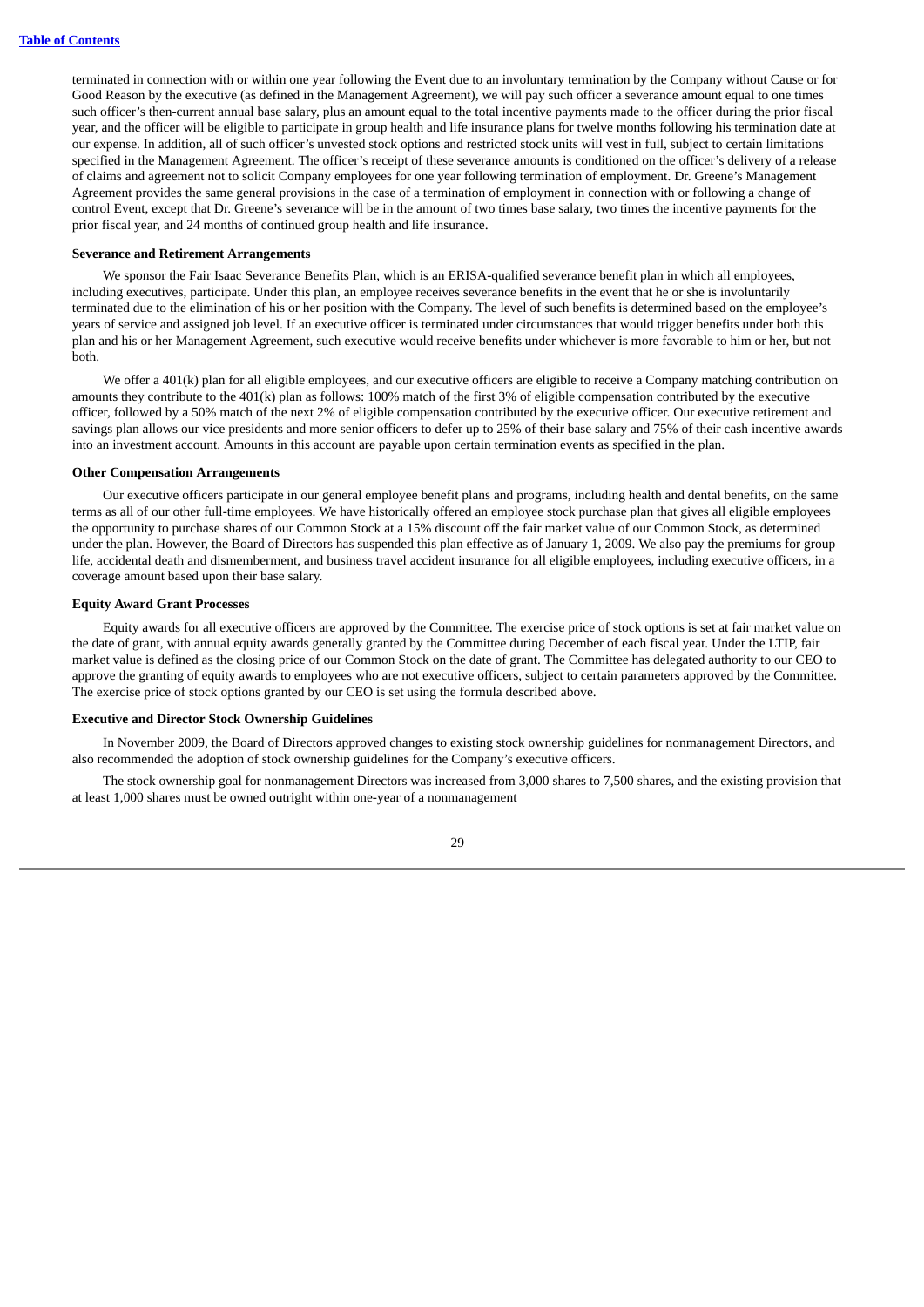terminated in connection with or within one year following the Event due to an involuntary termination by the Company without Cause or for Good Reason by the executive (as defined in the Management Agreement), we will pay such officer a severance amount equal to one times such officer's then-current annual base salary, plus an amount equal to the total incentive payments made to the officer during the prior fiscal year, and the officer will be eligible to participate in group health and life insurance plans for twelve months following his termination date at our expense. In addition, all of such officer's unvested stock options and restricted stock units will vest in full, subject to certain limitations specified in the Management Agreement. The officer's receipt of these severance amounts is conditioned on the officer's delivery of a release of claims and agreement not to solicit Company employees for one year following termination of employment. Dr. Greene's Management Agreement provides the same general provisions in the case of a termination of employment in connection with or following a change of control Event, except that Dr. Greene's severance will be in the amount of two times base salary, two times the incentive payments for the prior fiscal year, and 24 months of continued group health and life insurance.

**Severance and Retirement Arrangements**

We sponsor the Fair Isaac Severance Benefits Plan, which is an ERISA-qualified severance benefit plan in which all employees, including executives, participate. Under this plan, an employee receives severance benefits in the event that he or she is involuntarily terminated due to the elimination of his or her position with the Company. The level of such benefits is determined based on the employee's years of service and assigned job level. If an executive officer is terminated under circumstances that would trigger benefits under both this plan and his or her Management Agreement, such executive would receive benefits under whichever is more favorable to him or her, but not both.

We offer a 401(k) plan for all eligible employees, and our executive officers are eligible to receive a Company matching contribution on amounts they contribute to the 401(k) plan as follows: 100% match of the first 3% of eligible compensation contributed by the executive officer, followed by a 50% match of the next 2% of eligible compensation contributed by the executive officer. Our executive retirement and savings plan allows our vice presidents and more senior officers to defer up to 25% of their base salary and 75% of their cash incentive awards into an investment account. Amounts in this account are payable upon certain termination events as specified in the plan.

**Other Compensation Arrangements**

Our executive officers participate in our general employee benefit plans and programs, including health and dental benefits, on the same terms as all of our other full-time employees. We have historically offered an employee stock purchase plan that gives all eligible employees the opportunity to purchase shares of our Common Stock at a 15% discount off the fair market value of our Common Stock, as determined under the plan. However, the Board of Directors has suspended this plan effective as of January 1, 2009. We also pay the premiums for group life, accidental death and dismemberment, and business travel accident insurance for all eligible employees, including executive officers, in a coverage amount based upon their base salary.

**Equity Award Grant Processes**

Equity awards for all executive officers are approved by the Committee. The exercise price of stock options is set at fair market value on the date of grant, with annual equity awards generally granted by the Committee during December of each fiscal year. Under the LTIP, fair market value is defined as the closing price of our Common Stock on the date of grant. The Committee has delegated authority to our CEO to approve the granting of equity awards to employees who are not executive officers, subject to certain parameters approved by the Committee. The exercise price of stock options granted by our CEO is set using the formula described above.

**Executive and Director Stock Ownership Guidelines**

In November 2009, the Board of Directors approved changes to existing stock ownership guidelines for nonmanagement Directors, and also recommended the adoption of stock ownership guidelines for the Company's executive officers.

The stock ownership goal for nonmanagement Directors was increased from 3,000 shares to 7,500 shares, and the existing provision that at least 1,000 shares must be owned outright within one-year of a nonmanagement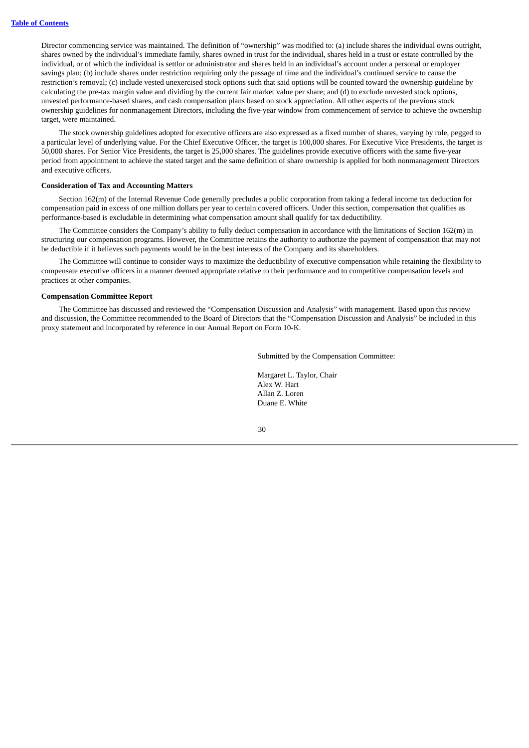Director commencing service was maintained. The definition of "ownership" was modified to: (a) include shares the individual owns outright, shares owned by the individual's immediate family, shares owned in trust for the individual, shares held in a trust or estate controlled by the individual, or of which the individual is settlor or administrator and shares held in an individual's account under a personal or employer savings plan; (b) include shares under restriction requiring only the passage of time and the individual's continued service to cause the restriction's removal; (c) include vested unexercised stock options such that said options will be counted toward the ownership guideline by calculating the pre-tax margin value and dividing by the current fair market value per share; and (d) to exclude unvested stock options, unvested performance-based shares, and cash compensation plans based on stock appreciation. All other aspects of the previous stock ownership guidelines for nonmanagement Directors, including the five-year window from commencement of service to achieve the ownership target, were maintained.

The stock ownership guidelines adopted for executive officers are also expressed as a fixed number of shares, varying by role, pegged to a particular level of underlying value. For the Chief Executive Officer, the target is 100,000 shares. For Executive Vice Presidents, the target is 50,000 shares. For Senior Vice Presidents, the target is 25,000 shares. The guidelines provide executive officers with the same five-year period from appointment to achieve the stated target and the same definition of share ownership is applied for both nonmanagement Directors and executive officers.

**Consideration of Tax and Accounting Matters**

Section 162(m) of the Internal Revenue Code generally precludes a public corporation from taking a federal income tax deduction for compensation paid in excess of one million dollars per year to certain covered officers. Under this section, compensation that qualifies as performance-based is excludable in determining what compensation amount shall qualify for tax deductibility.

The Committee considers the Company's ability to fully deduct compensation in accordance with the limitations of Section 162(m) in structuring our compensation programs. However, the Committee retains the authority to authorize the payment of compensation that may not be deductible if it believes such payments would be in the best interests of the Company and its shareholders.

The Committee will continue to consider ways to maximize the deductibility of executive compensation while retaining the flexibility to compensate executive officers in a manner deemed appropriate relative to their performance and to competitive compensation levels and practices at other companies.

**Compensation Committee Report**

The Committee has discussed and reviewed the "Compensation Discussion and Analysis" with management. Based upon this review and discussion, the Committee recommended to the Board of Directors that the "Compensation Discussion and Analysis" be included in this proxy statement and incorporated by reference in our Annual Report on Form 10-K.

Submitted by the Compensation Committee:

Margaret L. Taylor, Chair
Alex W. Hart
Allan Z. Loren
Duane E. White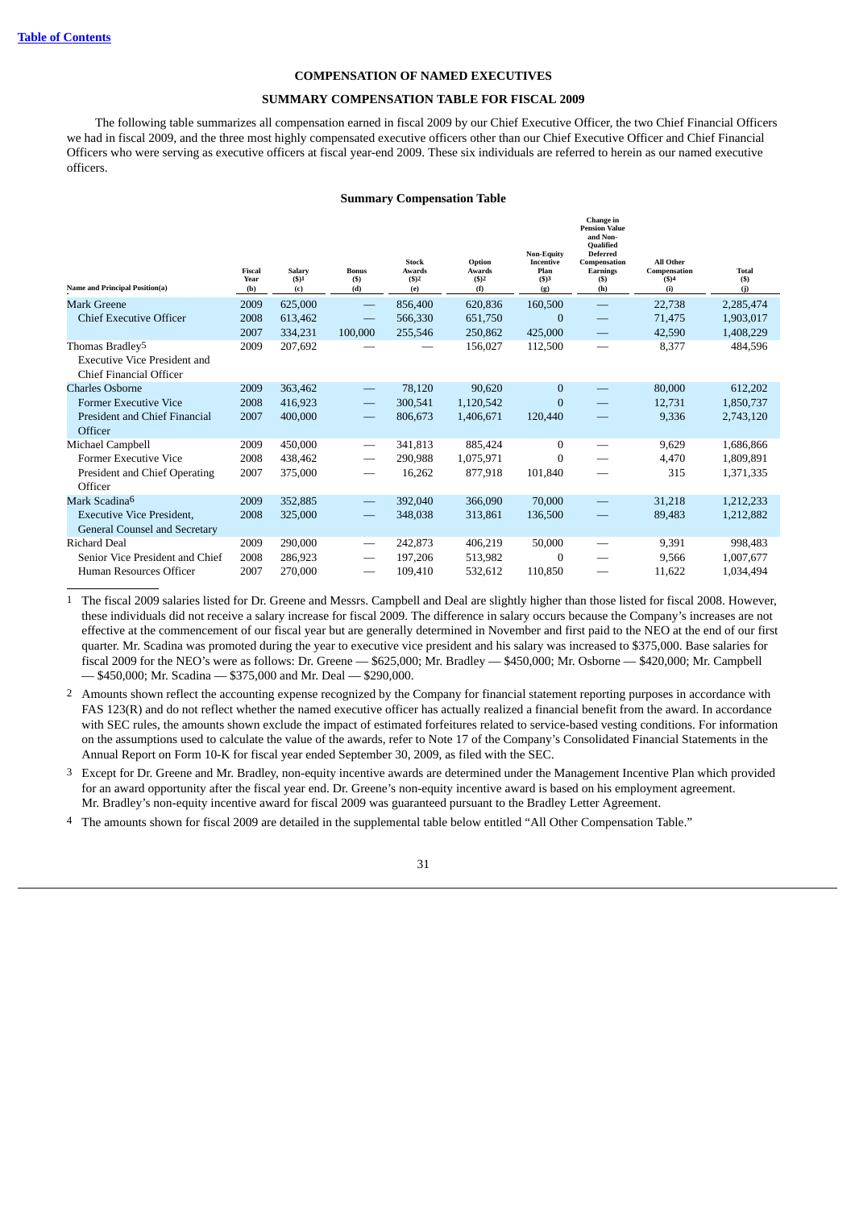[Table of Contents](#)

## COMPENSATION OF NAMED EXECUTIVES

### SUMMARY COMPENSATION TABLE FOR FISCAL 2009

The following table summarizes all compensation earned in fiscal 2009 by our Chief Executive Officer, the two Chief Financial Officers we had in fiscal 2009, and the three most highly compensated executive officers other than our Chief Executive Officer and Chief Financial Officers who were serving as executive officers at fiscal year-end 2009. These six individuals are referred to herein as our named executive officers.

**Summary Compensation Table**

| Name and Principal Position (a) | Fiscal Year (b) | Salary ($)[1] (c) | Bonus ($) (d) | Stock Awards ($)[2] (e) | Option Awards ($)[2] (f) | Non-Equity Incentive Plan ($)[3] (g) | Change in Pension Value and Non-Qualified Deferred Compensation Earnings ($) (h) | All Other Compensation ($)[4] (i) | Total ($) (j) |
|---|---|---|---|---|---|---|---|---|---|
| Mark Greene | 2009 | 625,000 | — | 856,400 | 620,836 | 160,500 | — | 22,738 | 2,285,474 |
| Chief Executive Officer | 2008 | 613,462 | — | 566,330 | 651,750 | 0 | — | 71,475 | 1,903,017 |
| | 2007 | 334,231 | 100,000 | 255,546 | 250,862 | 425,000 | — | 42,590 | 1,408,229 |
| Thomas Bradley[5] Executive Vice President and Chief Financial Officer | 2009 | 207,692 | — | — | 156,027 | 112,500 | — | 8,377 | 484,596 |
| Charles Osborne | 2009 | 363,462 | — | 78,120 | 90,620 | 0 | — | 80,000 | 612,202 |
| Former Executive Vice | 2008 | 416,923 | — | 300,541 | 1,120,542 | 0 | — | 12,731 | 1,850,737 |
| President and Chief Financial Officer | 2007 | 400,000 | — | 806,673 | 1,406,671 | 120,440 | — | 9,336 | 2,743,120 |
| Michael Campbell | 2009 | 450,000 | — | 341,813 | 885,424 | 0 | — | 9,629 | 1,686,866 |
| Former Executive Vice | 2008 | 438,462 | — | 290,988 | 1,075,971 | 0 | — | 4,470 | 1,809,891 |
| President and Chief Operating Officer | 2007 | 375,000 | — | 16,262 | 877,918 | 101,840 | — | 315 | 1,371,335 |
| Mark Scadina[6] | 2009 | 352,885 | — | 392,040 | 366,090 | 70,000 | — | 31,218 | 1,212,233 |
| Executive Vice President, General Counsel and Secretary | 2008 | 325,000 | — | 348,038 | 313,861 | 136,500 | — | 89,483 | 1,212,882 |
| Richard Deal | 2009 | 290,000 | — | 242,873 | 406,219 | 50,000 | — | 9,391 | 998,483 |
| Senior Vice President and Chief | 2008 | 286,923 | — | 197,206 | 513,982 | 0 | — | 9,566 | 1,007,677 |
| Human Resources Officer | 2007 | 270,000 | — | 109,410 | 532,612 | 110,850 | — | 11,622 | 1,034,494 |

1 The fiscal 2009 salaries listed for Dr. Greene and Messrs. Campbell and Deal are slightly higher than those listed for fiscal 2008. However, these individuals did not receive a salary increase for fiscal 2009. The difference in salary occurs because the Company's increases are not effective at the commencement of our fiscal year but are generally determined in November and first paid to the NEO at the end of our first quarter. Mr. Scadina was promoted during the year to executive vice president and his salary was increased to $375,000. Base salaries for fiscal 2009 for the NEO's were as follows: Dr. Greene — $625,000; Mr. Bradley — $450,000; Mr. Osborne — $420,000; Mr. Campbell — $450,000; Mr. Scadina — $375,000 and Mr. Deal — $290,000.

2 Amounts shown reflect the accounting expense recognized by the Company for financial statement reporting purposes in accordance with FAS 123(R) and do not reflect whether the named executive officer has actually realized a financial benefit from the award. In accordance with SEC rules, the amounts shown exclude the impact of estimated forfeitures related to service-based vesting conditions. For information on the assumptions used to calculate the value of the awards, refer to Note 17 of the Company's Consolidated Financial Statements in the Annual Report on Form 10-K for fiscal year ended September 30, 2009, as filed with the SEC.

3 Except for Dr. Greene and Mr. Bradley, non-equity incentive awards are determined under the Management Incentive Plan which provided for an award opportunity after the fiscal year end. Dr. Greene's non-equity incentive award is based on his employment agreement. Mr. Bradley's non-equity incentive award for fiscal 2009 was guaranteed pursuant to the Bradley Letter Agreement.

4 The amounts shown for fiscal 2009 are detailed in the supplemental table below entitled "All Other Compensation Table."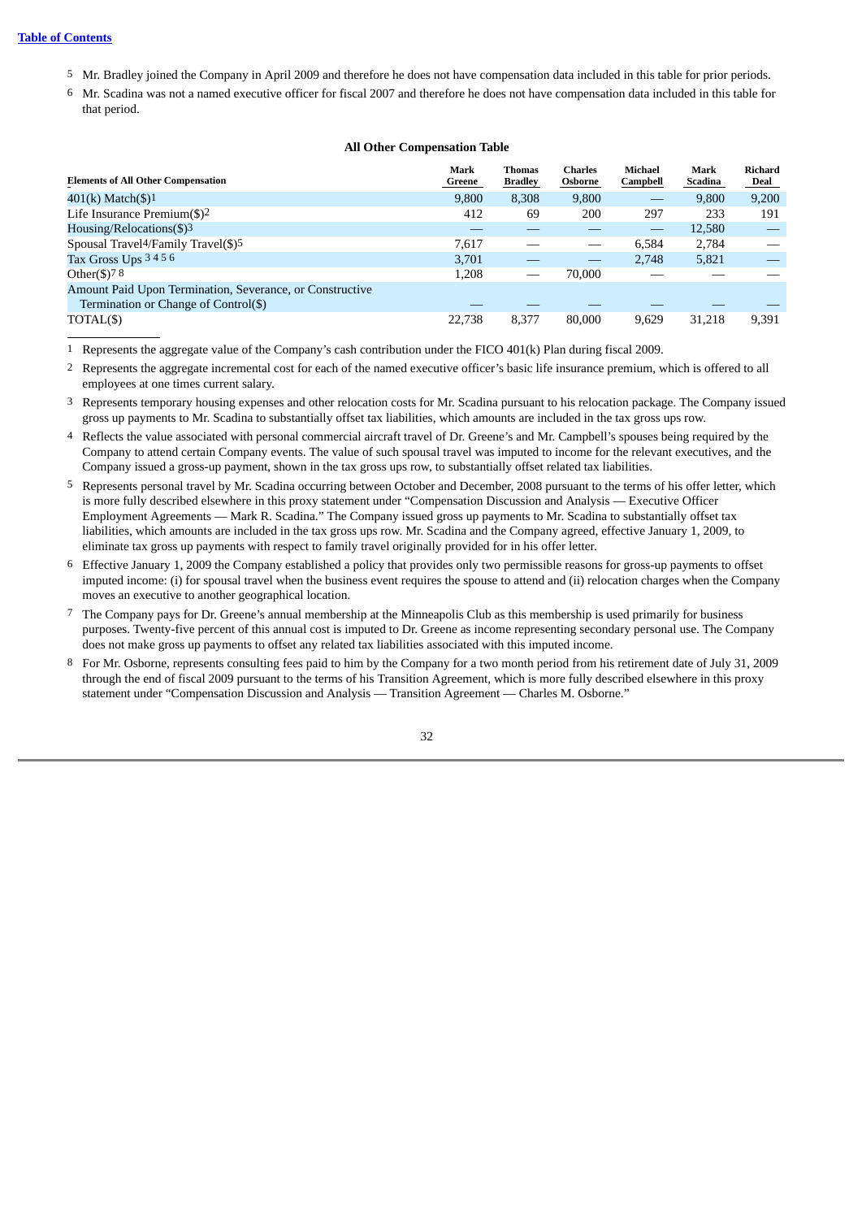5 Mr. Bradley joined the Company in April 2009 and therefore he does not have compensation data included in this table for prior periods.

6 Mr. Scadina was not a named executive officer for fiscal 2007 and therefore he does not have compensation data included in this table for that period.

**All Other Compensation Table**

| Elements of All Other Compensation | Mark Greene | Thomas Bradley | Charles Osborne | Michael Campbell | Mark Scadina | Richard Deal |
|---|---|---|---|---|---|---|
| 401(k) Match($)[1] | 9,800 | 8,308 | 9,800 | — | 9,800 | 9,200 |
| Life Insurance Premium($)[2] | 412 | 69 | 200 | 297 | 233 | 191 |
| Housing/Relocations($)[3] | — | — | — | — | 12,580 | — |
| Spousal Travel[4]/Family Travel($)[5] | 7,617 | — | — | 6,584 | 2,784 | — |
| Tax Gross Ups [3 4 5 6] | 3,701 | — | — | 2,748 | 5,821 | — |
| Other($)[7 8] | 1,208 | — | 70,000 | — | — | — |
| Amount Paid Upon Termination, Severance, or Constructive Termination or Change of Control($) | — | — | — | — | — | — |
| TOTAL($) | 22,738 | 8,377 | 80,000 | 9,629 | 31,218 | 9,391 |

1 Represents the aggregate value of the Company's cash contribution under the FICO 401(k) Plan during fiscal 2009.

2 Represents the aggregate incremental cost for each of the named executive officer's basic life insurance premium, which is offered to all employees at one times current salary.

3 Represents temporary housing expenses and other relocation costs for Mr. Scadina pursuant to his relocation package. The Company issued gross up payments to Mr. Scadina to substantially offset tax liabilities, which amounts are included in the tax gross ups row.

4 Reflects the value associated with personal commercial aircraft travel of Dr. Greene's and Mr. Campbell's spouses being required by the Company to attend certain Company events. The value of such spousal travel was imputed to income for the relevant executives, and the Company issued a gross-up payment, shown in the tax gross ups row, to substantially offset related tax liabilities.

5 Represents personal travel by Mr. Scadina occurring between October and December, 2008 pursuant to the terms of his offer letter, which is more fully described elsewhere in this proxy statement under "Compensation Discussion and Analysis — Executive Officer Employment Agreements — Mark R. Scadina." The Company issued gross up payments to Mr. Scadina to substantially offset tax liabilities, which amounts are included in the tax gross ups row. Mr. Scadina and the Company agreed, effective January 1, 2009, to eliminate tax gross up payments with respect to family travel originally provided for in his offer letter.

6 Effective January 1, 2009 the Company established a policy that provides only two permissible reasons for gross-up payments to offset imputed income: (i) for spousal travel when the business event requires the spouse to attend and (ii) relocation charges when the Company moves an executive to another geographical location.

7 The Company pays for Dr. Greene's annual membership at the Minneapolis Club as this membership is used primarily for business purposes. Twenty-five percent of this annual cost is imputed to Dr. Greene as income representing secondary personal use. The Company does not make gross up payments to offset any related tax liabilities associated with this imputed income.

8 For Mr. Osborne, represents consulting fees paid to him by the Company for a two month period from his retirement date of July 31, 2009 through the end of fiscal 2009 pursuant to the terms of his Transition Agreement, which is more fully described elsewhere in this proxy statement under "Compensation Discussion and Analysis — Transition Agreement — Charles M. Osborne."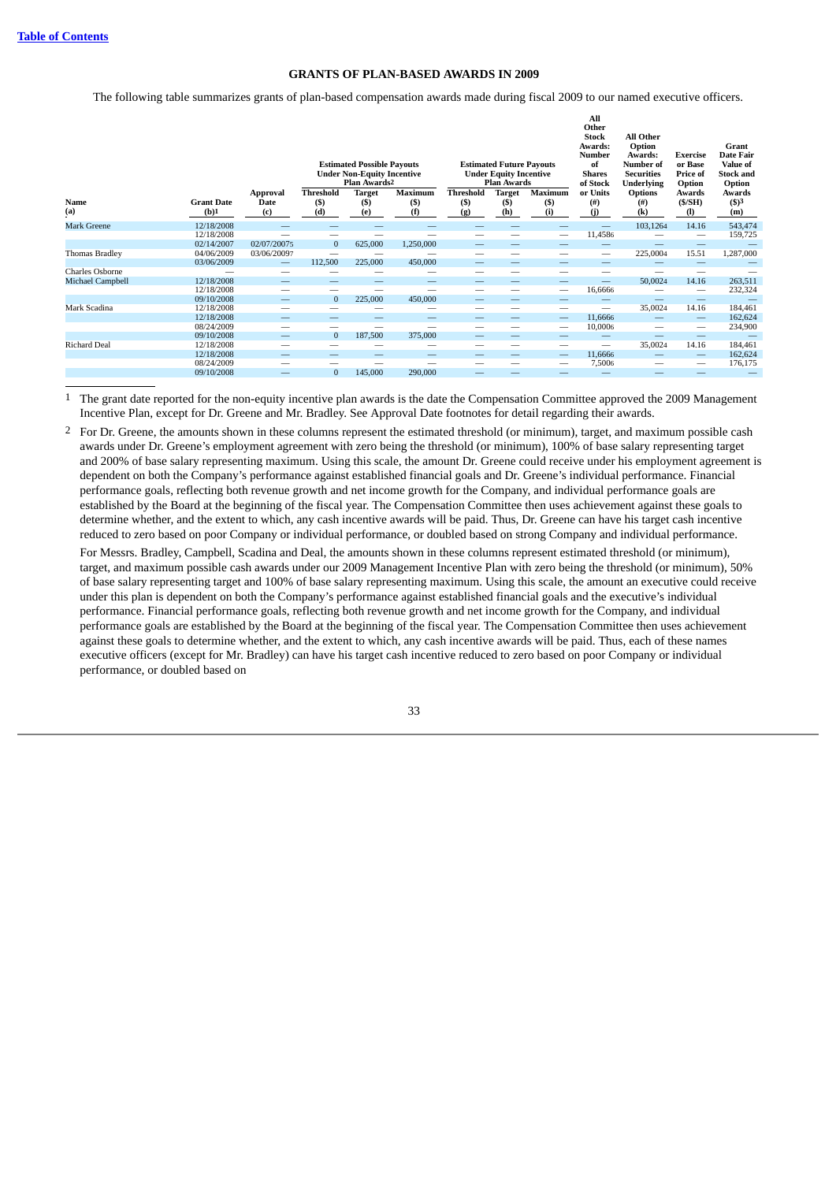## GRANTS OF PLAN-BASED AWARDS IN 2009

The following table summarizes grants of plan-based compensation awards made during fiscal 2009 to our named executive officers.

| Name (a) | Grant Date (b)[1] | Approval Date (c) | Estimated Possible Payouts Under Non-Equity Incentive Plan Awards[2] Threshold ($) (d) | Target ($) (e) | Maximum ($) (f) | Estimated Future Payouts Under Equity Incentive Plan Awards Threshold ($) (g) | Target ($) (h) | Maximum ($) (i) | All Other Stock Awards: Number of Shares of Stock or Units (#) (j) | All Other Option Awards: Number of Securities Underlying Options (#) (k) | Exercise or Base Price of Option Awards ($/SH) (l) | Grant Date Fair Value of Stock and Option Awards ($)[3] (m) |
|---|---|---|---|---|---|---|---|---|---|---|---|---|
| Mark Greene | 12/18/2008 | — | — | — | — | — | — | — | — | 103,126[4] | 14.16 | 543,474 |
| | 12/18/2008 | — | — | — | — | — | — | — | 11,458[6] | — | — | 159,725 |
| | 02/14/2007 | 02/07/2007[5] | 0 | 625,000 | 1,250,000 | — | — | — | — | — | — | — |
| Thomas Bradley | 04/06/2009 | 03/06/2009[7] | — | — | — | — | — | — | — | 225,000[4] | 15.51 | 1,287,000 |
| | 03/06/2009 | — | 112,500 | 225,000 | 450,000 | — | — | — | — | — | — | — |
| Charles Osborne | — | — | — | — | — | — | — | — | — | — | — | — |
| Michael Campbell | 12/18/2008 | — | — | — | — | — | — | — | — | 50,002[4] | 14.16 | 263,511 |
| | 12/18/2008 | — | — | — | — | — | — | — | 16,666[6] | — | — | 232,324 |
| | 09/10/2008 | — | 0 | 225,000 | 450,000 | — | — | — | — | — | — | — |
| Mark Scadina | 12/18/2008 | — | — | — | — | — | — | — | — | 35,002[4] | 14.16 | 184,461 |
| | 12/18/2008 | — | — | — | — | — | — | — | 11,666[6] | — | — | 162,624 |
| | 08/24/2009 | — | — | — | — | — | — | — | 10,000[6] | — | — | 234,900 |
| | 09/10/2008 | — | 0 | 187,500 | 375,000 | — | — | — | — | — | — | — |
| Richard Deal | 12/18/2008 | — | — | — | — | — | — | — | — | 35,002[4] | 14.16 | 184,461 |
| | 12/18/2008 | — | — | — | — | — | — | — | 11,666[6] | — | — | 162,624 |
| | 08/24/2009 | — | — | — | — | — | — | — | 7,500[6] | — | — | 176,175 |
| | 09/10/2008 | — | 0 | 145,000 | 290,000 | — | — | — | — | — | — | — |

[1] The grant date reported for the non-equity incentive plan awards is the date the Compensation Committee approved the 2009 Management Incentive Plan, except for Dr. Greene and Mr. Bradley. See Approval Date footnotes for detail regarding their awards.

[2] For Dr. Greene, the amounts shown in these columns represent the estimated threshold (or minimum), target, and maximum possible cash awards under Dr. Greene's employment agreement with zero being the threshold (or minimum), 100% of base salary representing target and 200% of base salary representing maximum. Using this scale, the amount Dr. Greene could receive under his employment agreement is dependent on both the Company's performance against established financial goals and Dr. Greene's individual performance. Financial performance goals, reflecting both revenue growth and net income growth for the Company, and individual performance goals are established by the Board at the beginning of the fiscal year. The Compensation Committee then uses achievement against these goals to determine whether, and the extent to which, any cash incentive awards will be paid. Thus, Dr. Greene can have his target cash incentive reduced to zero based on poor Company or individual performance, or doubled based on strong Company and individual performance.

For Messrs. Bradley, Campbell, Scadina and Deal, the amounts shown in these columns represent estimated threshold (or minimum), target, and maximum possible cash awards under our 2009 Management Incentive Plan with zero being the threshold (or minimum), 50% of base salary representing target and 100% of base salary representing maximum. Using this scale, the amount an executive could receive under this plan is dependent on both the Company's performance against established financial goals and the executive's individual performance. Financial performance goals, reflecting both revenue growth and net income growth for the Company, and individual performance goals are established by the Board at the beginning of the fiscal year. The Compensation Committee then uses achievement against these goals to determine whether, and the extent to which, any cash incentive awards will be paid. Thus, each of these names executive officers (except for Mr. Bradley) can have his target cash incentive reduced to zero based on poor Company or individual performance, or doubled based on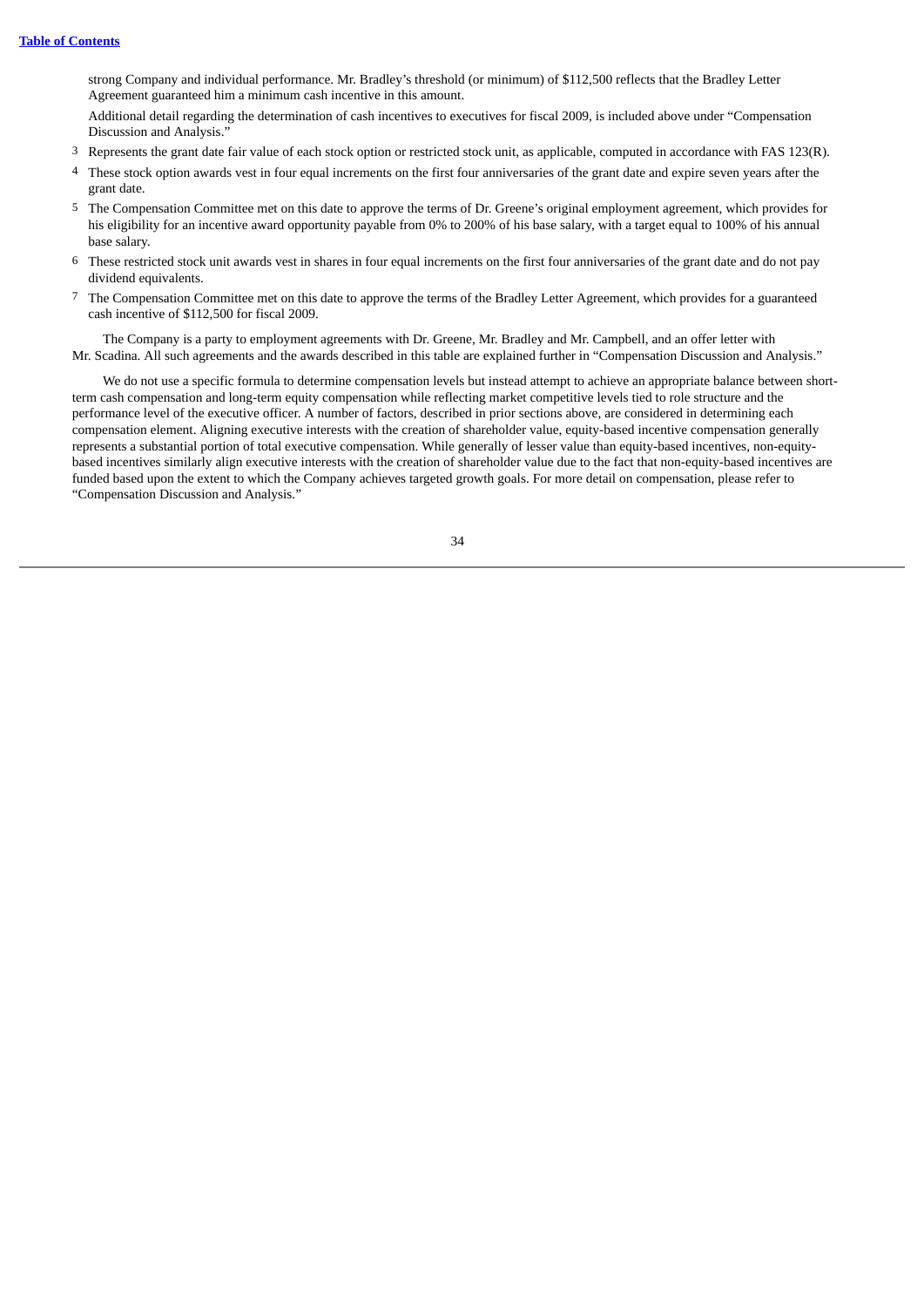strong Company and individual performance. Mr. Bradley's threshold (or minimum) of $112,500 reflects that the Bradley Letter Agreement guaranteed him a minimum cash incentive in this amount.

Additional detail regarding the determination of cash incentives to executives for fiscal 2009, is included above under "Compensation Discussion and Analysis."

3 Represents the grant date fair value of each stock option or restricted stock unit, as applicable, computed in accordance with FAS 123(R).

4 These stock option awards vest in four equal increments on the first four anniversaries of the grant date and expire seven years after the grant date.

5 The Compensation Committee met on this date to approve the terms of Dr. Greene's original employment agreement, which provides for his eligibility for an incentive award opportunity payable from 0% to 200% of his base salary, with a target equal to 100% of his annual base salary.

6 These restricted stock unit awards vest in shares in four equal increments on the first four anniversaries of the grant date and do not pay dividend equivalents.

7 The Compensation Committee met on this date to approve the terms of the Bradley Letter Agreement, which provides for a guaranteed cash incentive of $112,500 for fiscal 2009.

The Company is a party to employment agreements with Dr. Greene, Mr. Bradley and Mr. Campbell, and an offer letter with Mr. Scadina. All such agreements and the awards described in this table are explained further in "Compensation Discussion and Analysis."

We do not use a specific formula to determine compensation levels but instead attempt to achieve an appropriate balance between short-term cash compensation and long-term equity compensation while reflecting market competitive levels tied to role structure and the performance level of the executive officer. A number of factors, described in prior sections above, are considered in determining each compensation element. Aligning executive interests with the creation of shareholder value, equity-based incentive compensation generally represents a substantial portion of total executive compensation. While generally of lesser value than equity-based incentives, non-equity-based incentives similarly align executive interests with the creation of shareholder value due to the fact that non-equity-based incentives are funded based upon the extent to which the Company achieves targeted growth goals. For more detail on compensation, please refer to "Compensation Discussion and Analysis."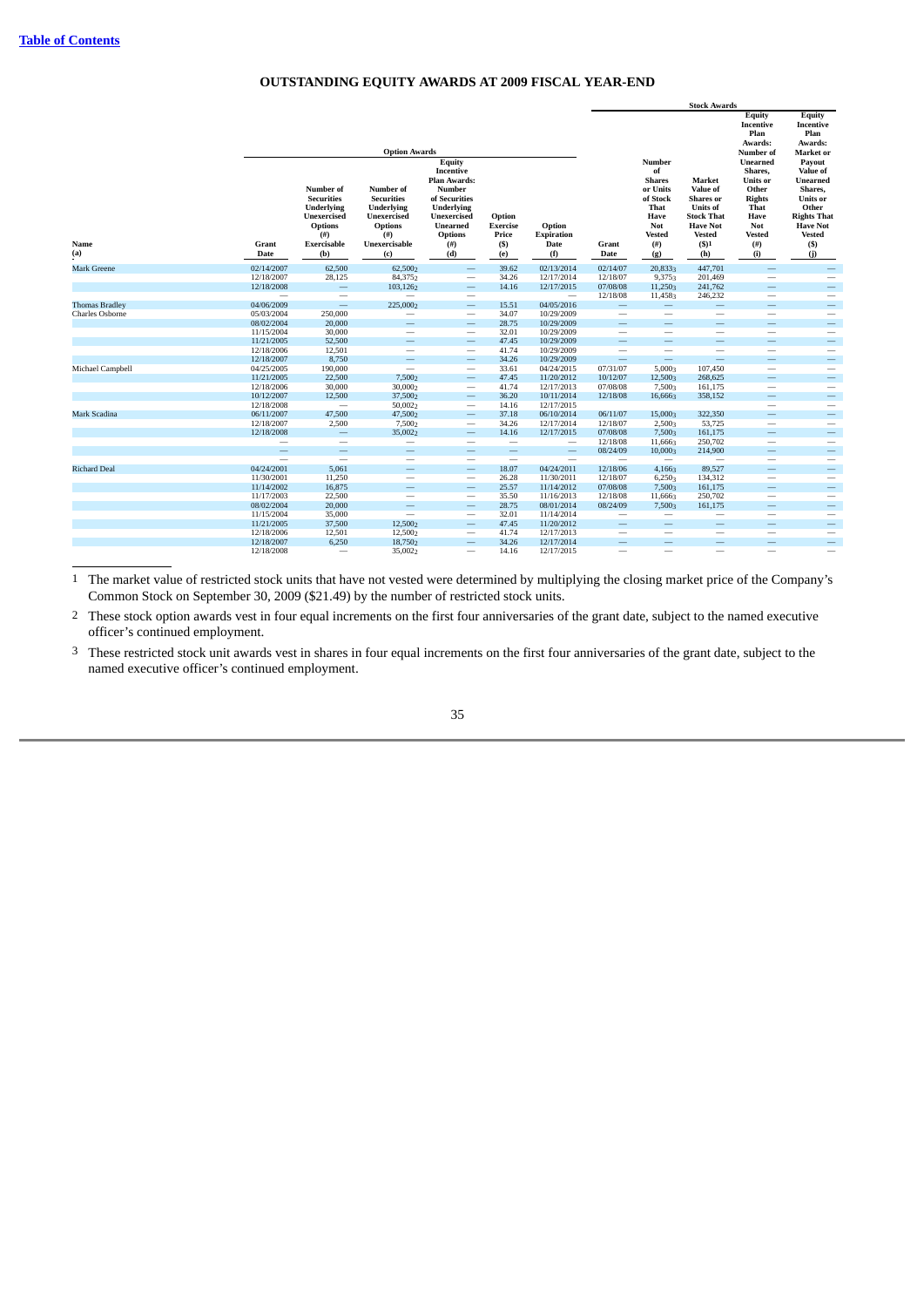# OUTSTANDING EQUITY AWARDS AT 2009 FISCAL YEAR-END

| | Option Awards | | | | | | Stock Awards | | | | |
|---|---|---|---|---|---|---|---|---|---|---|---|
| Name (a) | Grant Date | Number of Securities Underlying Unexercised Options (#) Exercisable (b) | Number of Securities Underlying Unexercised Options (#) Unexercisable (c) | Equity Incentive Plan Awards: Number of Securities Underlying Unexercised Unearned Options (#) (d) | Option Exercise Price ($) (e) | Option Expiration Date (f) | Grant Date | Number of Shares or Units of Stock That Have Not Vested (#) (g) | Market Value of Shares or Units of Stock That Have Not Vested ($)1 (h) | Equity Incentive Plan Awards: Number of Unearned Shares, Units or Other Rights That Have Not Vested (#) (i) | Equity Incentive Plan Awards: Market or Payout Value of Unearned Shares, Units or Other Rights That Have Not Vested ($) (j) |
| Mark Greene | 02/14/2007 | 62,500 | 62,500 [2] | — | 39.62 | 02/13/2014 | 02/14/07 | 20,833 [3] | 447,701 | — | — |
| | 12/18/2007 | 28,125 | 84,375 [2] | — | 34.26 | 12/17/2014 | 12/18/07 | 9,375 [3] | 201,469 | — | — |
| | 12/18/2008 | — | 103,126 [2] | — | 14.16 | 12/17/2015 | 07/08/08 | 11,250 [3] | 241,762 | — | — |
| | — | — | — | — | | — | 12/18/08 | 11,458 [3] | 246,232 | — | — |
| Thomas Bradley | 04/06/2009 | — | 225,000 [2] | — | 15.51 | 04/05/2016 | — | — | — | — | — |
| Charles Osborne | 05/03/2004 | 250,000 | — | — | 34.07 | 10/29/2009 | — | — | — | — | — |
| | 08/02/2004 | 20,000 | — | — | 28.75 | 10/29/2009 | — | — | — | — | — |
| | 11/15/2004 | 30,000 | — | — | 32.01 | 10/29/2009 | — | — | — | — | — |
| | 11/21/2005 | 52,500 | — | — | 47.45 | 10/29/2009 | — | — | — | — | — |
| | 12/18/2006 | 12,501 | — | — | 41.74 | 10/29/2009 | — | — | — | — | — |
| | 12/18/2007 | 8,750 | — | — | 34.26 | 10/29/2009 | — | — | — | — | — |
| Michael Campbell | 04/25/2005 | 190,000 | — | — | 33.61 | 04/24/2015 | 07/31/07 | 5,000 [3] | 107,450 | — | — |
| | 11/21/2005 | 22,500 | 7,500 [2] | — | 47.45 | 11/20/2012 | 10/12/07 | 12,500 [3] | 268,625 | — | — |
| | 12/18/2006 | 30,000 | 30,000 [2] | — | 41.74 | 12/17/2013 | 07/08/08 | 7,500 [3] | 161,175 | — | — |
| | 10/12/2007 | 12,500 | 37,500 [2] | — | 36.20 | 10/11/2014 | 12/18/08 | 16,666 [3] | 358,152 | — | — |
| | 12/18/2008 | — | 50,002 [2] | — | 14.16 | 12/17/2015 | | | | — | — |
| Mark Scadina | 06/11/2007 | 47,500 | 47,500 [2] | — | 37.18 | 06/10/2014 | 06/11/07 | 15,000 [3] | 322,350 | — | — |
| | 12/18/2007 | 2,500 | 7,500 [2] | — | 34.26 | 12/17/2014 | 12/18/07 | 2,500 [3] | 53,725 | — | — |
| | 12/18/2008 | — | 35,002 [2] | — | 14.16 | 12/17/2015 | 07/08/08 | 7,500 [3] | 161,175 | — | — |
| | — | — | — | — | — | — | 12/18/08 | 11,666 [3] | 250,702 | — | — |
| | — | — | — | — | — | — | 08/24/09 | 10,000 [3] | 214,900 | — | — |
| | — | — | — | — | — | — | — | — | — | — | — |
| Richard Deal | 04/24/2001 | 5,061 | — | — | 18.07 | 04/24/2011 | 12/18/06 | 4,166 [3] | 89,527 | — | — |
| | 11/30/2001 | 11,250 | — | — | 26.28 | 11/30/2011 | 12/18/07 | 6,250 [3] | 134,312 | — | — |
| | 11/14/2002 | 16,875 | — | — | 25.57 | 11/14/2012 | 07/08/08 | 7,500 [3] | 161,175 | — | — |
| | 11/17/2003 | 22,500 | — | — | 35.50 | 11/16/2013 | 12/18/08 | 11,666 [3] | 250,702 | — | — |
| | 08/02/2004 | 20,000 | — | — | 28.75 | 08/01/2014 | 08/24/09 | 7,500 [3] | 161,175 | — | — |
| | 11/15/2004 | 35,000 | — | — | 32.01 | 11/14/2014 | — | — | — | — | — |
| | 11/21/2005 | 37,500 | 12,500 [2] | — | 47.45 | 11/20/2012 | — | — | — | — | — |
| | 12/18/2006 | 12,501 | 12,500 [2] | — | 41.74 | 12/17/2013 | — | — | — | — | — |
| | 12/18/2007 | 6,250 | 18,750 [2] | — | 34.26 | 12/17/2014 | — | — | — | — | — |
| | 12/18/2008 | — | 35,002 [2] | — | 14.16 | 12/17/2015 | — | — | — | — | — |

1 The market value of restricted stock units that have not vested were determined by multiplying the closing market price of the Company's Common Stock on September 30, 2009 ($21.49) by the number of restricted stock units.

2 These stock option awards vest in four equal increments on the first four anniversaries of the grant date, subject to the named executive officer's continued employment.

3 These restricted stock unit awards vest in shares in four equal increments on the first four anniversaries of the grant date, subject to the named executive officer's continued employment.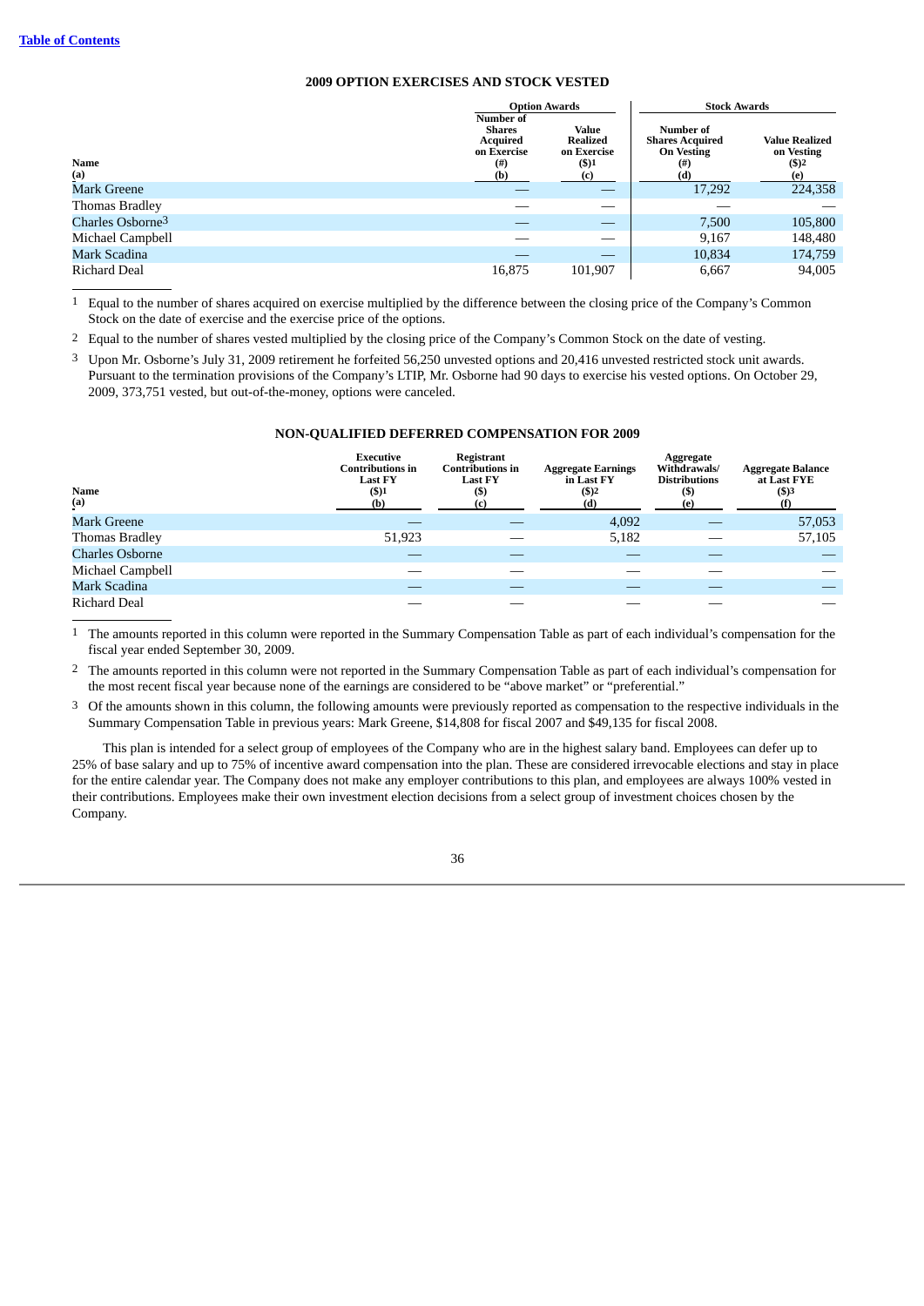## 2009 OPTION EXERCISES AND STOCK VESTED

| Name (a) | Option Awards Number of Shares Acquired on Exercise (#) (b) | Option Awards Value Realized on Exercise ($)[1] (c) | Stock Awards Number of Shares Acquired On Vesting (#) (d) | Stock Awards Value Realized on Vesting ($)[2] (e) |
|---|---|---|---|---|
| Mark Greene | — | — | 17,292 | 224,358 |
| Thomas Bradley | — | — | — | — |
| Charles Osborne[3] | — | — | 7,500 | 105,800 |
| Michael Campbell | — | — | 9,167 | 148,480 |
| Mark Scadina | — | — | 10,834 | 174,759 |
| Richard Deal | 16,875 | 101,907 | 6,667 | 94,005 |

1 Equal to the number of shares acquired on exercise multiplied by the difference between the closing price of the Company's Common Stock on the date of exercise and the exercise price of the options.

2 Equal to the number of shares vested multiplied by the closing price of the Company's Common Stock on the date of vesting.

3 Upon Mr. Osborne's July 31, 2009 retirement he forfeited 56,250 unvested options and 20,416 unvested restricted stock unit awards. Pursuant to the termination provisions of the Company's LTIP, Mr. Osborne had 90 days to exercise his vested options. On October 29, 2009, 373,751 vested, but out-of-the-money, options were canceled.

## NON-QUALIFIED DEFERRED COMPENSATION FOR 2009

| Name (a) | Executive Contributions in Last FY ($)[1] (b) | Registrant Contributions in Last FY ($) (c) | Aggregate Earnings in Last FY ($)[2] (d) | Aggregate Withdrawals/ Distributions ($) (e) | Aggregate Balance at Last FYE ($)[3] (f) |
|---|---|---|---|---|---|
| Mark Greene | — | — | 4,092 | — | 57,053 |
| Thomas Bradley | 51,923 | — | 5,182 | — | 57,105 |
| Charles Osborne | — | — | — | — | — |
| Michael Campbell | — | — | — | — | — |
| Mark Scadina | — | — | — | — | — |
| Richard Deal | — | — | — | — | — |

1 The amounts reported in this column were reported in the Summary Compensation Table as part of each individual's compensation for the fiscal year ended September 30, 2009.

2 The amounts reported in this column were not reported in the Summary Compensation Table as part of each individual's compensation for the most recent fiscal year because none of the earnings are considered to be "above market" or "preferential."

3 Of the amounts shown in this column, the following amounts were previously reported as compensation to the respective individuals in the Summary Compensation Table in previous years: Mark Greene, $14,808 for fiscal 2007 and $49,135 for fiscal 2008.

This plan is intended for a select group of employees of the Company who are in the highest salary band. Employees can defer up to 25% of base salary and up to 75% of incentive award compensation into the plan. These are considered irrevocable elections and stay in place for the entire calendar year. The Company does not make any employer contributions to this plan, and employees are always 100% vested in their contributions. Employees make their own investment election decisions from a select group of investment choices chosen by the Company.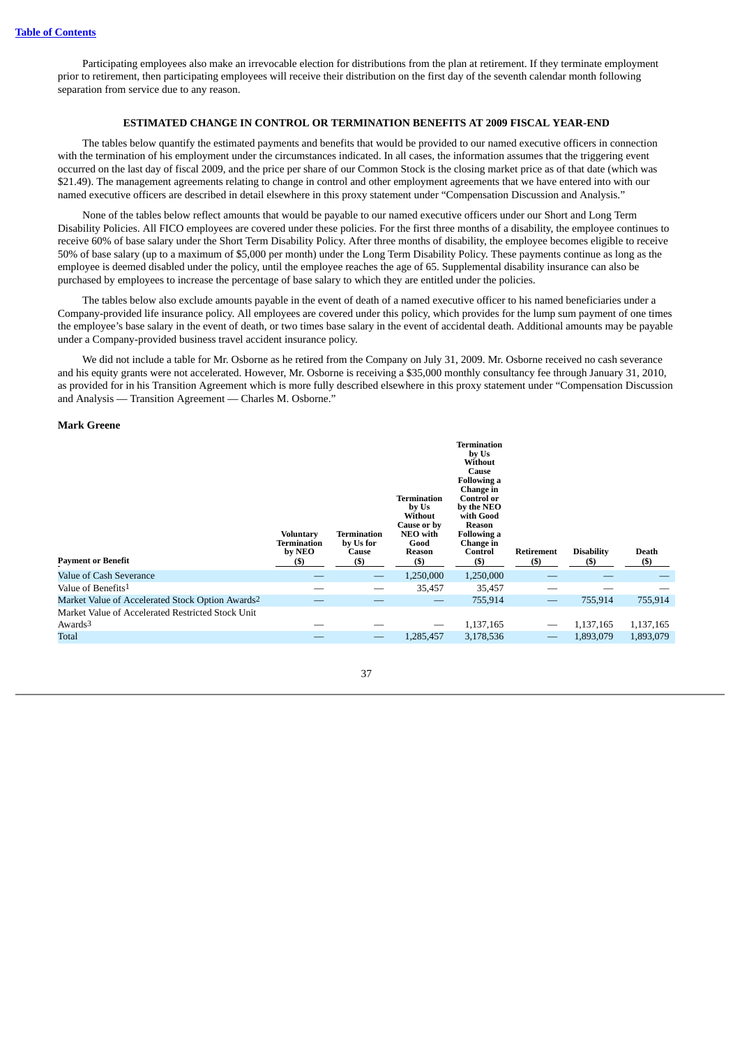Participating employees also make an irrevocable election for distributions from the plan at retirement. If they terminate employment prior to retirement, then participating employees will receive their distribution on the first day of the seventh calendar month following separation from service due to any reason.

## ESTIMATED CHANGE IN CONTROL OR TERMINATION BENEFITS AT 2009 FISCAL YEAR-END

The tables below quantify the estimated payments and benefits that would be provided to our named executive officers in connection with the termination of his employment under the circumstances indicated. In all cases, the information assumes that the triggering event occurred on the last day of fiscal 2009, and the price per share of our Common Stock is the closing market price as of that date (which was $21.49). The management agreements relating to change in control and other employment agreements that we have entered into with our named executive officers are described in detail elsewhere in this proxy statement under "Compensation Discussion and Analysis."

None of the tables below reflect amounts that would be payable to our named executive officers under our Short and Long Term Disability Policies. All FICO employees are covered under these policies. For the first three months of a disability, the employee continues to receive 60% of base salary under the Short Term Disability Policy. After three months of disability, the employee becomes eligible to receive 50% of base salary (up to a maximum of $5,000 per month) under the Long Term Disability Policy. These payments continue as long as the employee is deemed disabled under the policy, until the employee reaches the age of 65. Supplemental disability insurance can also be purchased by employees to increase the percentage of base salary to which they are entitled under the policies.

The tables below also exclude amounts payable in the event of death of a named executive officer to his named beneficiaries under a Company-provided life insurance policy. All employees are covered under this policy, which provides for the lump sum payment of one times the employee's base salary in the event of death, or two times base salary in the event of accidental death. Additional amounts may be payable under a Company-provided business travel accident insurance policy.

We did not include a table for Mr. Osborne as he retired from the Company on July 31, 2009. Mr. Osborne received no cash severance and his equity grants were not accelerated. However, Mr. Osborne is receiving a $35,000 monthly consultancy fee through January 31, 2010, as provided for in his Transition Agreement which is more fully described elsewhere in this proxy statement under "Compensation Discussion and Analysis — Transition Agreement — Charles M. Osborne."

**Mark Greene**

| Payment or Benefit | Voluntary Termination by NEO ($) | Termination by Us for Cause ($) | Termination by Us Without Cause or by NEO with Good Reason ($) | Termination by Us Without Cause Following a Change in Control or by the NEO with Good Reason Following a Change in Control ($) | Retirement ($) | Disability ($) | Death ($) |
|---|---|---|---|---|---|---|---|
| Value of Cash Severance | — | — | 1,250,000 | 1,250,000 | — | — | — |
| Value of Benefits[1] | — | — | 35,457 | 35,457 | — | — | — |
| Market Value of Accelerated Stock Option Awards[2] | — | — | — | 755,914 | — | 755,914 | 755,914 |
| Market Value of Accelerated Restricted Stock Unit Awards[3] | — | — | — | 1,137,165 | — | 1,137,165 | 1,137,165 |
| Total | — | — | 1,285,457 | 3,178,536 | — | 1,893,079 | 1,893,079 |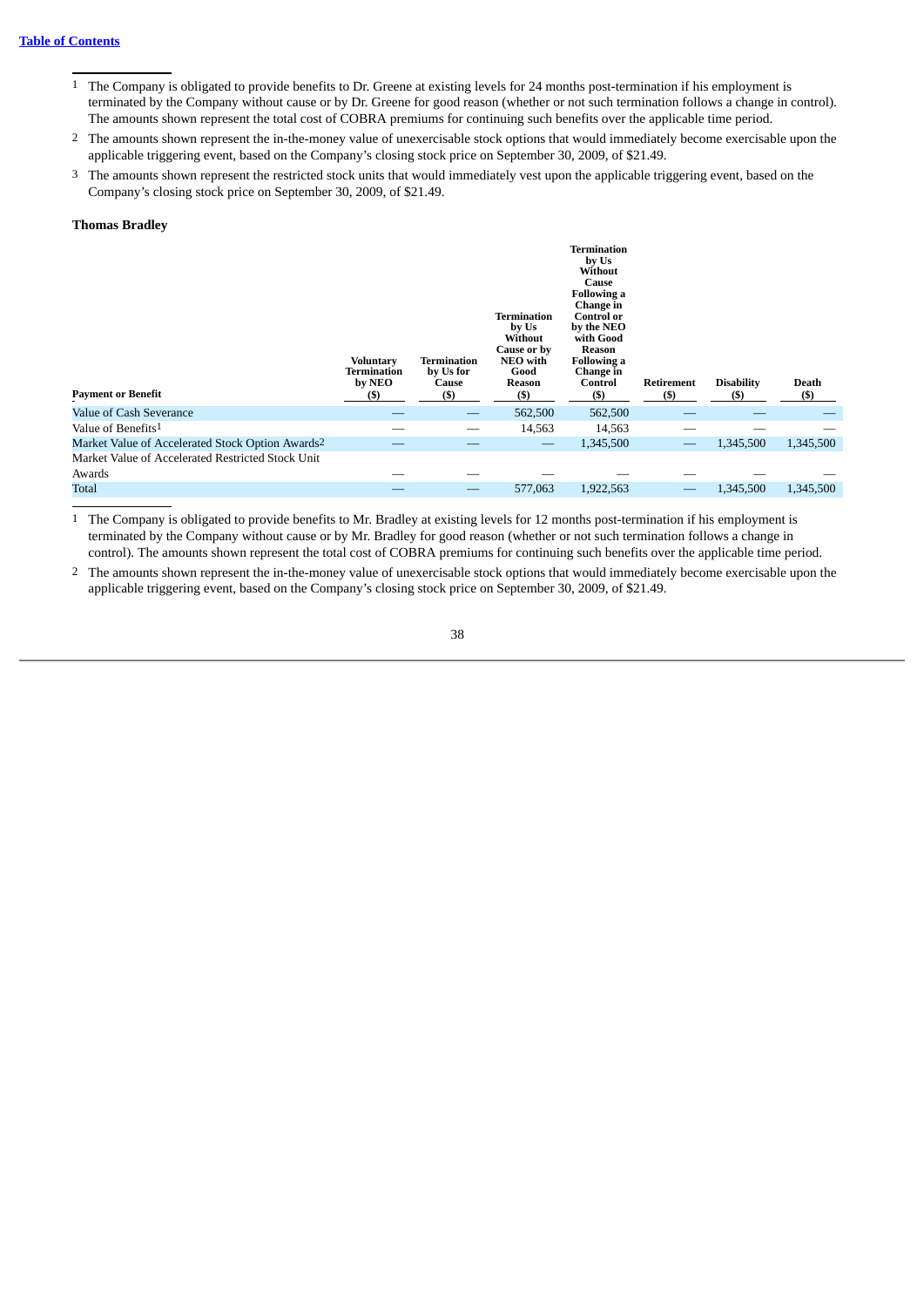[Table of Contents](#)

1 The Company is obligated to provide benefits to Dr. Greene at existing levels for 24 months post-termination if his employment is terminated by the Company without cause or by Dr. Greene for good reason (whether or not such termination follows a change in control). The amounts shown represent the total cost of COBRA premiums for continuing such benefits over the applicable time period.

2 The amounts shown represent the in-the-money value of unexercisable stock options that would immediately become exercisable upon the applicable triggering event, based on the Company's closing stock price on September 30, 2009, of $21.49.

3 The amounts shown represent the restricted stock units that would immediately vest upon the applicable triggering event, based on the Company's closing stock price on September 30, 2009, of $21.49.

**Thomas Bradley**

| Payment or Benefit | Voluntary Termination by NEO ($) | Termination by Us for Cause ($) | Termination by Us Without Cause or by NEO with Good Reason ($) | Termination by Us Without Cause Following a Change in Control or by the NEO with Good Reason Following a Change in Control ($) | Retirement ($) | Disability ($) | Death ($) |
|---|---|---|---|---|---|---|---|
| Value of Cash Severance | — | — | 562,500 | 562,500 | — | — | — |
| Value of Benefits[1] | — | — | 14,563 | 14,563 | — | — | — |
| Market Value of Accelerated Stock Option Awards[2] | — | — | — | 1,345,500 | — | 1,345,500 | 1,345,500 |
| Market Value of Accelerated Restricted Stock Unit Awards | — | — | — | — | — | — | — |
| Total | — | — | 577,063 | 1,922,563 | — | 1,345,500 | 1,345,500 |

1 The Company is obligated to provide benefits to Mr. Bradley at existing levels for 12 months post-termination if his employment is terminated by the Company without cause or by Mr. Bradley for good reason (whether or not such termination follows a change in control). The amounts shown represent the total cost of COBRA premiums for continuing such benefits over the applicable time period.

2 The amounts shown represent the in-the-money value of unexercisable stock options that would immediately become exercisable upon the applicable triggering event, based on the Company's closing stock price on September 30, 2009, of $21.49.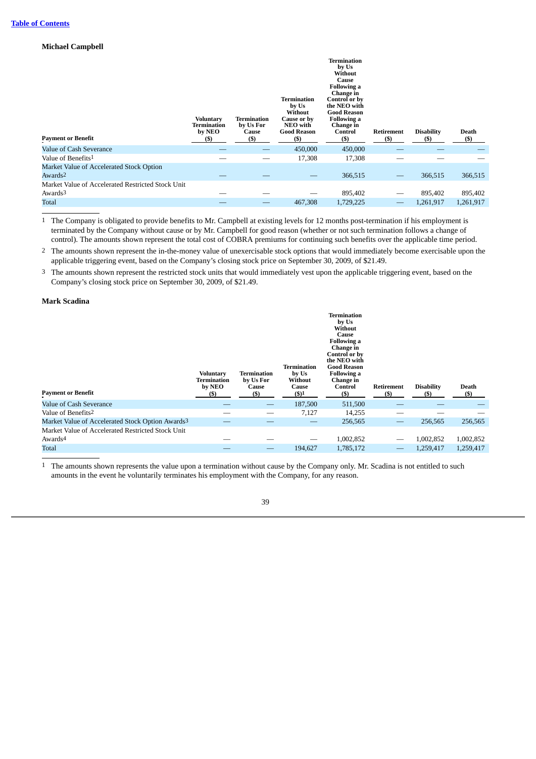**Michael Campbell**

| Payment or Benefit | Voluntary Termination by NEO ($) | Termination by Us For Cause ($) | Termination by Us Without Cause or by NEO with Good Reason ($) | Termination by Us Without Cause Following a Change in Control or by the NEO with Good Reason Following a Change in Control ($) | Retirement ($) | Disability ($) | Death ($) |
|---|---|---|---|---|---|---|---|
| Value of Cash Severance | — | — | 450,000 | 450,000 | — | — | — |
| Value of Benefits[1] | — | — | 17,308 | 17,308 | — | — | — |
| Market Value of Accelerated Stock Option Awards[2] | — | — | — | 366,515 | — | 366,515 | 366,515 |
| Market Value of Accelerated Restricted Stock Unit Awards[3] | — | — | — | 895,402 | — | 895,402 | 895,402 |
| Total | — | — | 467,308 | 1,729,225 | — | 1,261,917 | 1,261,917 |

1 The Company is obligated to provide benefits to Mr. Campbell at existing levels for 12 months post-termination if his employment is terminated by the Company without cause or by Mr. Campbell for good reason (whether or not such termination follows a change of control). The amounts shown represent the total cost of COBRA premiums for continuing such benefits over the applicable time period.

2 The amounts shown represent the in-the-money value of unexercisable stock options that would immediately become exercisable upon the applicable triggering event, based on the Company's closing stock price on September 30, 2009, of $21.49.

3 The amounts shown represent the restricted stock units that would immediately vest upon the applicable triggering event, based on the Company's closing stock price on September 30, 2009, of $21.49.

**Mark Scadina**

| Payment or Benefit | Voluntary Termination by NEO ($) | Termination by Us For Cause ($) | Termination by Us Without Cause ($)[1] | Termination by Us Without Cause Following a Change in Control or by the NEO with Good Reason Following a Change in Control ($) | Retirement ($) | Disability ($) | Death ($) |
|---|---|---|---|---|---|---|---|
| Value of Cash Severance | — | — | 187,500 | 511,500 | — | — | — |
| Value of Benefits[2] | — | — | 7,127 | 14,255 | — | — | — |
| Market Value of Accelerated Stock Option Awards[3] | — | — | — | 256,565 | — | 256,565 | 256,565 |
| Market Value of Accelerated Restricted Stock Unit Awards[4] | — | — | — | 1,002,852 | — | 1,002,852 | 1,002,852 |
| Total | — | — | 194,627 | 1,785,172 | — | 1,259,417 | 1,259,417 |

1 The amounts shown represents the value upon a termination without cause by the Company only. Mr. Scadina is not entitled to such amounts in the event he voluntarily terminates his employment with the Company, for any reason.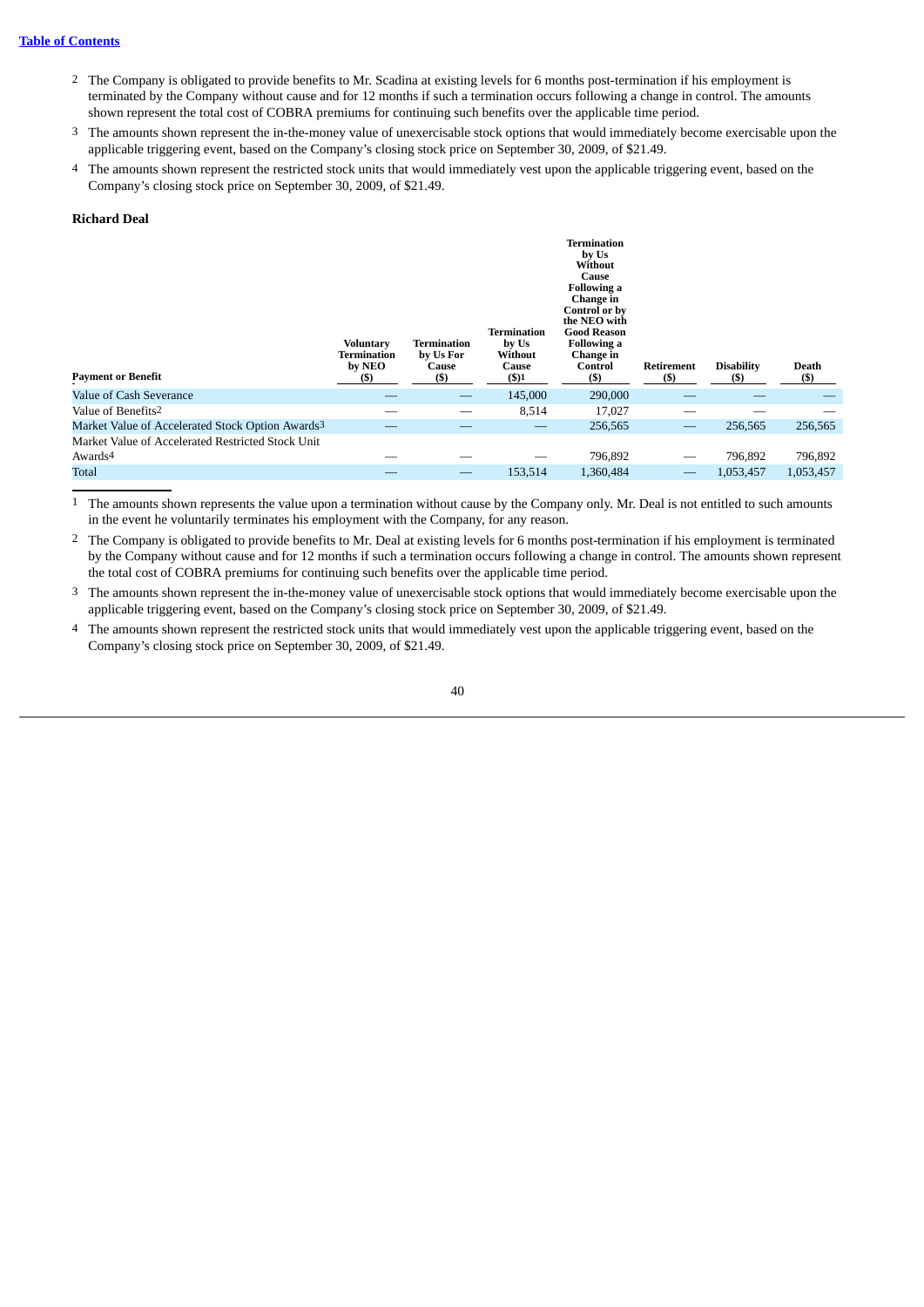[2] The Company is obligated to provide benefits to Mr. Scadina at existing levels for 6 months post-termination if his employment is terminated by the Company without cause and for 12 months if such a termination occurs following a change in control. The amounts shown represent the total cost of COBRA premiums for continuing such benefits over the applicable time period.

[3] The amounts shown represent the in-the-money value of unexercisable stock options that would immediately become exercisable upon the applicable triggering event, based on the Company's closing stock price on September 30, 2009, of $21.49.

[4] The amounts shown represent the restricted stock units that would immediately vest upon the applicable triggering event, based on the Company's closing stock price on September 30, 2009, of $21.49.

**Richard Deal**

| Payment or Benefit | Voluntary Termination by NEO ($) | Termination by Us For Cause ($) | Termination by Us Without Cause ($)[1] | Termination by Us Without Cause Following a Change in Control or by the NEO with Good Reason Following a Change in Control ($) | Retirement ($) | Disability ($) | Death ($) |
|---|---|---|---|---|---|---|---|
| Value of Cash Severance | — | — | 145,000 | 290,000 | — | — | — |
| Value of Benefits[2] | — | — | 8,514 | 17,027 | — | — | — |
| Market Value of Accelerated Stock Option Awards[3] | — | — | — | 256,565 | — | 256,565 | 256,565 |
| Market Value of Accelerated Restricted Stock Unit Awards[4] | — | — | — | 796,892 | — | 796,892 | 796,892 |
| Total | — | — | 153,514 | 1,360,484 | — | 1,053,457 | 1,053,457 |

[1] The amounts shown represents the value upon a termination without cause by the Company only. Mr. Deal is not entitled to such amounts in the event he voluntarily terminates his employment with the Company, for any reason.

[2] The Company is obligated to provide benefits to Mr. Deal at existing levels for 6 months post-termination if his employment is terminated by the Company without cause and for 12 months if such a termination occurs following a change in control. The amounts shown represent the total cost of COBRA premiums for continuing such benefits over the applicable time period.

[3] The amounts shown represent the in-the-money value of unexercisable stock options that would immediately become exercisable upon the applicable triggering event, based on the Company's closing stock price on September 30, 2009, of $21.49.

[4] The amounts shown represent the restricted stock units that would immediately vest upon the applicable triggering event, based on the Company's closing stock price on September 30, 2009, of $21.49.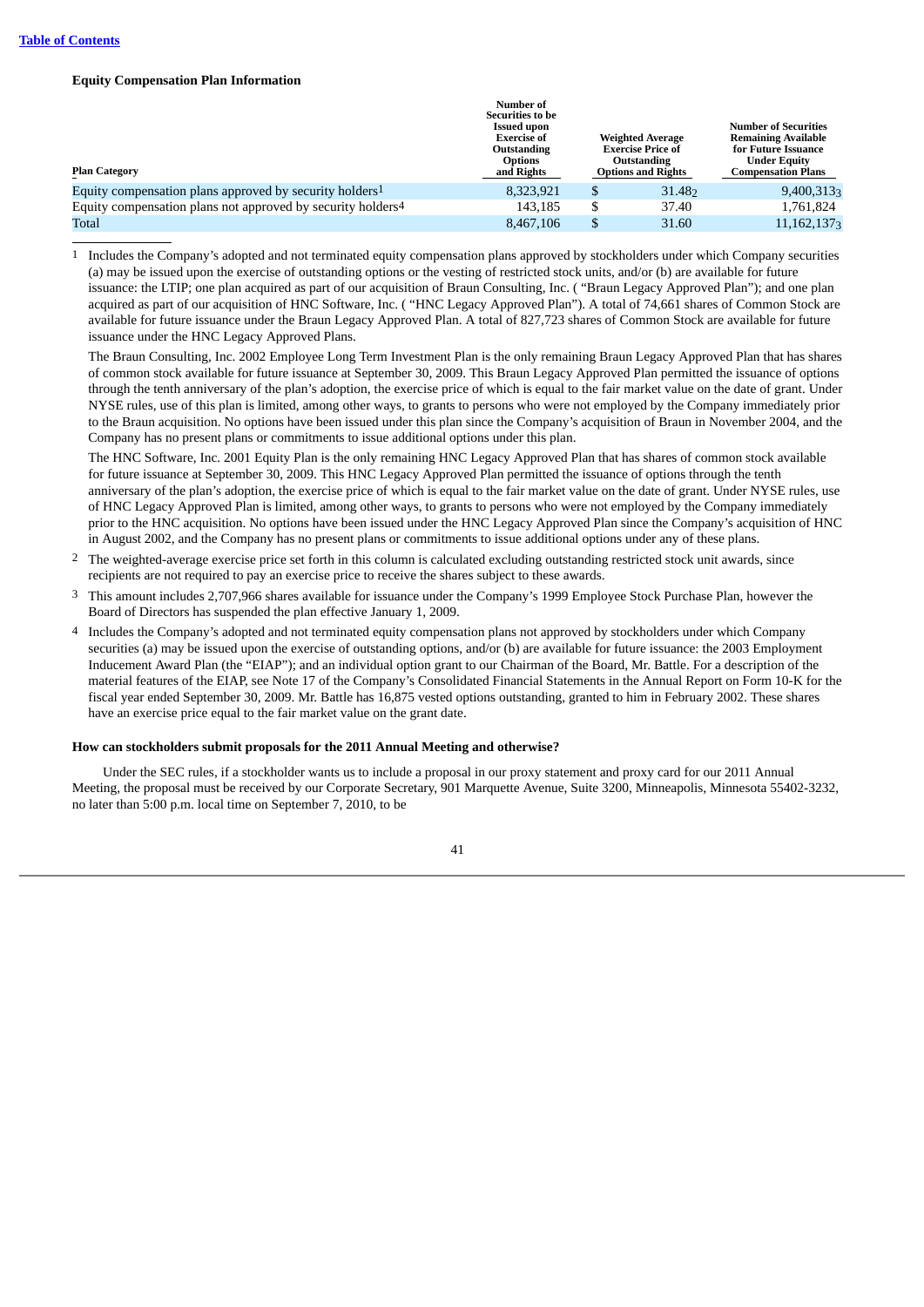[Table of Contents](#)

**Equity Compensation Plan Information**

| Plan Category | Number of Securities to be Issued upon Exercise of Outstanding Options and Rights | Weighted Average Exercise Price of Outstanding Options and Rights | Number of Securities Remaining Available for Future Issuance Under Equity Compensation Plans |
|---|---|---|---|
| Equity compensation plans approved by security holders[1] | 8,323,921 | $ 31.48[2] | 9,400,313[3] |
| Equity compensation plans not approved by security holders[4] | 143,185 | $ 37.40 | 1,761,824 |
| Total | 8,467,106 | $ 31.60 | 11,162,137[3] |

1 Includes the Company's adopted and not terminated equity compensation plans approved by stockholders under which Company securities (a) may be issued upon the exercise of outstanding options or the vesting of restricted stock units, and/or (b) are available for future issuance: the LTIP; one plan acquired as part of our acquisition of Braun Consulting, Inc. ( "Braun Legacy Approved Plan"); and one plan acquired as part of our acquisition of HNC Software, Inc. ( "HNC Legacy Approved Plan"). A total of 74,661 shares of Common Stock are available for future issuance under the Braun Legacy Approved Plan. A total of 827,723 shares of Common Stock are available for future issuance under the HNC Legacy Approved Plans.

The Braun Consulting, Inc. 2002 Employee Long Term Investment Plan is the only remaining Braun Legacy Approved Plan that has shares of common stock available for future issuance at September 30, 2009. This Braun Legacy Approved Plan permitted the issuance of options through the tenth anniversary of the plan's adoption, the exercise price of which is equal to the fair market value on the date of grant. Under NYSE rules, use of this plan is limited, among other ways, to grants to persons who were not employed by the Company immediately prior to the Braun acquisition. No options have been issued under this plan since the Company's acquisition of Braun in November 2004, and the Company has no present plans or commitments to issue additional options under this plan.

The HNC Software, Inc. 2001 Equity Plan is the only remaining HNC Legacy Approved Plan that has shares of common stock available for future issuance at September 30, 2009. This HNC Legacy Approved Plan permitted the issuance of options through the tenth anniversary of the plan's adoption, the exercise price of which is equal to the fair market value on the date of grant. Under NYSE rules, use of HNC Legacy Approved Plan is limited, among other ways, to grants to persons who were not employed by the Company immediately prior to the HNC acquisition. No options have been issued under the HNC Legacy Approved Plan since the Company's acquisition of HNC in August 2002, and the Company has no present plans or commitments to issue additional options under any of these plans.

2 The weighted-average exercise price set forth in this column is calculated excluding outstanding restricted stock unit awards, since recipients are not required to pay an exercise price to receive the shares subject to these awards.

3 This amount includes 2,707,966 shares available for issuance under the Company's 1999 Employee Stock Purchase Plan, however the Board of Directors has suspended the plan effective January 1, 2009.

4 Includes the Company's adopted and not terminated equity compensation plans not approved by stockholders under which Company securities (a) may be issued upon the exercise of outstanding options, and/or (b) are available for future issuance: the 2003 Employment Inducement Award Plan (the "EIAP"); and an individual option grant to our Chairman of the Board, Mr. Battle. For a description of the material features of the EIAP, see Note 17 of the Company's Consolidated Financial Statements in the Annual Report on Form 10-K for the fiscal year ended September 30, 2009. Mr. Battle has 16,875 vested options outstanding, granted to him in February 2002. These shares have an exercise price equal to the fair market value on the grant date.

**How can stockholders submit proposals for the 2011 Annual Meeting and otherwise?**

Under the SEC rules, if a stockholder wants us to include a proposal in our proxy statement and proxy card for our 2011 Annual Meeting, the proposal must be received by our Corporate Secretary, 901 Marquette Avenue, Suite 3200, Minneapolis, Minnesota 55402-3232, no later than 5:00 p.m. local time on September 7, 2010, to be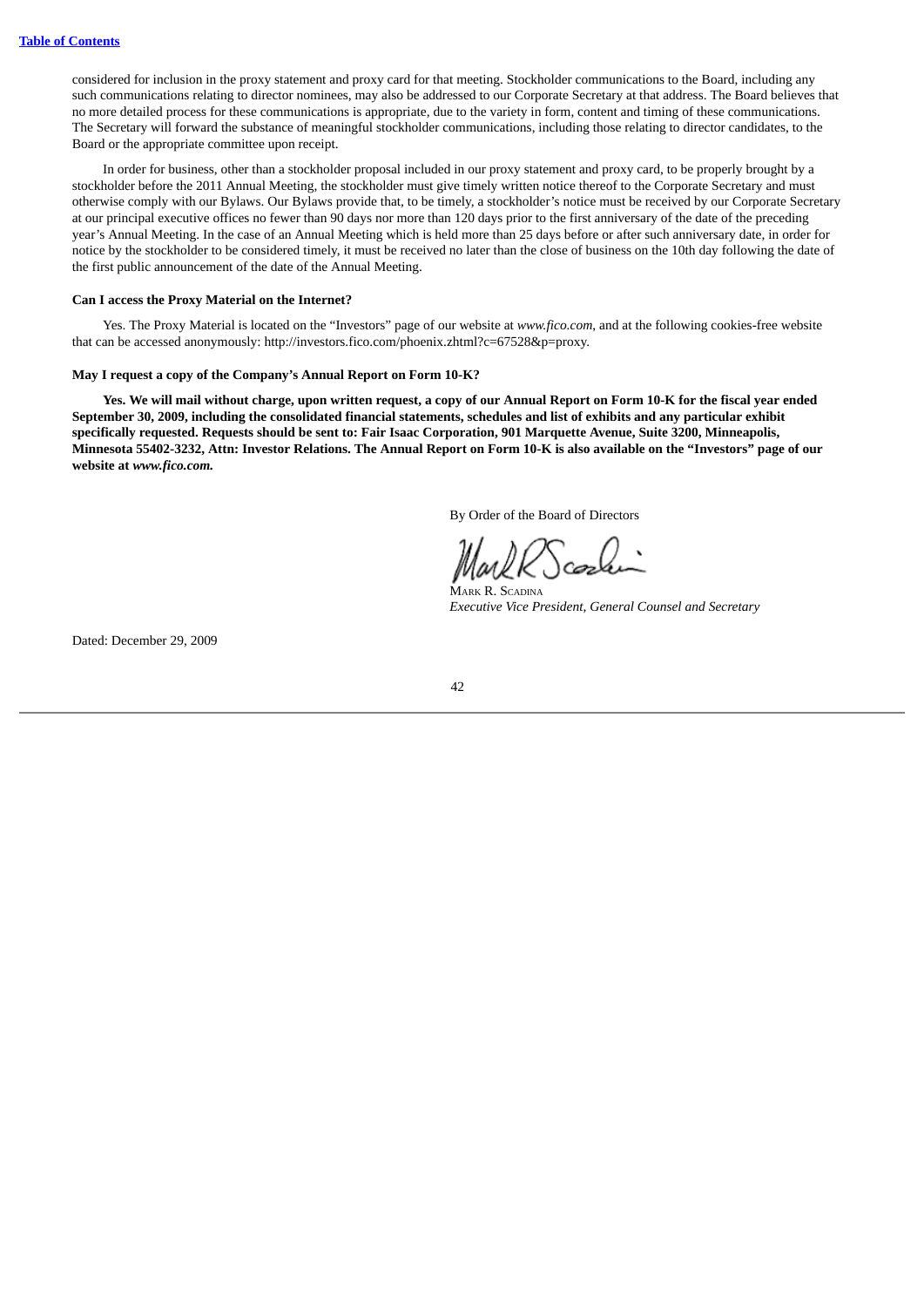considered for inclusion in the proxy statement and proxy card for that meeting. Stockholder communications to the Board, including any such communications relating to director nominees, may also be addressed to our Corporate Secretary at that address. The Board believes that no more detailed process for these communications is appropriate, due to the variety in form, content and timing of these communications. The Secretary will forward the substance of meaningful stockholder communications, including those relating to director candidates, to the Board or the appropriate committee upon receipt.

In order for business, other than a stockholder proposal included in our proxy statement and proxy card, to be properly brought by a stockholder before the 2011 Annual Meeting, the stockholder must give timely written notice thereof to the Corporate Secretary and must otherwise comply with our Bylaws. Our Bylaws provide that, to be timely, a stockholder's notice must be received by our Corporate Secretary at our principal executive offices no fewer than 90 days nor more than 120 days prior to the first anniversary of the date of the preceding year's Annual Meeting. In the case of an Annual Meeting which is held more than 25 days before or after such anniversary date, in order for notice by the stockholder to be considered timely, it must be received no later than the close of business on the 10th day following the date of the first public announcement of the date of the Annual Meeting.

**Can I access the Proxy Material on the Internet?**

Yes. The Proxy Material is located on the "Investors" page of our website at *www.fico.com*, and at the following cookies-free website that can be accessed anonymously: http://investors.fico.com/phoenix.zhtml?c=67528&p=proxy.

**May I request a copy of the Company's Annual Report on Form 10-K?**

**Yes. We will mail without charge, upon written request, a copy of our Annual Report on Form 10-K for the fiscal year ended September 30, 2009, including the consolidated financial statements, schedules and list of exhibits and any particular exhibit specifically requested. Requests should be sent to: Fair Isaac Corporation, 901 Marquette Avenue, Suite 3200, Minneapolis, Minnesota 55402-3232, Attn: Investor Relations. The Annual Report on Form 10-K is also available on the "Investors" page of our website at *www.fico.com.***

By Order of the Board of Directors

MARK R. SCADINA
*Executive Vice President, General Counsel and Secretary*

Dated: December 29, 2009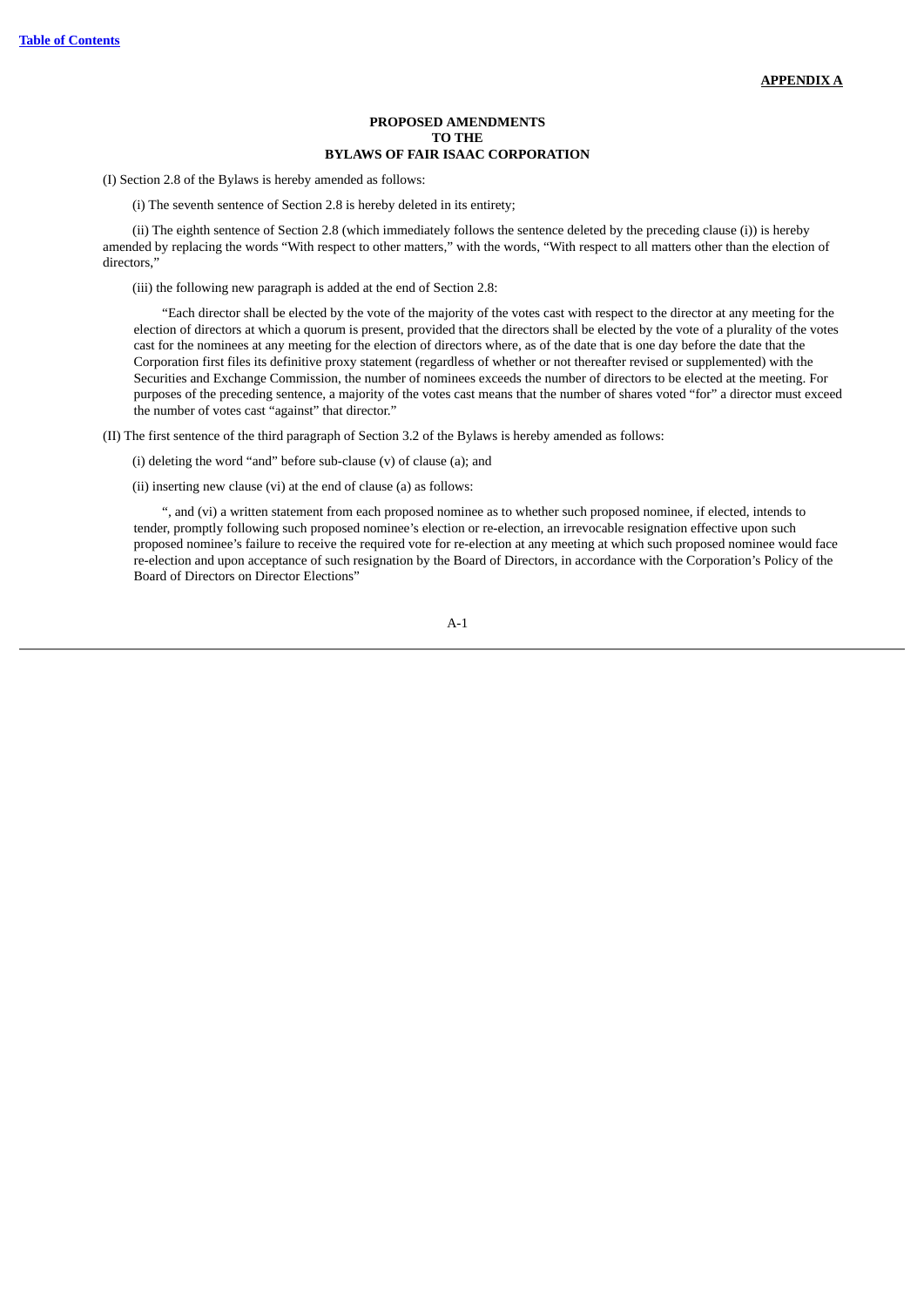**APPENDIX A**

**PROPOSED AMENDMENTS**
**TO THE**
**BYLAWS OF FAIR ISAAC CORPORATION**

(I) Section 2.8 of the Bylaws is hereby amended as follows:

(i) The seventh sentence of Section 2.8 is hereby deleted in its entirety;

(ii) The eighth sentence of Section 2.8 (which immediately follows the sentence deleted by the preceding clause (i)) is hereby amended by replacing the words "With respect to other matters," with the words, "With respect to all matters other than the election of directors,"

(iii) the following new paragraph is added at the end of Section 2.8:

> "Each director shall be elected by the vote of the majority of the votes cast with respect to the director at any meeting for the election of directors at which a quorum is present, provided that the directors shall be elected by the vote of a plurality of the votes cast for the nominees at any meeting for the election of directors where, as of the date that is one day before the date that the Corporation first files its definitive proxy statement (regardless of whether or not thereafter revised or supplemented) with the Securities and Exchange Commission, the number of nominees exceeds the number of directors to be elected at the meeting. For purposes of the preceding sentence, a majority of the votes cast means that the number of shares voted "for" a director must exceed the number of votes cast "against" that director."

(II) The first sentence of the third paragraph of Section 3.2 of the Bylaws is hereby amended as follows:

(i) deleting the word "and" before sub-clause (v) of clause (a); and

(ii) inserting new clause (vi) at the end of clause (a) as follows:

> ", and (vi) a written statement from each proposed nominee as to whether such proposed nominee, if elected, intends to tender, promptly following such proposed nominee's election or re-election, an irrevocable resignation effective upon such proposed nominee's failure to receive the required vote for re-election at any meeting at which such proposed nominee would face re-election and upon acceptance of such resignation by the Board of Directors, in accordance with the Corporation's Policy of the Board of Directors on Director Elections"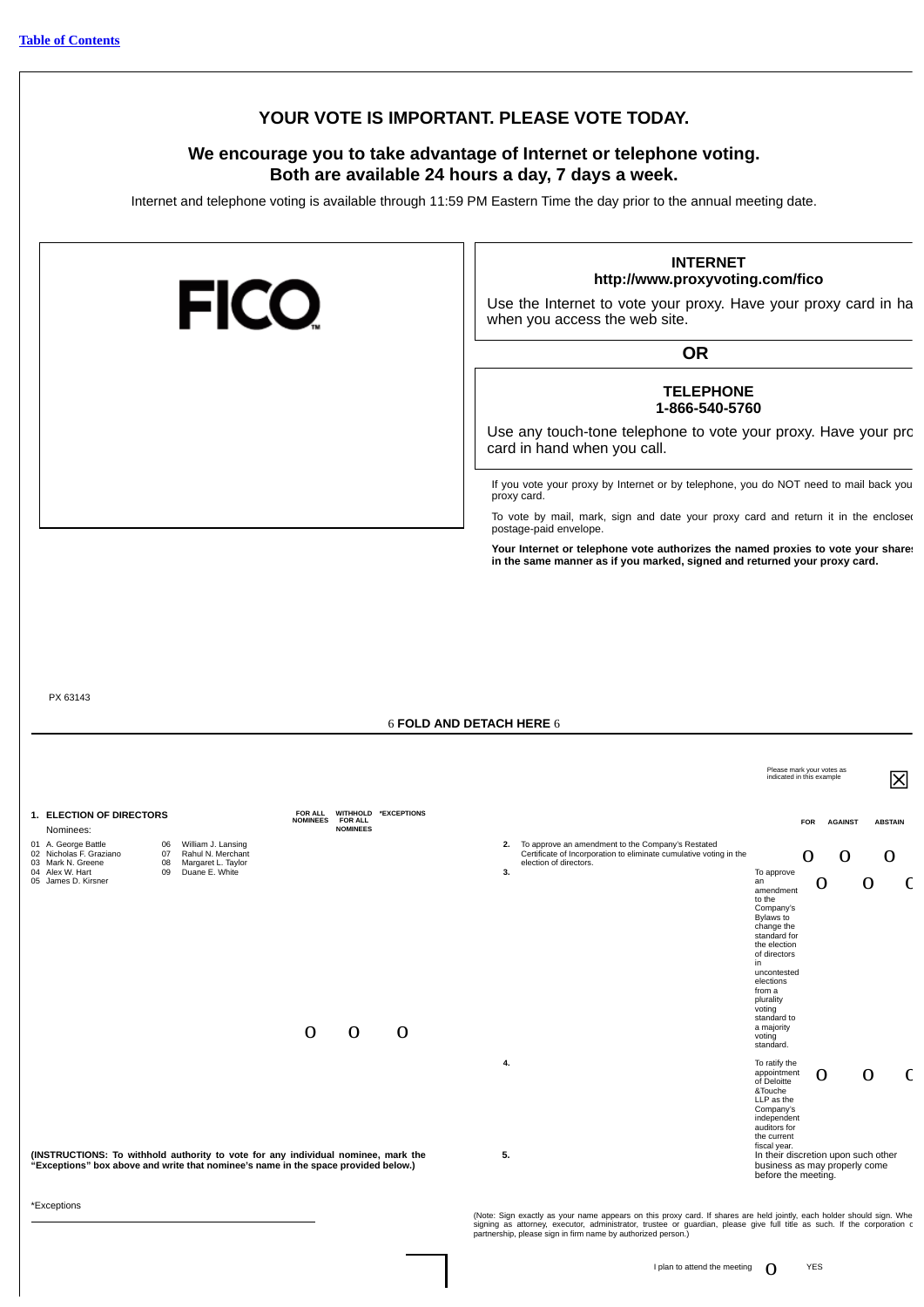Table of Contents

## YOUR VOTE IS IMPORTANT. PLEASE VOTE TODAY.

### We encourage you to take advantage of Internet or telephone voting. Both are available 24 hours a day, 7 days a week.

Internet and telephone voting is available through 11:59 PM Eastern Time the day prior to the annual meeting date.

FICO

**INTERNET**
**http://www.proxyvoting.com/fico**

Use the Internet to vote your proxy. Have your proxy card in ha when you access the web site.

**OR**

**TELEPHONE**
**1-866-540-5760**

Use any touch-tone telephone to vote your proxy. Have your pro card in hand when you call.

If you vote your proxy by Internet or by telephone, you do NOT need to mail back you proxy card.

To vote by mail, mark, sign and date your proxy card and return it in the enclosed postage-paid envelope.

**Your Internet or telephone vote authorizes the named proxies to vote your shares in the same manner as if you marked, signed and returned your proxy card.**

PX 63143

6 **FOLD AND DETACH HERE** 6

Please mark your votes as indicated in this example ☒

**1. ELECTION OF DIRECTORS**

Nominees:

| | | | |
|---|---|---|---|
| 01 | A. George Battle | 06 | William J. Lansing |
| 02 | Nicholas F. Graziano | 07 | Rahul N. Merchant |
| 03 | Mark N. Greene | 08 | Margaret L. Taylor |
| 04 | Alex W. Hart | 09 | Duane E. White |
| 05 | James D. Kirsner | | |

| FOR ALL NOMINEES | WITHHOLD FOR ALL NOMINEES | *EXCEPTIONS |
|---|---|---|
| o | o | o |

**(INSTRUCTIONS: To withhold authority to vote for any individual nominee, mark the "Exceptions" box above and write that nominee's name in the space provided below.)**

*Exceptions

| | | FOR | AGAINST | ABSTAIN |
|---|---|---|---|---|
| **2.** | To approve an amendment to the Company's Restated Certificate of Incorporation to eliminate cumulative voting in the election of directors. | o | o | o |
| **3.** | To approve an amendment to the Company's Bylaws to change the standard for the election of directors in uncontested elections from a plurality voting standard to a majority voting standard. | o | o | o |
| **4.** | To ratify the appointment of Deloitte &Touche LLP as the Company's independent auditors for the current fiscal year. | o | o | o |
| **5.** | In their discretion upon such other business as may properly come before the meeting. | | | |

(Note: Sign exactly as your name appears on this proxy card. If shares are held jointly, each holder should sign. Whe signing as attorney, executor, administrator, trustee or guardian, please give full title as such. If the corporation c partnership, please sign in firm name by authorized person.)

I plan to attend the meeting o YES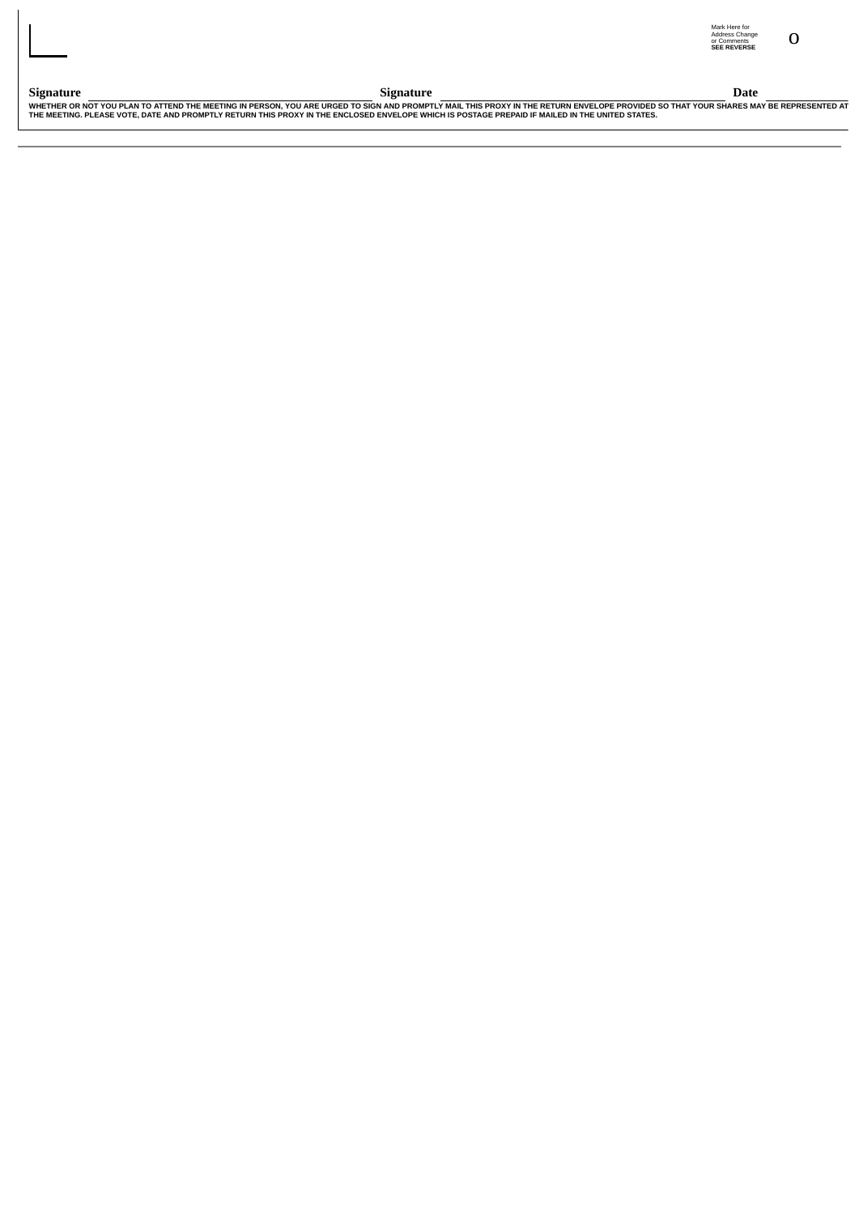Mark Here for Address Change or Comments **SEE REVERSE** o

**Signature** \_\_\_\_\_\_\_\_\_\_\_\_\_\_\_\_\_\_\_\_ **Signature** \_\_\_\_\_\_\_\_\_\_\_\_\_\_\_\_\_\_\_\_ **Date** \_\_\_\_\_\_\_\_\_\_

**WHETHER OR NOT YOU PLAN TO ATTEND THE MEETING IN PERSON, YOU ARE URGED TO SIGN AND PROMPTLY MAIL THIS PROXY IN THE RETURN ENVELOPE PROVIDED SO THAT YOUR SHARES MAY BE REPRESENTED AT THE MEETING. PLEASE VOTE, DATE AND PROMPTLY RETURN THIS PROXY IN THE ENCLOSED ENVELOPE WHICH IS POSTAGE PREPAID IF MAILED IN THE UNITED STATES.**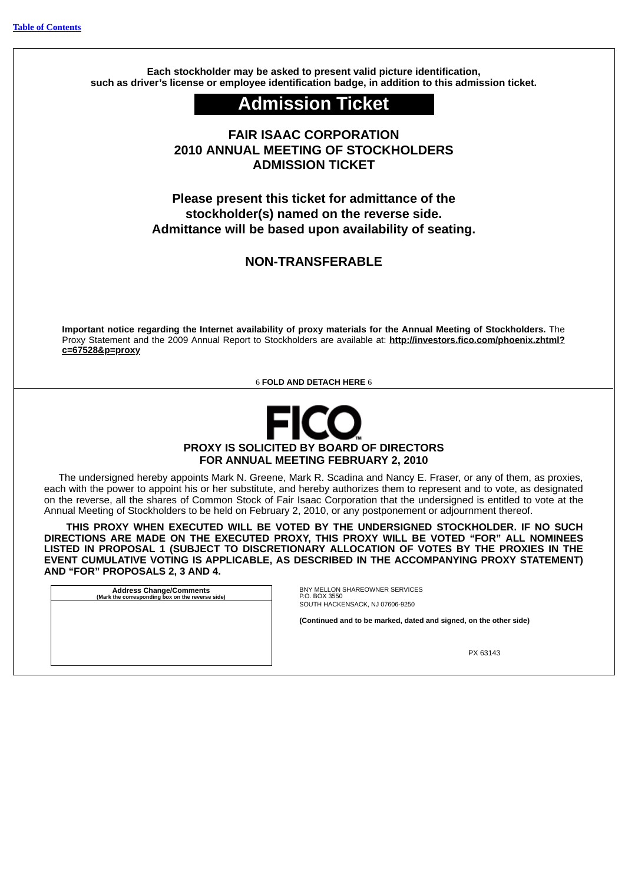[Table of Contents](#)

**Each stockholder may be asked to present valid picture identification, such as driver's license or employee identification badge, in addition to this admission ticket.**

# Admission Ticket

## FAIR ISAAC CORPORATION
## 2010 ANNUAL MEETING OF STOCKHOLDERS
## ADMISSION TICKET

**Please present this ticket for admittance of the stockholder(s) named on the reverse side. Admittance will be based upon availability of seating.**

**NON-TRANSFERABLE**

**Important notice regarding the Internet availability of proxy materials for the Annual Meeting of Stockholders.** The Proxy Statement and the 2009 Annual Report to Stockholders are available at: **http://investors.fico.com/phoenix.zhtml?c=67528&p=proxy**

6 **FOLD AND DETACH HERE** 6

---

FICO

**PROXY IS SOLICITED BY BOARD OF DIRECTORS FOR ANNUAL MEETING FEBRUARY 2, 2010**

The undersigned hereby appoints Mark N. Greene, Mark R. Scadina and Nancy E. Fraser, or any of them, as proxies, each with the power to appoint his or her substitute, and hereby authorizes them to represent and to vote, as designated on the reverse, all the shares of Common Stock of Fair Isaac Corporation that the undersigned is entitled to vote at the Annual Meeting of Stockholders to be held on February 2, 2010, or any postponement or adjournment thereof.

**THIS PROXY WHEN EXECUTED WILL BE VOTED BY THE UNDERSIGNED STOCKHOLDER. IF NO SUCH DIRECTIONS ARE MADE ON THE EXECUTED PROXY, THIS PROXY WILL BE VOTED "FOR" ALL NOMINEES LISTED IN PROPOSAL 1 (SUBJECT TO DISCRETIONARY ALLOCATION OF VOTES BY THE PROXIES IN THE EVENT CUMULATIVE VOTING IS APPLICABLE, AS DESCRIBED IN THE ACCOMPANYING PROXY STATEMENT) AND "FOR" PROPOSALS 2, 3 AND 4.**

**Address Change/Comments**
**(Mark the corresponding box on the reverse side)**

BNY MELLON SHAREOWNER SERVICES
P.O. BOX 3550
SOUTH HACKENSACK, NJ 07606-9250

**(Continued and to be marked, dated and signed, on the other side)**

PX 63143